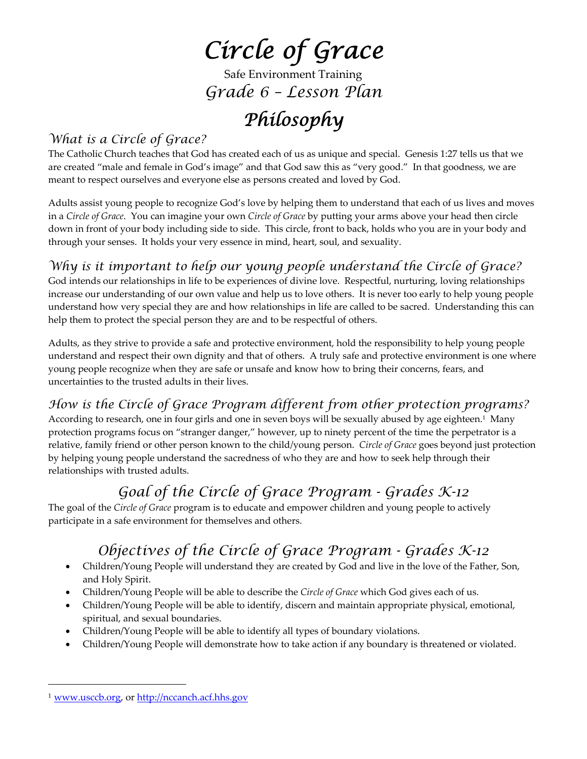# *Circle of Grace*

Safe Environment Training

## *Grade 6 – Lesson Plan*

# *Philosophy*

### *What is a Circle of Grace?*

The Catholic Church teaches that God has created each of us as unique and special. Genesis 1:27 tells us that we are created "male and female in God's image" and that God saw this as "very good." In that goodness, we are meant to respect ourselves and everyone else as persons created and loved by God.

Adults assist young people to recognize God's love by helping them to understand that each of us lives and moves in a *Circle of Grace*. You can imagine your own *Circle of Grace* by putting your arms above your head then circle down in front of your body including side to side. This circle, front to back, holds who you are in your body and through your senses. It holds your very essence in mind, heart, soul, and sexuality.

### *Why is it important to help our young people understand the Circle of Grace?*

God intends our relationships in life to be experiences of divine love. Respectful, nurturing, loving relationships increase our understanding of our own value and help us to love others. It is never too early to help young people understand how very special they are and how relationships in life are called to be sacred. Understanding this can help them to protect the special person they are and to be respectful of others.

Adults, as they strive to provide a safe and protective environment, hold the responsibility to help young people understand and respect their own dignity and that of others. A truly safe and protective environment is one where young people recognize when they are safe or unsafe and know how to bring their concerns, fears, and uncertainties to the trusted adults in their lives.

### *How is the Circle of Grace Program different from other protection programs?*

According to research, one in four girls and one in seven boys will be sexually abused by age eighteen.[1] Many protection programs focus on "stranger danger," however, up to ninety percent of the time the perpetrator is a relative, family friend or other person known to the child/young person. *Circle of Grace* goes beyond just protection by helping young people understand the sacredness of who they are and how to seek help through their relationships with trusted adults.

## *Goal of the Circle of Grace Program - Grades K-12*

The goal of the *Circle of Grace* program is to educate and empower children and young people to actively participate in a safe environment for themselves and others.

## *Objectives of the Circle of Grace Program - Grades K-12*

- Children/Young People will understand they are created by God and live in the love of the Father, Son, and Holy Spirit.
- Children/Young People will be able to describe the *Circle of Grace* which God gives each of us.
- Children/Young People will be able to identify, discern and maintain appropriate physical, emotional, spiritual, and sexual boundaries.
- Children/Young People will be able to identify all types of boundary violations.
- Children/Young People will demonstrate how to take action if any boundary is threatened or violated.

---

[1] www.usccb.org, or http://nccanch.acf.hhs.gov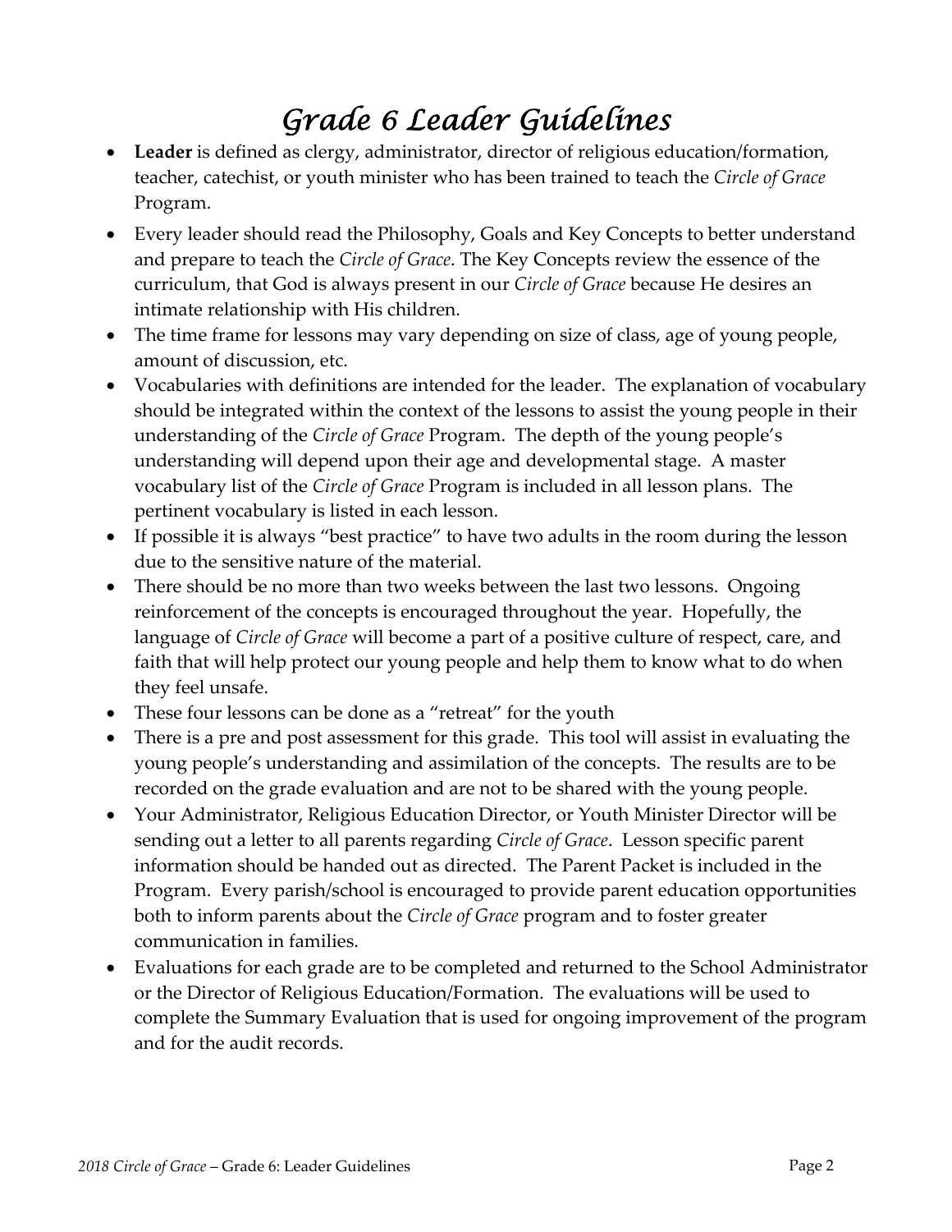# *Grade 6 Leader Guidelines*

- **Leader** is defined as clergy, administrator, director of religious education/formation, teacher, catechist, or youth minister who has been trained to teach the *Circle of Grace* Program.
- Every leader should read the Philosophy, Goals and Key Concepts to better understand and prepare to teach the *Circle of Grace*. The Key Concepts review the essence of the curriculum, that God is always present in our *Circle of Grace* because He desires an intimate relationship with His children.
- The time frame for lessons may vary depending on size of class, age of young people, amount of discussion, etc.
- Vocabularies with definitions are intended for the leader. The explanation of vocabulary should be integrated within the context of the lessons to assist the young people in their understanding of the *Circle of Grace* Program. The depth of the young people's understanding will depend upon their age and developmental stage. A master vocabulary list of the *Circle of Grace* Program is included in all lesson plans. The pertinent vocabulary is listed in each lesson.
- If possible it is always "best practice" to have two adults in the room during the lesson due to the sensitive nature of the material.
- There should be no more than two weeks between the last two lessons. Ongoing reinforcement of the concepts is encouraged throughout the year. Hopefully, the language of *Circle of Grace* will become a part of a positive culture of respect, care, and faith that will help protect our young people and help them to know what to do when they feel unsafe.
- These four lessons can be done as a "retreat" for the youth
- There is a pre and post assessment for this grade. This tool will assist in evaluating the young people's understanding and assimilation of the concepts. The results are to be recorded on the grade evaluation and are not to be shared with the young people.
- Your Administrator, Religious Education Director, or Youth Minister Director will be sending out a letter to all parents regarding *Circle of Grace*. Lesson specific parent information should be handed out as directed. The Parent Packet is included in the Program. Every parish/school is encouraged to provide parent education opportunities both to inform parents about the *Circle of Grace* program and to foster greater communication in families.
- Evaluations for each grade are to be completed and returned to the School Administrator or the Director of Religious Education/Formation. The evaluations will be used to complete the Summary Evaluation that is used for ongoing improvement of the program and for the audit records.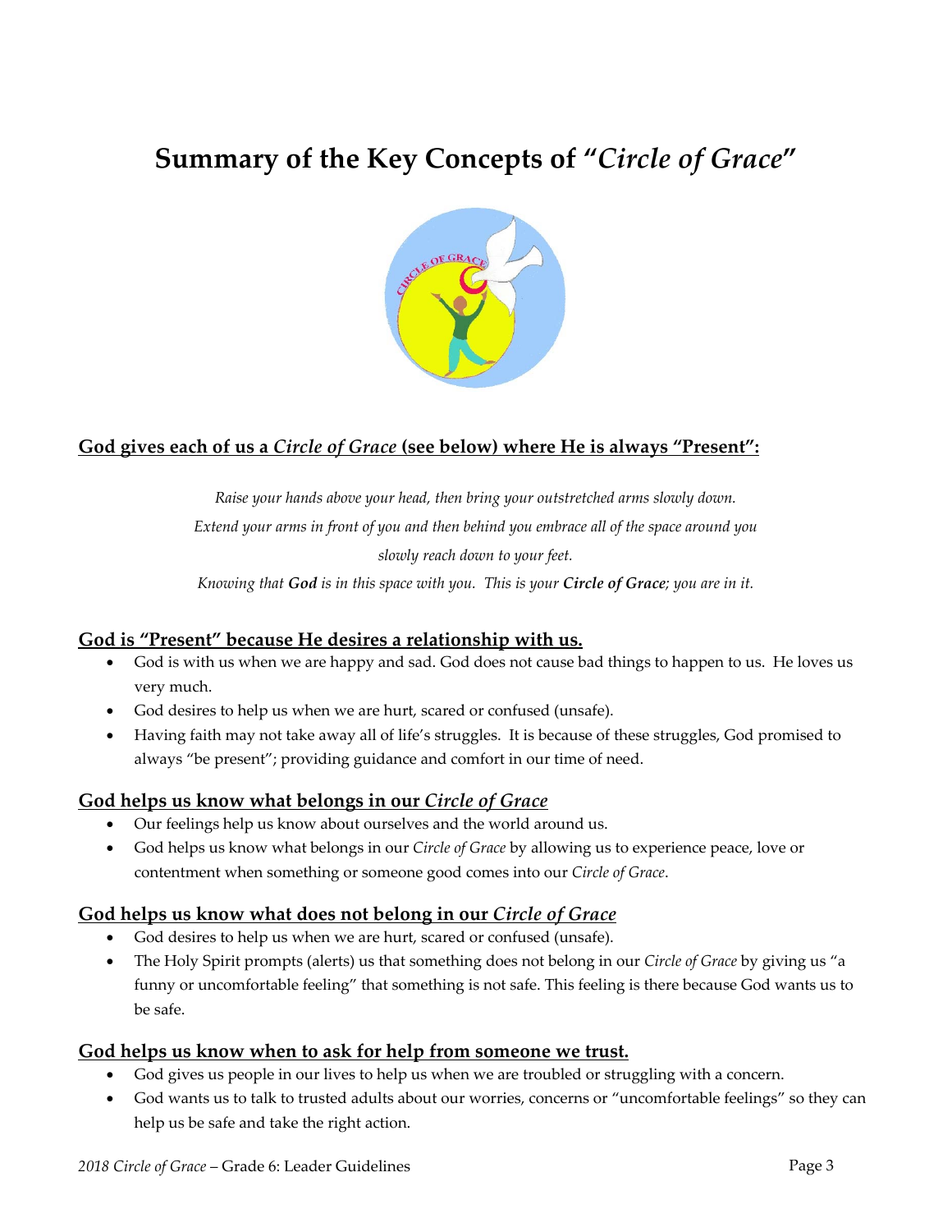# Summary of the Key Concepts of "*Circle of Grace*"

## God gives each of us a *Circle of Grace* (see below) where He is always "Present":

*Raise your hands above your head, then bring your outstretched arms slowly down.*

*Extend your arms in front of you and then behind you embrace all of the space around you*

*slowly reach down to your feet.*

*Knowing that **God** is in this space with you. This is your **Circle of Grace**; you are in it.*

## God is "Present" because He desires a relationship with us.

- God is with us when we are happy and sad. God does not cause bad things to happen to us. He loves us very much.
- God desires to help us when we are hurt, scared or confused (unsafe).
- Having faith may not take away all of life's struggles. It is because of these struggles, God promised to always "be present"; providing guidance and comfort in our time of need.

## God helps us know what belongs in our *Circle of Grace*

- Our feelings help us know about ourselves and the world around us.
- God helps us know what belongs in our *Circle of Grace* by allowing us to experience peace, love or contentment when something or someone good comes into our *Circle of Grace*.

## God helps us know what does not belong in our *Circle of Grace*

- God desires to help us when we are hurt, scared or confused (unsafe).
- The Holy Spirit prompts (alerts) us that something does not belong in our *Circle of Grace* by giving us "a funny or uncomfortable feeling" that something is not safe. This feeling is there because God wants us to be safe.

## God helps us know when to ask for help from someone we trust.

- God gives us people in our lives to help us when we are troubled or struggling with a concern.
- God wants us to talk to trusted adults about our worries, concerns or "uncomfortable feelings" so they can help us be safe and take the right action.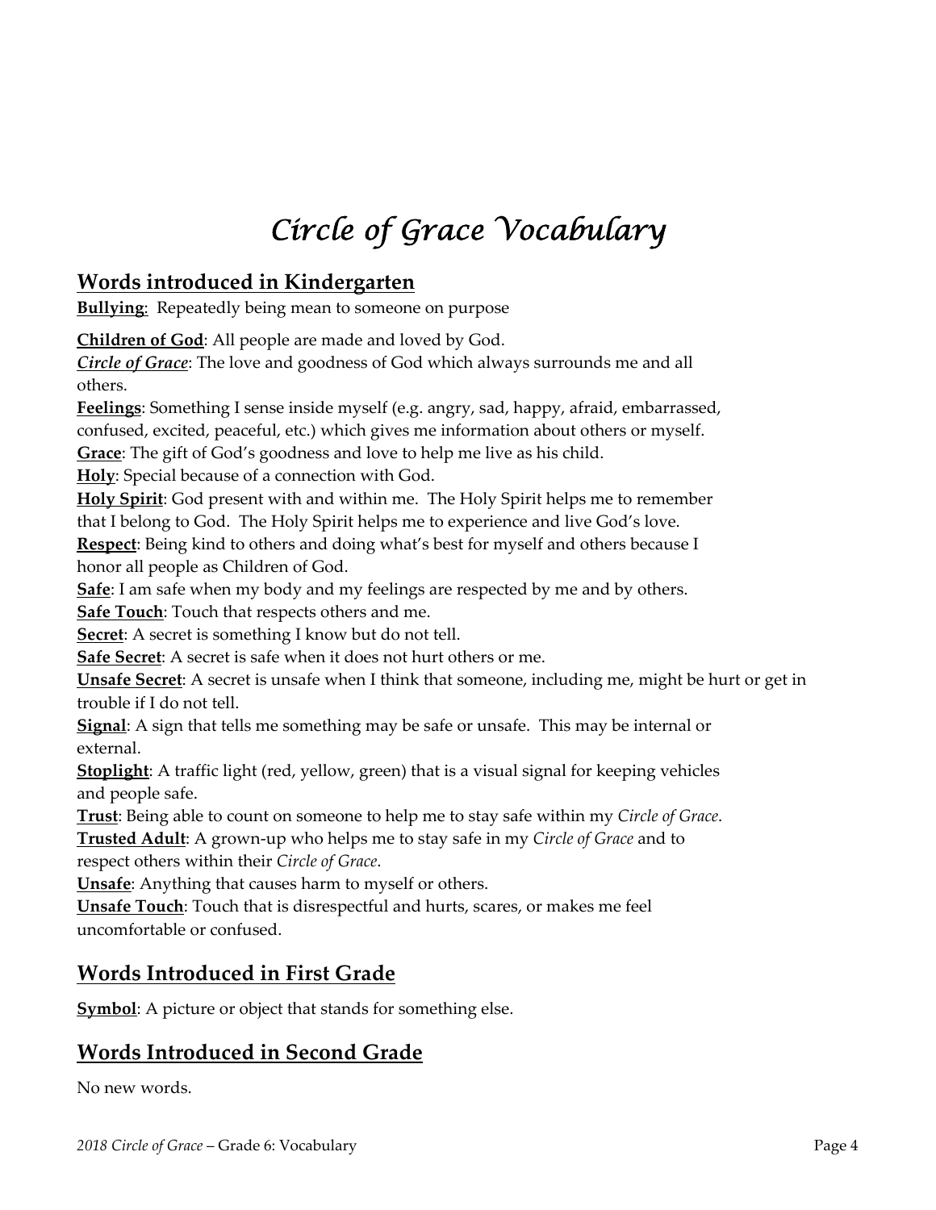# *Circle of Grace Vocabulary*

## Words introduced in Kindergarten

**Bullying**: Repeatedly being mean to someone on purpose

**Children of God**: All people are made and loved by God.

***Circle of Grace***: The love and goodness of God which always surrounds me and all others.

**Feelings**: Something I sense inside myself (e.g. angry, sad, happy, afraid, embarrassed, confused, excited, peaceful, etc.) which gives me information about others or myself.

**Grace**: The gift of God's goodness and love to help me live as his child.

**Holy**: Special because of a connection with God.

**Holy Spirit**: God present with and within me. The Holy Spirit helps me to remember that I belong to God. The Holy Spirit helps me to experience and live God's love.

**Respect**: Being kind to others and doing what's best for myself and others because I honor all people as Children of God.

**Safe**: I am safe when my body and my feelings are respected by me and by others.

**Safe Touch**: Touch that respects others and me.

**Secret**: A secret is something I know but do not tell.

**Safe Secret**: A secret is safe when it does not hurt others or me.

**Unsafe Secret**: A secret is unsafe when I think that someone, including me, might be hurt or get in trouble if I do not tell.

**Signal**: A sign that tells me something may be safe or unsafe. This may be internal or external.

**Stoplight**: A traffic light (red, yellow, green) that is a visual signal for keeping vehicles and people safe.

**Trust**: Being able to count on someone to help me to stay safe within my *Circle of Grace*.

**Trusted Adult**: A grown-up who helps me to stay safe in my *Circle of Grace* and to respect others within their *Circle of Grace*.

**Unsafe**: Anything that causes harm to myself or others.

**Unsafe Touch**: Touch that is disrespectful and hurts, scares, or makes me feel uncomfortable or confused.

## Words Introduced in First Grade

**Symbol**: A picture or object that stands for something else.

## Words Introduced in Second Grade

No new words.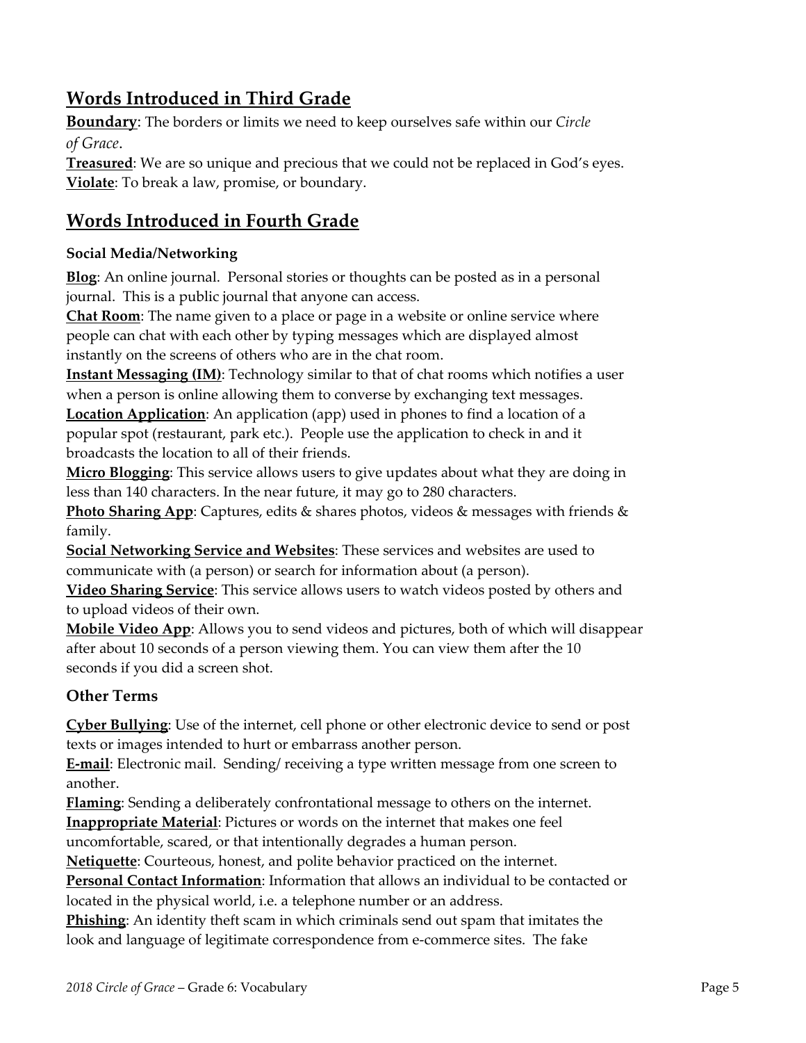## Words Introduced in Third Grade

**Boundary**: The borders or limits we need to keep ourselves safe within our *Circle of Grace*.
**Treasured**: We are so unique and precious that we could not be replaced in God's eyes.
**Violate**: To break a law, promise, or boundary.

## Words Introduced in Fourth Grade

### Social Media/Networking

**Blog**: An online journal. Personal stories or thoughts can be posted as in a personal journal. This is a public journal that anyone can access.
**Chat Room**: The name given to a place or page in a website or online service where people can chat with each other by typing messages which are displayed almost instantly on the screens of others who are in the chat room.
**Instant Messaging (IM)**: Technology similar to that of chat rooms which notifies a user when a person is online allowing them to converse by exchanging text messages.
**Location Application**: An application (app) used in phones to find a location of a popular spot (restaurant, park etc.). People use the application to check in and it broadcasts the location to all of their friends.
**Micro Blogging**: This service allows users to give updates about what they are doing in less than 140 characters. In the near future, it may go to 280 characters.
**Photo Sharing App**: Captures, edits & shares photos, videos & messages with friends & family.
**Social Networking Service and Websites**: These services and websites are used to communicate with (a person) or search for information about (a person).
**Video Sharing Service**: This service allows users to watch videos posted by others and to upload videos of their own.
**Mobile Video App**: Allows you to send videos and pictures, both of which will disappear after about 10 seconds of a person viewing them. You can view them after the 10 seconds if you did a screen shot.

### Other Terms

**Cyber Bullying**: Use of the internet, cell phone or other electronic device to send or post texts or images intended to hurt or embarrass another person.
**E-mail**: Electronic mail. Sending/ receiving a type written message from one screen to another.
**Flaming**: Sending a deliberately confrontational message to others on the internet.
**Inappropriate Material**: Pictures or words on the internet that makes one feel uncomfortable, scared, or that intentionally degrades a human person.
**Netiquette**: Courteous, honest, and polite behavior practiced on the internet.
**Personal Contact Information**: Information that allows an individual to be contacted or located in the physical world, i.e. a telephone number or an address.
**Phishing**: An identity theft scam in which criminals send out spam that imitates the look and language of legitimate correspondence from e-commerce sites. The fake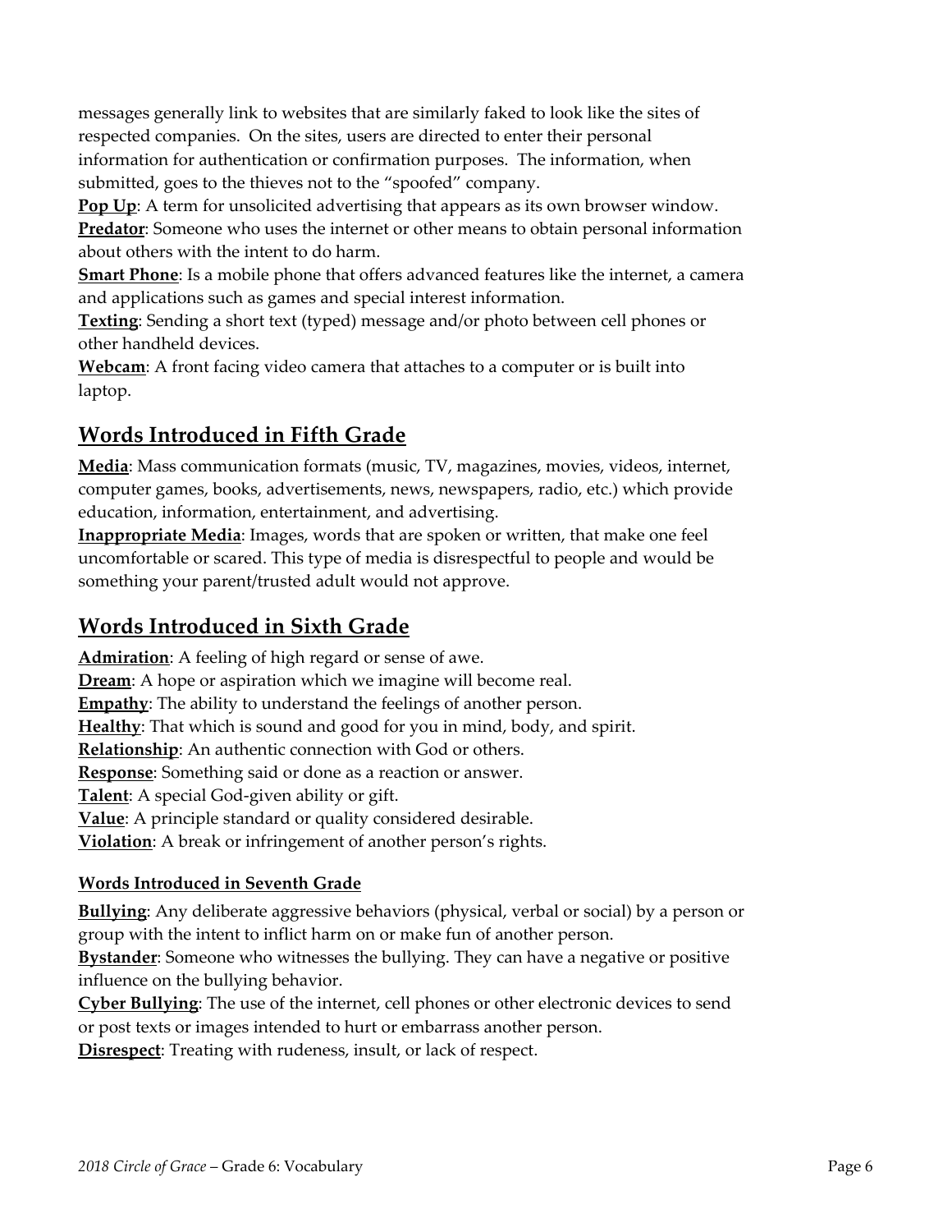messages generally link to websites that are similarly faked to look like the sites of respected companies. On the sites, users are directed to enter their personal information for authentication or confirmation purposes. The information, when submitted, goes to the thieves not to the "spoofed" company.

**Pop Up**: A term for unsolicited advertising that appears as its own browser window.

**Predator**: Someone who uses the internet or other means to obtain personal information about others with the intent to do harm.

**Smart Phone**: Is a mobile phone that offers advanced features like the internet, a camera and applications such as games and special interest information.

**Texting**: Sending a short text (typed) message and/or photo between cell phones or other handheld devices.

**Webcam**: A front facing video camera that attaches to a computer or is built into laptop.

## Words Introduced in Fifth Grade

**Media**: Mass communication formats (music, TV, magazines, movies, videos, internet, computer games, books, advertisements, news, newspapers, radio, etc.) which provide education, information, entertainment, and advertising.

**Inappropriate Media**: Images, words that are spoken or written, that make one feel uncomfortable or scared. This type of media is disrespectful to people and would be something your parent/trusted adult would not approve.

## Words Introduced in Sixth Grade

**Admiration**: A feeling of high regard or sense of awe.

**Dream**: A hope or aspiration which we imagine will become real.

**Empathy**: The ability to understand the feelings of another person.

**Healthy**: That which is sound and good for you in mind, body, and spirit.

**Relationship**: An authentic connection with God or others.

**Response**: Something said or done as a reaction or answer.

**Talent**: A special God-given ability or gift.

**Value**: A principle standard or quality considered desirable.

**Violation**: A break or infringement of another person's rights.

### Words Introduced in Seventh Grade

**Bullying**: Any deliberate aggressive behaviors (physical, verbal or social) by a person or group with the intent to inflict harm on or make fun of another person.

**Bystander**: Someone who witnesses the bullying. They can have a negative or positive influence on the bullying behavior.

**Cyber Bullying**: The use of the internet, cell phones or other electronic devices to send or post texts or images intended to hurt or embarrass another person.

**Disrespect**: Treating with rudeness, insult, or lack of respect.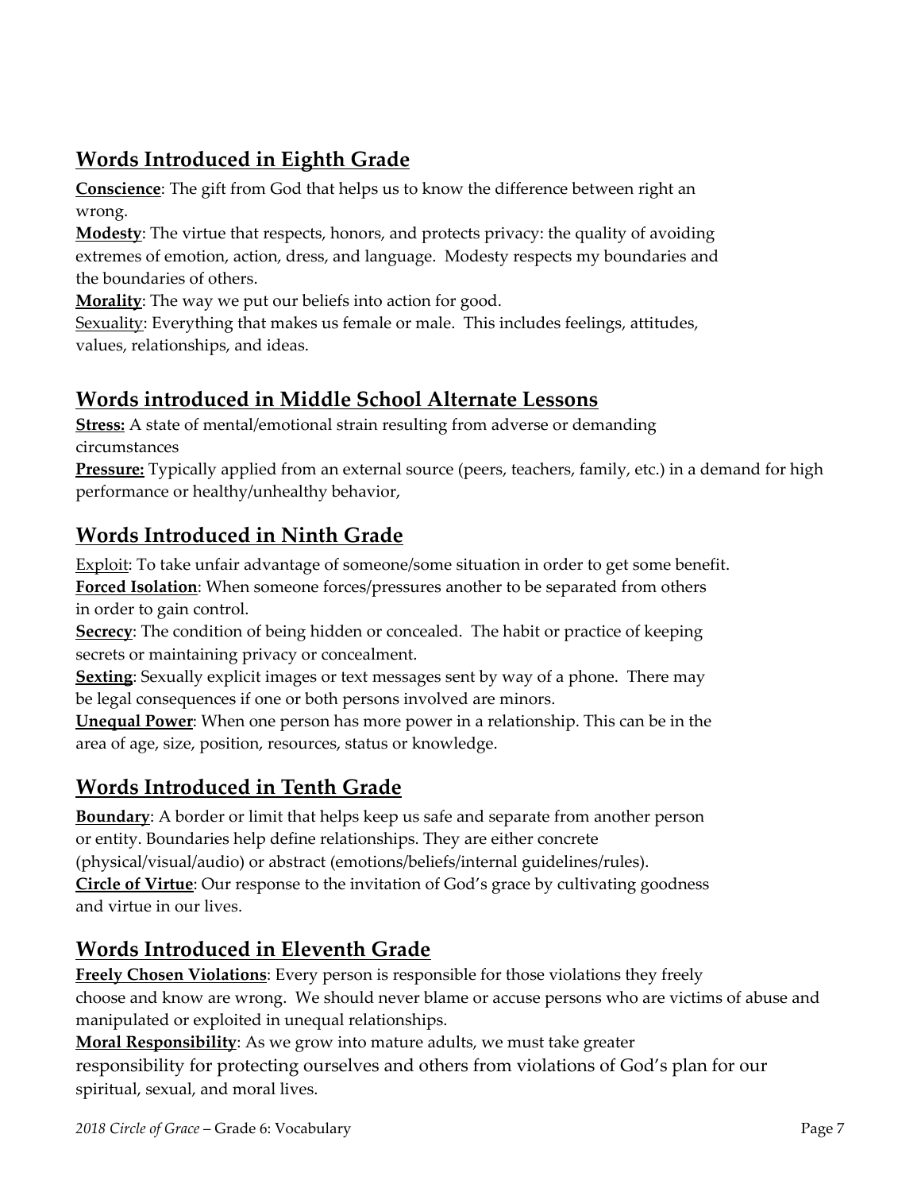## Words Introduced in Eighth Grade

**Conscience**: The gift from God that helps us to know the difference between right an wrong.

**Modesty**: The virtue that respects, honors, and protects privacy: the quality of avoiding extremes of emotion, action, dress, and language. Modesty respects my boundaries and the boundaries of others.

**Morality**: The way we put our beliefs into action for good.

Sexuality: Everything that makes us female or male. This includes feelings, attitudes, values, relationships, and ideas.

## Words introduced in Middle School Alternate Lessons

**Stress:** A state of mental/emotional strain resulting from adverse or demanding circumstances

**Pressure:** Typically applied from an external source (peers, teachers, family, etc.) in a demand for high performance or healthy/unhealthy behavior,

## Words Introduced in Ninth Grade

Exploit: To take unfair advantage of someone/some situation in order to get some benefit.

**Forced Isolation**: When someone forces/pressures another to be separated from others in order to gain control.

**Secrecy**: The condition of being hidden or concealed. The habit or practice of keeping secrets or maintaining privacy or concealment.

**Sexting**: Sexually explicit images or text messages sent by way of a phone. There may be legal consequences if one or both persons involved are minors.

**Unequal Power**: When one person has more power in a relationship. This can be in the area of age, size, position, resources, status or knowledge.

## Words Introduced in Tenth Grade

**Boundary**: A border or limit that helps keep us safe and separate from another person or entity. Boundaries help define relationships. They are either concrete (physical/visual/audio) or abstract (emotions/beliefs/internal guidelines/rules).

**Circle of Virtue**: Our response to the invitation of God's grace by cultivating goodness and virtue in our lives.

## Words Introduced in Eleventh Grade

**Freely Chosen Violations**: Every person is responsible for those violations they freely choose and know are wrong. We should never blame or accuse persons who are victims of abuse and manipulated or exploited in unequal relationships.

**Moral Responsibility**: As we grow into mature adults, we must take greater responsibility for protecting ourselves and others from violations of God's plan for our spiritual, sexual, and moral lives.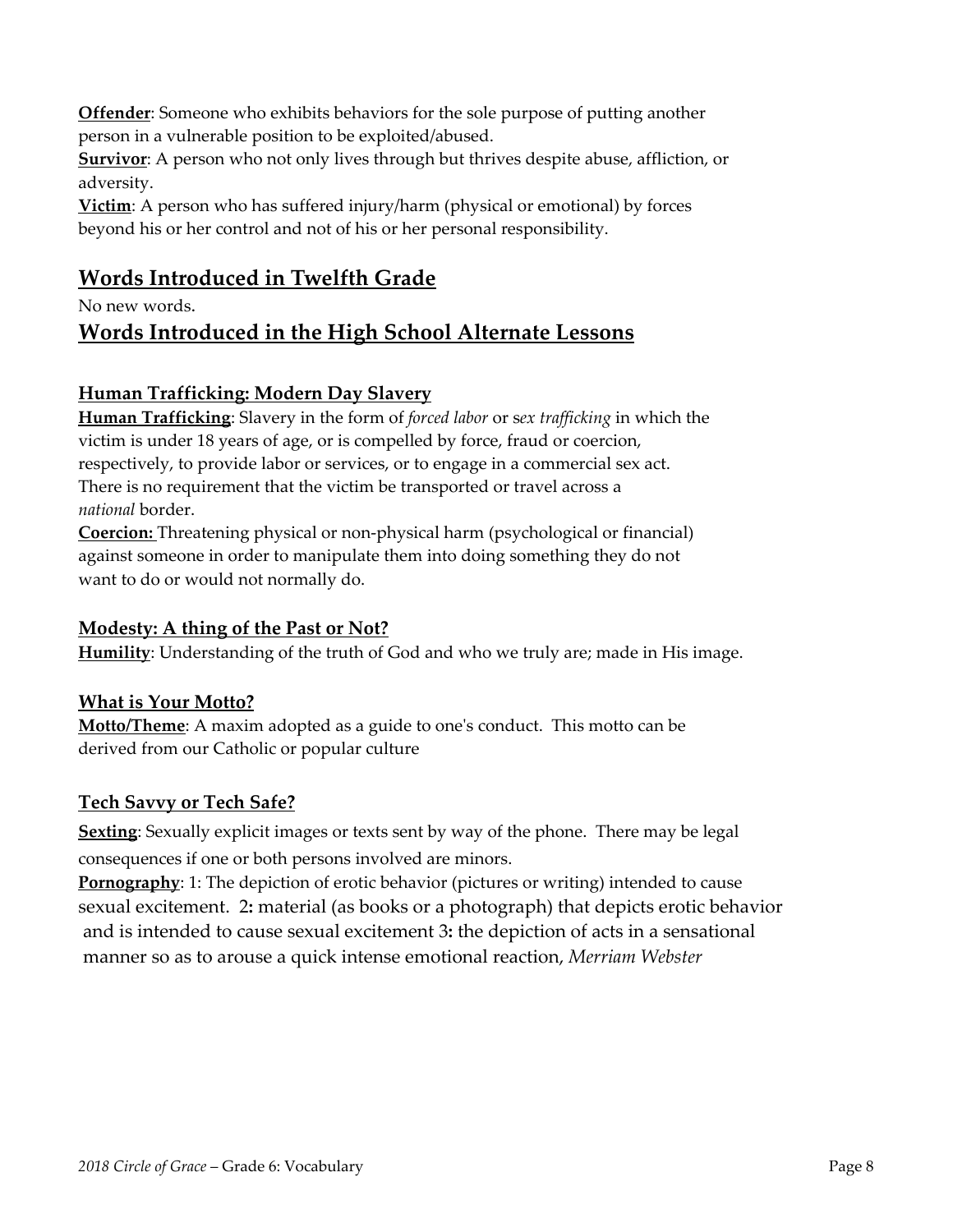**Offender**: Someone who exhibits behaviors for the sole purpose of putting another person in a vulnerable position to be exploited/abused.
**Survivor**: A person who not only lives through but thrives despite abuse, affliction, or adversity.
**Victim**: A person who has suffered injury/harm (physical or emotional) by forces beyond his or her control and not of his or her personal responsibility.

## Words Introduced in Twelfth Grade

No new words.

## Words Introduced in the High School Alternate Lessons

### Human Trafficking: Modern Day Slavery

**Human Trafficking**: Slavery in the form of *forced labor* or s*ex trafficking* in which the victim is under 18 years of age, or is compelled by force, fraud or coercion, respectively, to provide labor or services, or to engage in a commercial sex act. There is no requirement that the victim be transported or travel across a *national* border.
**Coercion:** Threatening physical or non-physical harm (psychological or financial) against someone in order to manipulate them into doing something they do not want to do or would not normally do.

### Modesty: A thing of the Past or Not?

**Humility**: Understanding of the truth of God and who we truly are; made in His image.

### What is Your Motto?

**Motto/Theme**: A maxim adopted as a guide to one's conduct. This motto can be derived from our Catholic or popular culture

### Tech Savvy or Tech Safe?

**Sexting**: Sexually explicit images or texts sent by way of the phone. There may be legal consequences if one or both persons involved are minors.
**Pornography**: 1: The depiction of erotic behavior (pictures or writing) intended to cause sexual excitement. 2**:** material (as books or a photograph) that depicts erotic behavior and is intended to cause sexual excitement 3**:** the depiction of acts in a sensational manner so as to arouse a quick intense emotional reaction, *Merriam Webster*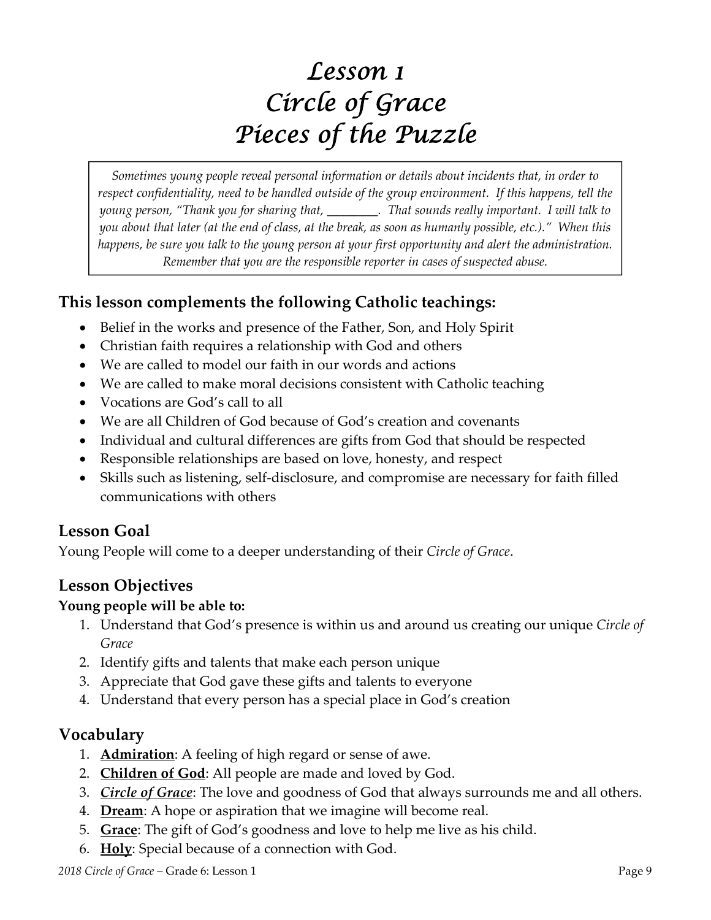# *Lesson 1*
# *Circle of Grace*
# *Pieces of the Puzzle*

*Sometimes young people reveal personal information or details about incidents that, in order to respect confidentiality, need to be handled outside of the group environment. If this happens, tell the young person, "Thank you for sharing that, ________. That sounds really important. I will talk to you about that later (at the end of class, at the break, as soon as humanly possible, etc.)." When this happens, be sure you talk to the young person at your first opportunity and alert the administration. Remember that you are the responsible reporter in cases of suspected abuse.*

## This lesson complements the following Catholic teachings:

- Belief in the works and presence of the Father, Son, and Holy Spirit
- Christian faith requires a relationship with God and others
- We are called to model our faith in our words and actions
- We are called to make moral decisions consistent with Catholic teaching
- Vocations are God's call to all
- We are all Children of God because of God's creation and covenants
- Individual and cultural differences are gifts from God that should be respected
- Responsible relationships are based on love, honesty, and respect
- Skills such as listening, self-disclosure, and compromise are necessary for faith filled communications with others

## Lesson Goal

Young People will come to a deeper understanding of their *Circle of Grace*.

## Lesson Objectives

**Young people will be able to:**

1. Understand that God's presence is within us and around us creating our unique *Circle of Grace*
2. Identify gifts and talents that make each person unique
3. Appreciate that God gave these gifts and talents to everyone
4. Understand that every person has a special place in God's creation

## Vocabulary

1. **Admiration**: A feeling of high regard or sense of awe.
2. **Children of God**: All people are made and loved by God.
3. ***Circle of Grace***: The love and goodness of God that always surrounds me and all others.
4. **Dream**: A hope or aspiration that we imagine will become real.
5. **Grace**: The gift of God's goodness and love to help me live as his child.
6. **Holy**: Special because of a connection with God.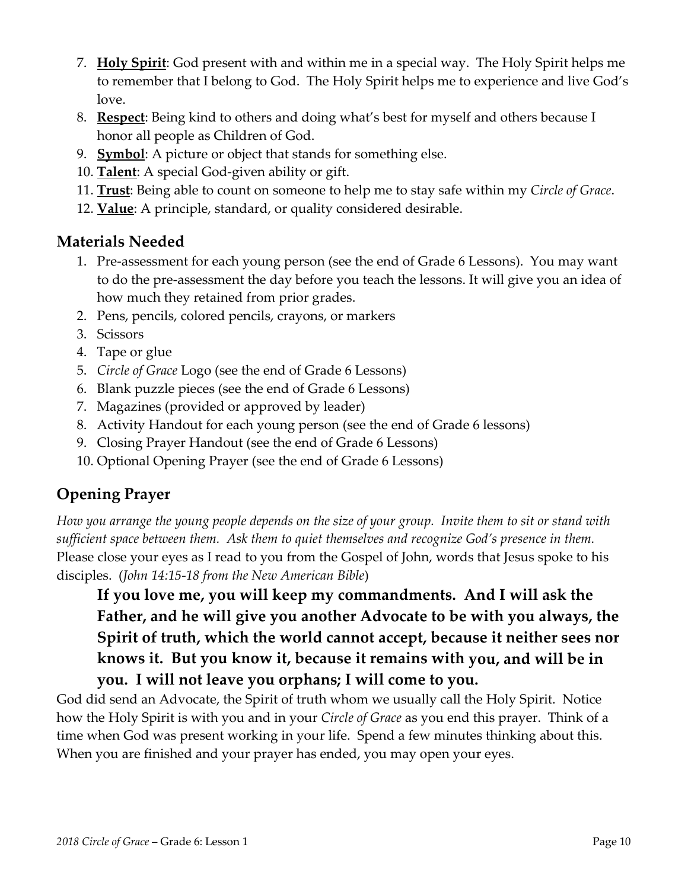7. **Holy Spirit**: God present with and within me in a special way. The Holy Spirit helps me to remember that I belong to God. The Holy Spirit helps me to experience and live God's love.
8. **Respect**: Being kind to others and doing what's best for myself and others because I honor all people as Children of God.
9. **Symbol**: A picture or object that stands for something else.
10. **Talent**: A special God-given ability or gift.
11. **Trust**: Being able to count on someone to help me to stay safe within my *Circle of Grace*.
12. **Value**: A principle, standard, or quality considered desirable.

## Materials Needed

1. Pre-assessment for each young person (see the end of Grade 6 Lessons). You may want to do the pre-assessment the day before you teach the lessons. It will give you an idea of how much they retained from prior grades.
2. Pens, pencils, colored pencils, crayons, or markers
3. Scissors
4. Tape or glue
5. *Circle of Grace* Logo (see the end of Grade 6 Lessons)
6. Blank puzzle pieces (see the end of Grade 6 Lessons)
7. Magazines (provided or approved by leader)
8. Activity Handout for each young person (see the end of Grade 6 lessons)
9. Closing Prayer Handout (see the end of Grade 6 Lessons)
10. Optional Opening Prayer (see the end of Grade 6 Lessons)

## Opening Prayer

*How you arrange the young people depends on the size of your group. Invite them to sit or stand with sufficient space between them. Ask them to quiet themselves and recognize God's presence in them.* Please close your eyes as I read to you from the Gospel of John, words that Jesus spoke to his disciples. (*John 14:15-18 from the New American Bible*)

> **If you love me, you will keep my commandments. And I will ask the Father, and he will give you another Advocate to be with you always, the Spirit of truth, which the world cannot accept, because it neither sees nor knows it. But you know it, because it remains with you, and will be in you. I will not leave you orphans; I will come to you.**

God did send an Advocate, the Spirit of truth whom we usually call the Holy Spirit. Notice how the Holy Spirit is with you and in your *Circle of Grace* as you end this prayer. Think of a time when God was present working in your life. Spend a few minutes thinking about this. When you are finished and your prayer has ended, you may open your eyes.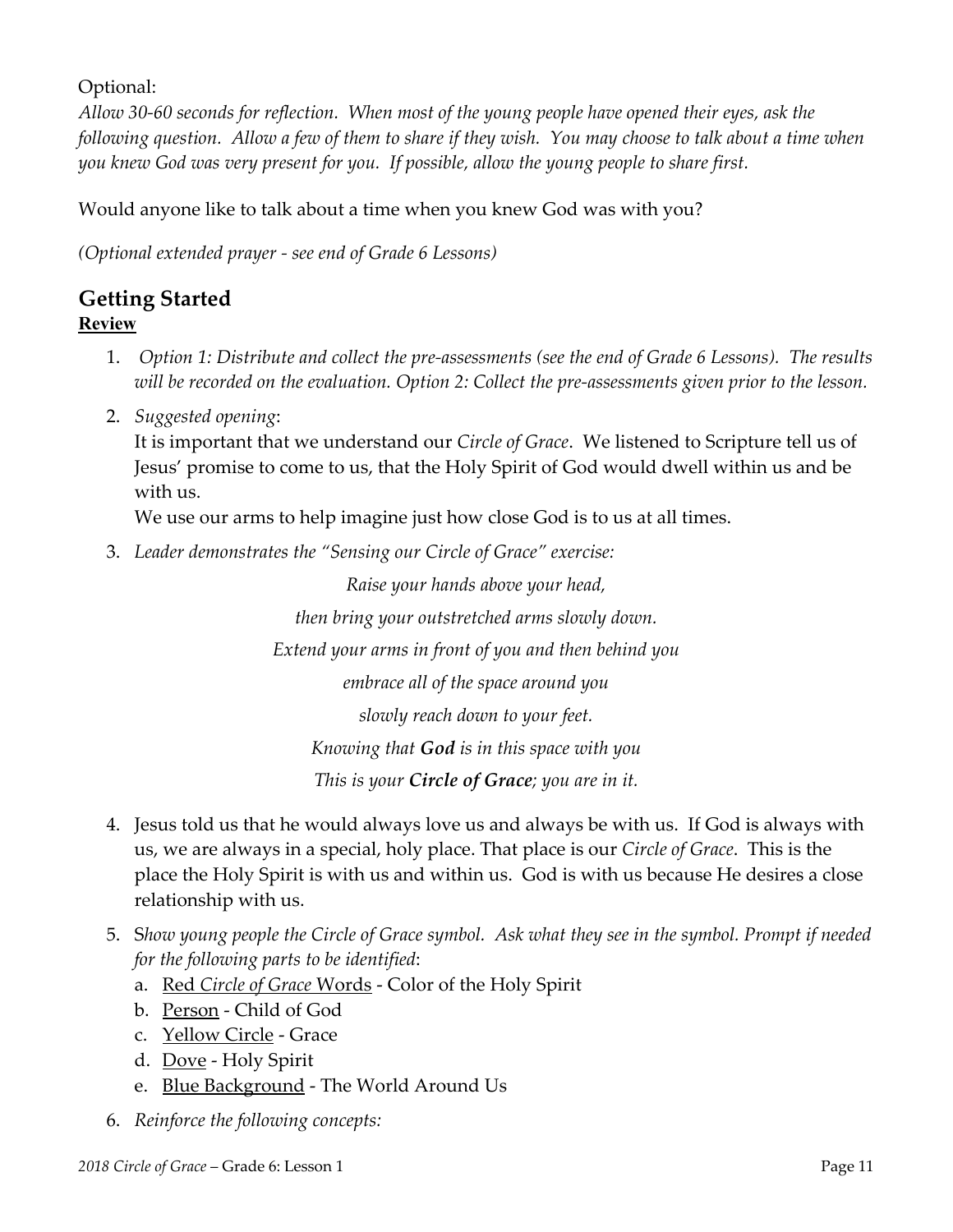Optional:

*Allow 30-60 seconds for reflection. When most of the young people have opened their eyes, ask the following question. Allow a few of them to share if they wish. You may choose to talk about a time when you knew God was very present for you. If possible, allow the young people to share first.*

Would anyone like to talk about a time when you knew God was with you?

*(Optional extended prayer - see end of Grade 6 Lessons)*

## Getting Started

**Review**

1. *Option 1: Distribute and collect the pre-assessments (see the end of Grade 6 Lessons). The results will be recorded on the evaluation. Option 2: Collect the pre-assessments given prior to the lesson.*
2. *Suggested opening*:
   It is important that we understand our *Circle of Grace*. We listened to Scripture tell us of Jesus' promise to come to us, that the Holy Spirit of God would dwell within us and be with us.
   We use our arms to help imagine just how close God is to us at all times.
3. *Leader demonstrates the "Sensing our Circle of Grace" exercise:*

   *Raise your hands above your head,*
   *then bring your outstretched arms slowly down.*
   *Extend your arms in front of you and then behind you*
   *embrace all of the space around you*
   *slowly reach down to your feet.*
   *Knowing that **God** is in this space with you*
   *This is your **Circle of Grace**; you are in it.*

4. Jesus told us that he would always love us and always be with us. If God is always with us, we are always in a special, holy place. That place is our *Circle of Grace*. This is the place the Holy Spirit is with us and within us. God is with us because He desires a close relationship with us.
5. S*how young people the Circle of Grace symbol. Ask what they see in the symbol. Prompt if needed for the following parts to be identified*:
   a. <u>Red *Circle of Grace* Words</u> - Color of the Holy Spirit
   b. <u>Person</u> - Child of God
   c. <u>Yellow Circle</u> - Grace
   d. <u>Dove</u> - Holy Spirit
   e. <u>Blue Background</u> - The World Around Us
6. *Reinforce the following concepts:*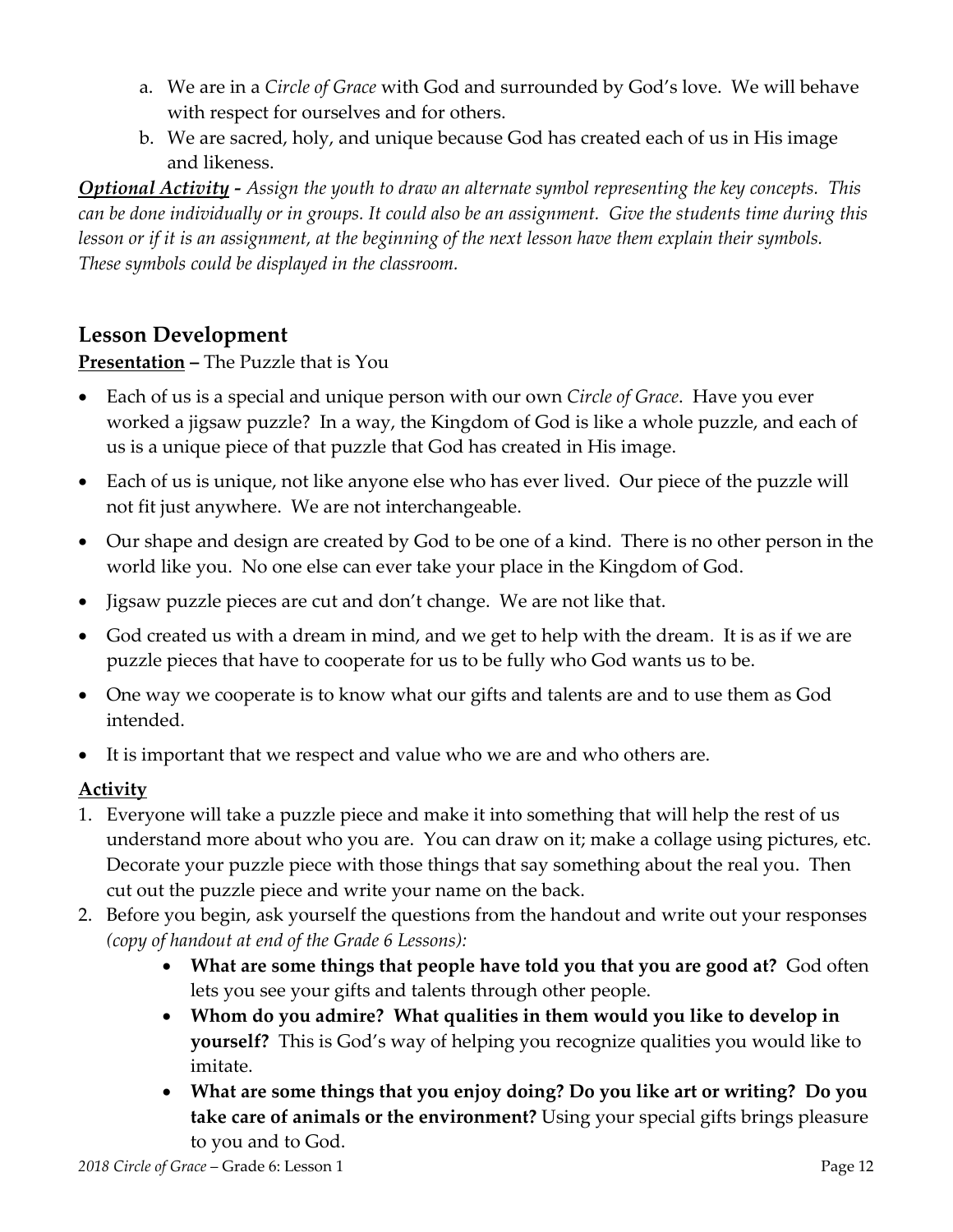a. We are in a *Circle of Grace* with God and surrounded by God's love. We will behave with respect for ourselves and for others.
b. We are sacred, holy, and unique because God has created each of us in His image and likeness.

***Optional Activity*** *- Assign the youth to draw an alternate symbol representing the key concepts. This can be done individually or in groups. It could also be an assignment. Give the students time during this lesson or if it is an assignment, at the beginning of the next lesson have them explain their symbols. These symbols could be displayed in the classroom.*

## Lesson Development

**Presentation** – The Puzzle that is You

- Each of us is a special and unique person with our own *Circle of Grace*. Have you ever worked a jigsaw puzzle? In a way, the Kingdom of God is like a whole puzzle, and each of us is a unique piece of that puzzle that God has created in His image.
- Each of us is unique, not like anyone else who has ever lived. Our piece of the puzzle will not fit just anywhere. We are not interchangeable.
- Our shape and design are created by God to be one of a kind. There is no other person in the world like you. No one else can ever take your place in the Kingdom of God.
- Jigsaw puzzle pieces are cut and don't change. We are not like that.
- God created us with a dream in mind, and we get to help with the dream. It is as if we are puzzle pieces that have to cooperate for us to be fully who God wants us to be.
- One way we cooperate is to know what our gifts and talents are and to use them as God intended.
- It is important that we respect and value who we are and who others are.

**Activity**

1. Everyone will take a puzzle piece and make it into something that will help the rest of us understand more about who you are. You can draw on it; make a collage using pictures, etc. Decorate your puzzle piece with those things that say something about the real you. Then cut out the puzzle piece and write your name on the back.
2. Before you begin, ask yourself the questions from the handout and write out your responses *(copy of handout at end of the Grade 6 Lessons):*
   - **What are some things that people have told you that you are good at?** God often lets you see your gifts and talents through other people.
   - **Whom do you admire? What qualities in them would you like to develop in yourself?** This is God's way of helping you recognize qualities you would like to imitate.
   - **What are some things that you enjoy doing? Do you like art or writing? Do you take care of animals or the environment?** Using your special gifts brings pleasure to you and to God.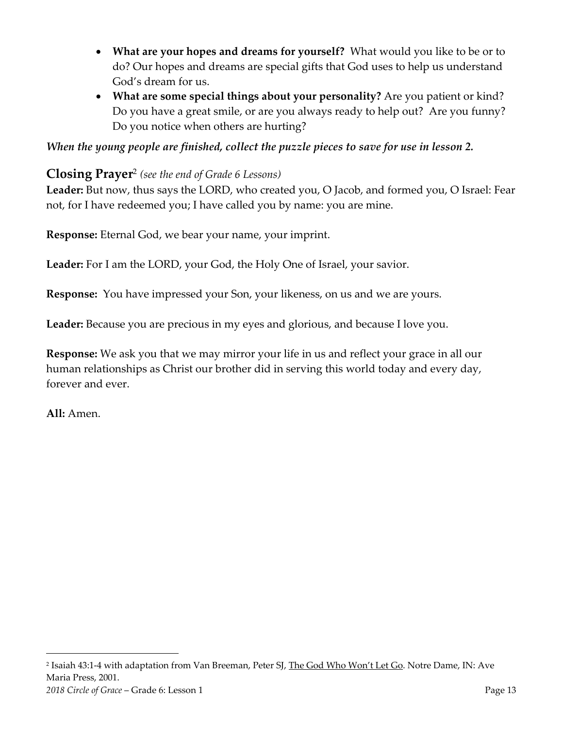- **What are your hopes and dreams for yourself?** What would you like to be or to do? Our hopes and dreams are special gifts that God uses to help us understand God's dream for us.
- **What are some special things about your personality?** Are you patient or kind? Do you have a great smile, or are you always ready to help out? Are you funny? Do you notice when others are hurting?

***When the young people are finished, collect the puzzle pieces to save for use in lesson 2.***

## Closing Prayer[2] *(see the end of Grade 6 Lessons)*

**Leader:** But now, thus says the LORD, who created you, O Jacob, and formed you, O Israel: Fear not, for I have redeemed you; I have called you by name: you are mine.

**Response:** Eternal God, we bear your name, your imprint.

**Leader:** For I am the LORD, your God, the Holy One of Israel, your savior.

**Response:** You have impressed your Son, your likeness, on us and we are yours.

**Leader:** Because you are precious in my eyes and glorious, and because I love you.

**Response:** We ask you that we may mirror your life in us and reflect your grace in all our human relationships as Christ our brother did in serving this world today and every day, forever and ever.

**All:** Amen.

---

[2] Isaiah 43:1-4 with adaptation from Van Breeman, Peter SJ, The God Who Won't Let Go. Notre Dame, IN: Ave Maria Press, 2001.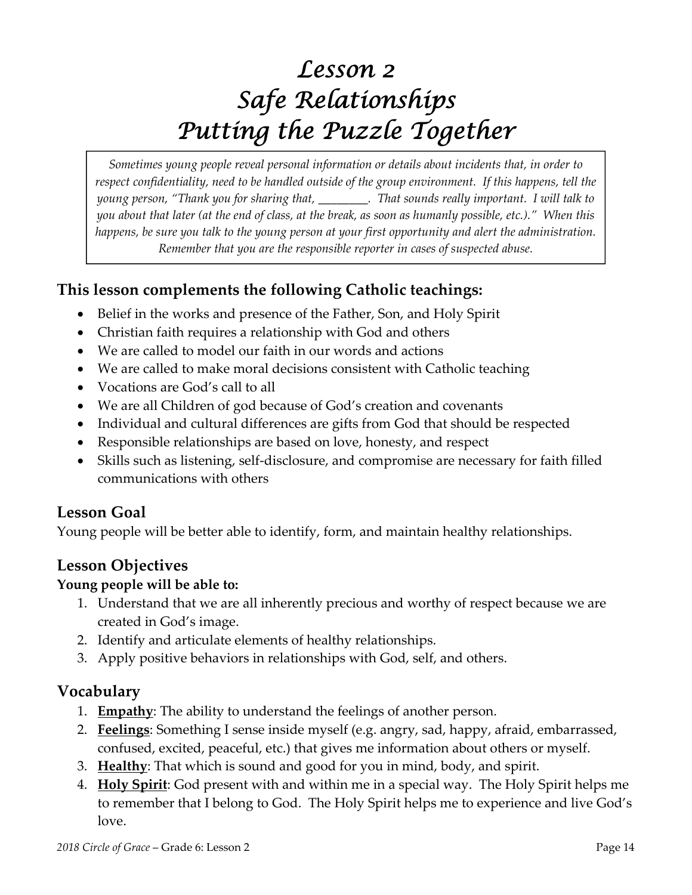# Lesson 2
# Safe Relationships
# Putting the Puzzle Together

*Sometimes young people reveal personal information or details about incidents that, in order to respect confidentiality, need to be handled outside of the group environment. If this happens, tell the young person, "Thank you for sharing that, ________. That sounds really important. I will talk to you about that later (at the end of class, at the break, as soon as humanly possible, etc.)." When this happens, be sure you talk to the young person at your first opportunity and alert the administration. Remember that you are the responsible reporter in cases of suspected abuse.*

## This lesson complements the following Catholic teachings:

- Belief in the works and presence of the Father, Son, and Holy Spirit
- Christian faith requires a relationship with God and others
- We are called to model our faith in our words and actions
- We are called to make moral decisions consistent with Catholic teaching
- Vocations are God's call to all
- We are all Children of god because of God's creation and covenants
- Individual and cultural differences are gifts from God that should be respected
- Responsible relationships are based on love, honesty, and respect
- Skills such as listening, self-disclosure, and compromise are necessary for faith filled communications with others

## Lesson Goal

Young people will be better able to identify, form, and maintain healthy relationships.

## Lesson Objectives

**Young people will be able to:**

1. Understand that we are all inherently precious and worthy of respect because we are created in God's image.
2. Identify and articulate elements of healthy relationships.
3. Apply positive behaviors in relationships with God, self, and others.

## Vocabulary

1. **Empathy**: The ability to understand the feelings of another person.
2. **Feelings**: Something I sense inside myself (e.g. angry, sad, happy, afraid, embarrassed, confused, excited, peaceful, etc.) that gives me information about others or myself.
3. **Healthy**: That which is sound and good for you in mind, body, and spirit.
4. **Holy Spirit**: God present with and within me in a special way. The Holy Spirit helps me to remember that I belong to God. The Holy Spirit helps me to experience and live God's love.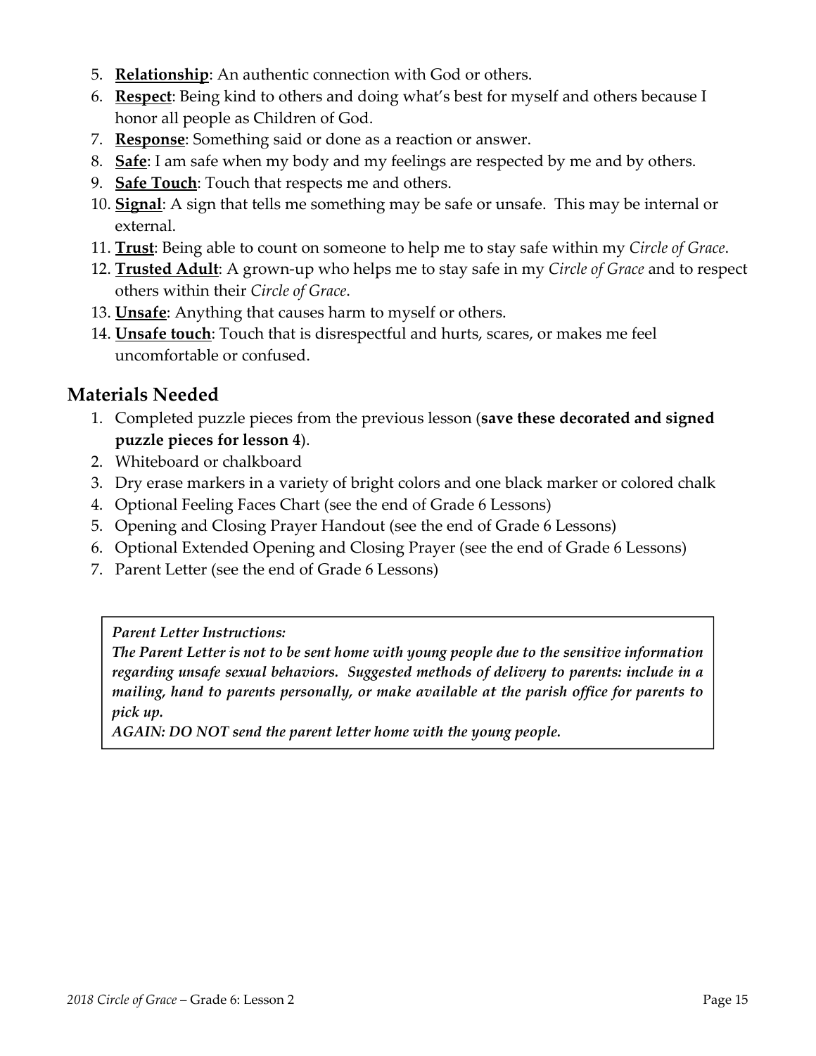5. **Relationship**: An authentic connection with God or others.
6. **Respect**: Being kind to others and doing what's best for myself and others because I honor all people as Children of God.
7. **Response**: Something said or done as a reaction or answer.
8. **Safe**: I am safe when my body and my feelings are respected by me and by others.
9. **Safe Touch**: Touch that respects me and others.
10. **Signal**: A sign that tells me something may be safe or unsafe. This may be internal or external.
11. **Trust**: Being able to count on someone to help me to stay safe within my *Circle of Grace*.
12. **Trusted Adult**: A grown-up who helps me to stay safe in my *Circle of Grace* and to respect others within their *Circle of Grace*.
13. **Unsafe**: Anything that causes harm to myself or others.
14. **Unsafe touch**: Touch that is disrespectful and hurts, scares, or makes me feel uncomfortable or confused.

## Materials Needed

1. Completed puzzle pieces from the previous lesson (**save these decorated and signed puzzle pieces for lesson 4**).
2. Whiteboard or chalkboard
3. Dry erase markers in a variety of bright colors and one black marker or colored chalk
4. Optional Feeling Faces Chart (see the end of Grade 6 Lessons)
5. Opening and Closing Prayer Handout (see the end of Grade 6 Lessons)
6. Optional Extended Opening and Closing Prayer (see the end of Grade 6 Lessons)
7. Parent Letter (see the end of Grade 6 Lessons)

> ***Parent Letter Instructions:***
> ***The Parent Letter is not to be sent home with young people due to the sensitive information regarding unsafe sexual behaviors. Suggested methods of delivery to parents: include in a mailing, hand to parents personally, or make available at the parish office for parents to pick up.***
> ***AGAIN: DO NOT send the parent letter home with the young people.***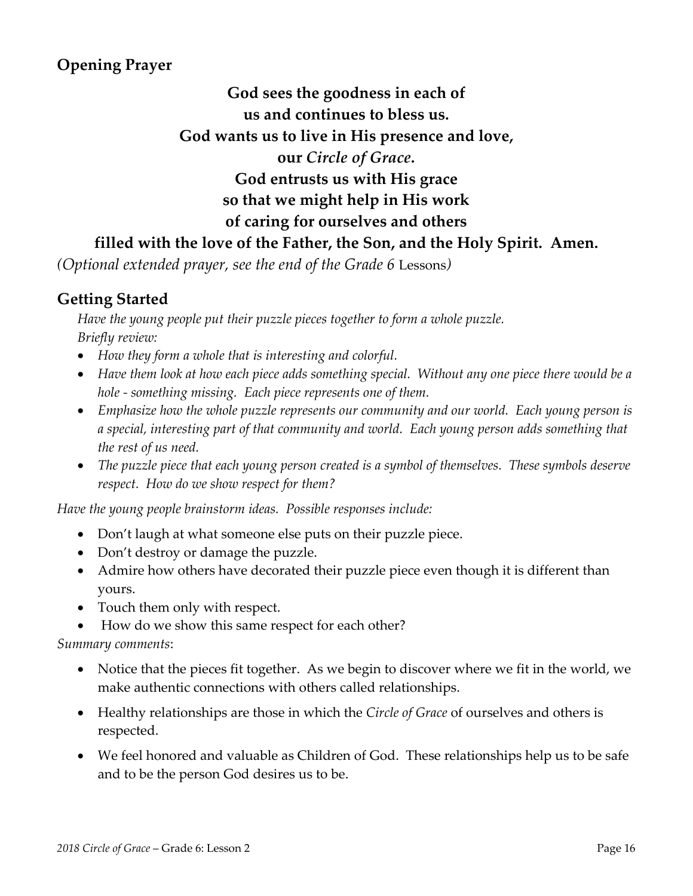## Opening Prayer

**God sees the goodness in each of**
**us and continues to bless us.**
**God wants us to live in His presence and love,**
**our *Circle of Grace*.**
**God entrusts us with His grace**
**so that we might help in His work**
**of caring for ourselves and others**
**filled with the love of the Father, the Son, and the Holy Spirit. Amen.**

*(Optional extended prayer, see the end of the Grade 6* Lessons*)*

## Getting Started

*Have the young people put their puzzle pieces together to form a whole puzzle.*
*Briefly review:*

- *How they form a whole that is interesting and colorful.*
- *Have them look at how each piece adds something special. Without any one piece there would be a hole - something missing. Each piece represents one of them.*
- *Emphasize how the whole puzzle represents our community and our world. Each young person is a special, interesting part of that community and world. Each young person adds something that the rest of us need.*
- *The puzzle piece that each young person created is a symbol of themselves. These symbols deserve respect. How do we show respect for them?*

*Have the young people brainstorm ideas. Possible responses include:*

- Don't laugh at what someone else puts on their puzzle piece.
- Don't destroy or damage the puzzle.
- Admire how others have decorated their puzzle piece even though it is different than yours.
- Touch them only with respect.
- How do we show this same respect for each other?

*Summary comments*:

- Notice that the pieces fit together. As we begin to discover where we fit in the world, we make authentic connections with others called relationships.
- Healthy relationships are those in which the *Circle of Grace* of ourselves and others is respected.
- We feel honored and valuable as Children of God. These relationships help us to be safe and to be the person God desires us to be.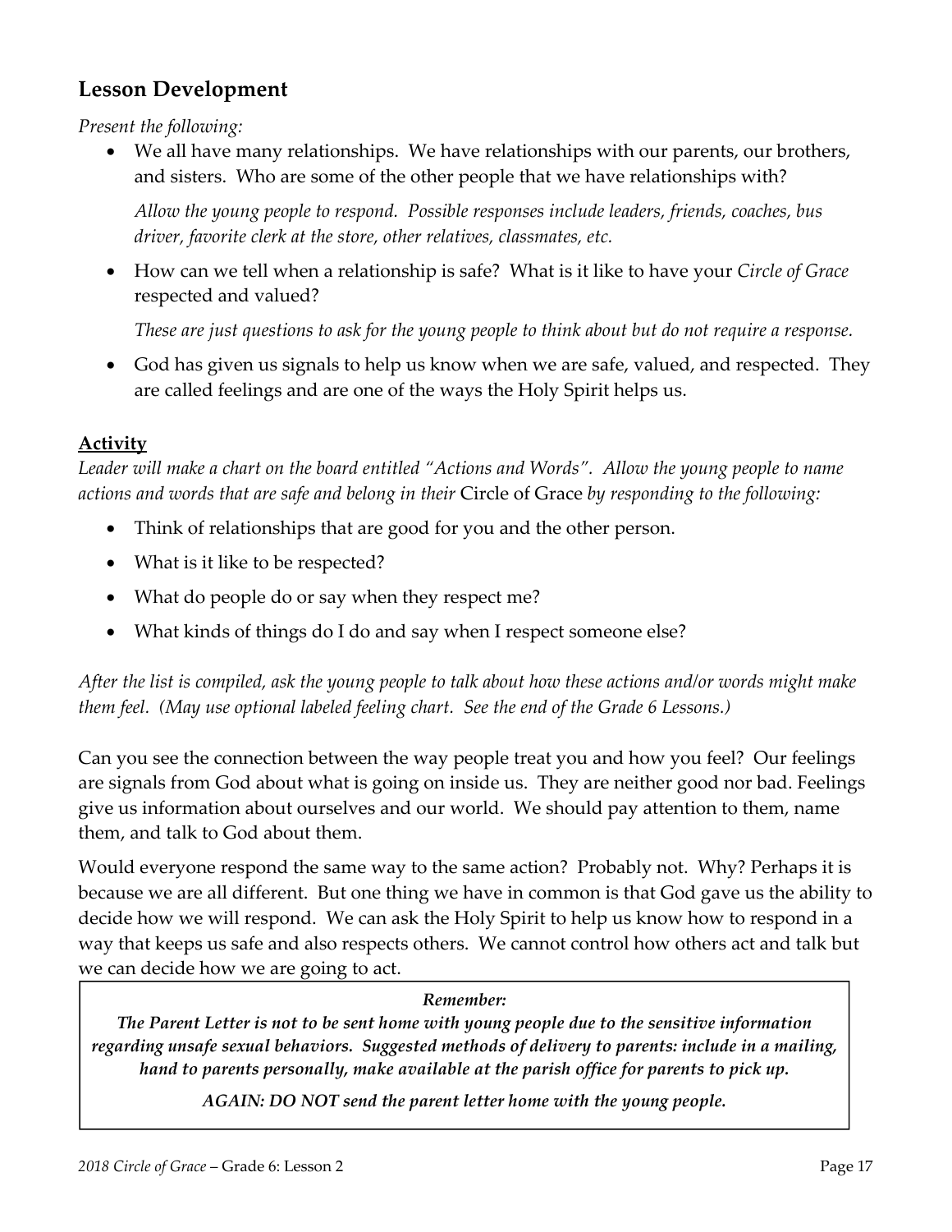## Lesson Development

*Present the following:*

- We all have many relationships. We have relationships with our parents, our brothers, and sisters. Who are some of the other people that we have relationships with?

  *Allow the young people to respond. Possible responses include leaders, friends, coaches, bus driver, favorite clerk at the store, other relatives, classmates, etc.*

- How can we tell when a relationship is safe? What is it like to have your *Circle of Grace* respected and valued?

  *These are just questions to ask for the young people to think about but do not require a response.*

- God has given us signals to help us know when we are safe, valued, and respected. They are called feelings and are one of the ways the Holy Spirit helps us.

### Activity

*Leader will make a chart on the board entitled "Actions and Words". Allow the young people to name actions and words that are safe and belong in their* Circle of Grace *by responding to the following:*

- Think of relationships that are good for you and the other person.
- What is it like to be respected?
- What do people do or say when they respect me?
- What kinds of things do I do and say when I respect someone else?

*After the list is compiled, ask the young people to talk about how these actions and/or words might make them feel. (May use optional labeled feeling chart. See the end of the Grade 6 Lessons.)*

Can you see the connection between the way people treat you and how you feel? Our feelings are signals from God about what is going on inside us. They are neither good nor bad. Feelings give us information about ourselves and our world. We should pay attention to them, name them, and talk to God about them.

Would everyone respond the same way to the same action? Probably not. Why? Perhaps it is because we are all different. But one thing we have in common is that God gave us the ability to decide how we will respond. We can ask the Holy Spirit to help us know how to respond in a way that keeps us safe and also respects others. We cannot control how others act and talk but we can decide how we are going to act.

> ***Remember:***
>
> ***The Parent Letter is not to be sent home with young people due to the sensitive information regarding unsafe sexual behaviors. Suggested methods of delivery to parents: include in a mailing, hand to parents personally, make available at the parish office for parents to pick up.***
>
> ***AGAIN: DO NOT send the parent letter home with the young people.***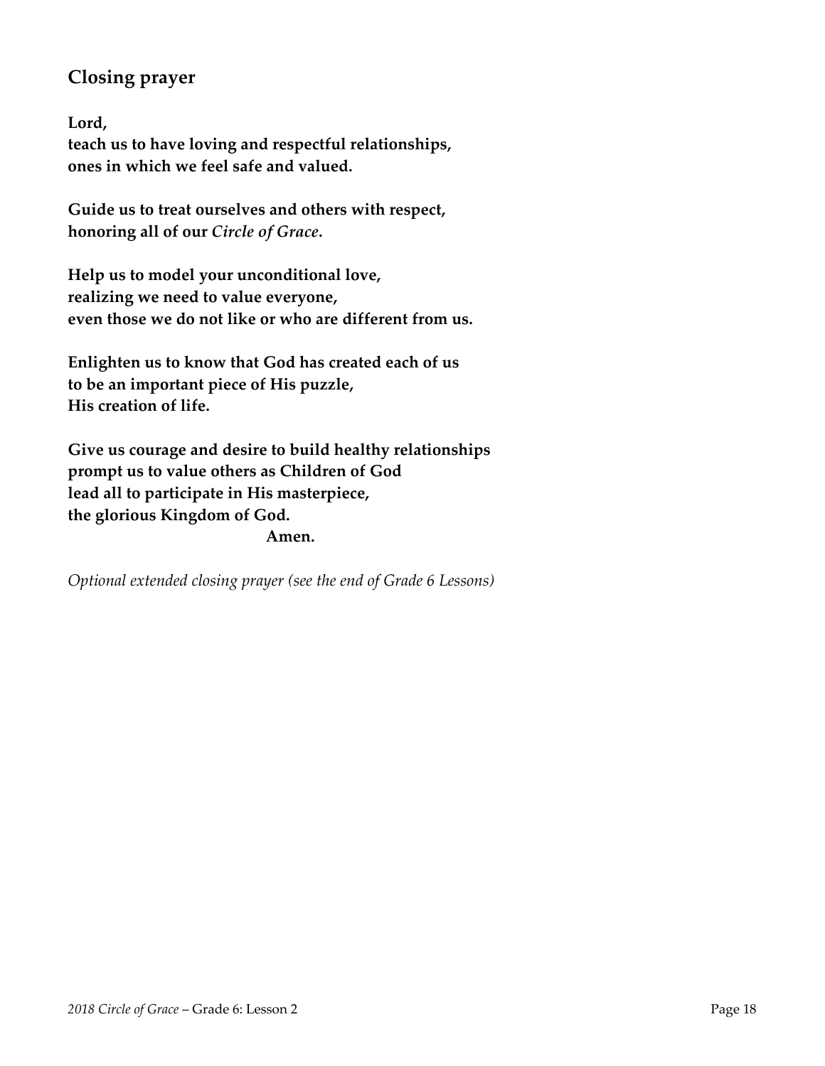## Closing prayer

**Lord,**
**teach us to have loving and respectful relationships,**
**ones in which we feel safe and valued.**

**Guide us to treat ourselves and others with respect,**
**honoring all of our *Circle of Grace*.**

**Help us to model your unconditional love,**
**realizing we need to value everyone,**
**even those we do not like or who are different from us.**

**Enlighten us to know that God has created each of us**
**to be an important piece of His puzzle,**
**His creation of life.**

**Give us courage and desire to build healthy relationships**
**prompt us to value others as Children of God**
**lead all to participate in His masterpiece,**
**the glorious Kingdom of God.**
**Amen.**

*Optional extended closing prayer (see the end of Grade 6 Lessons)*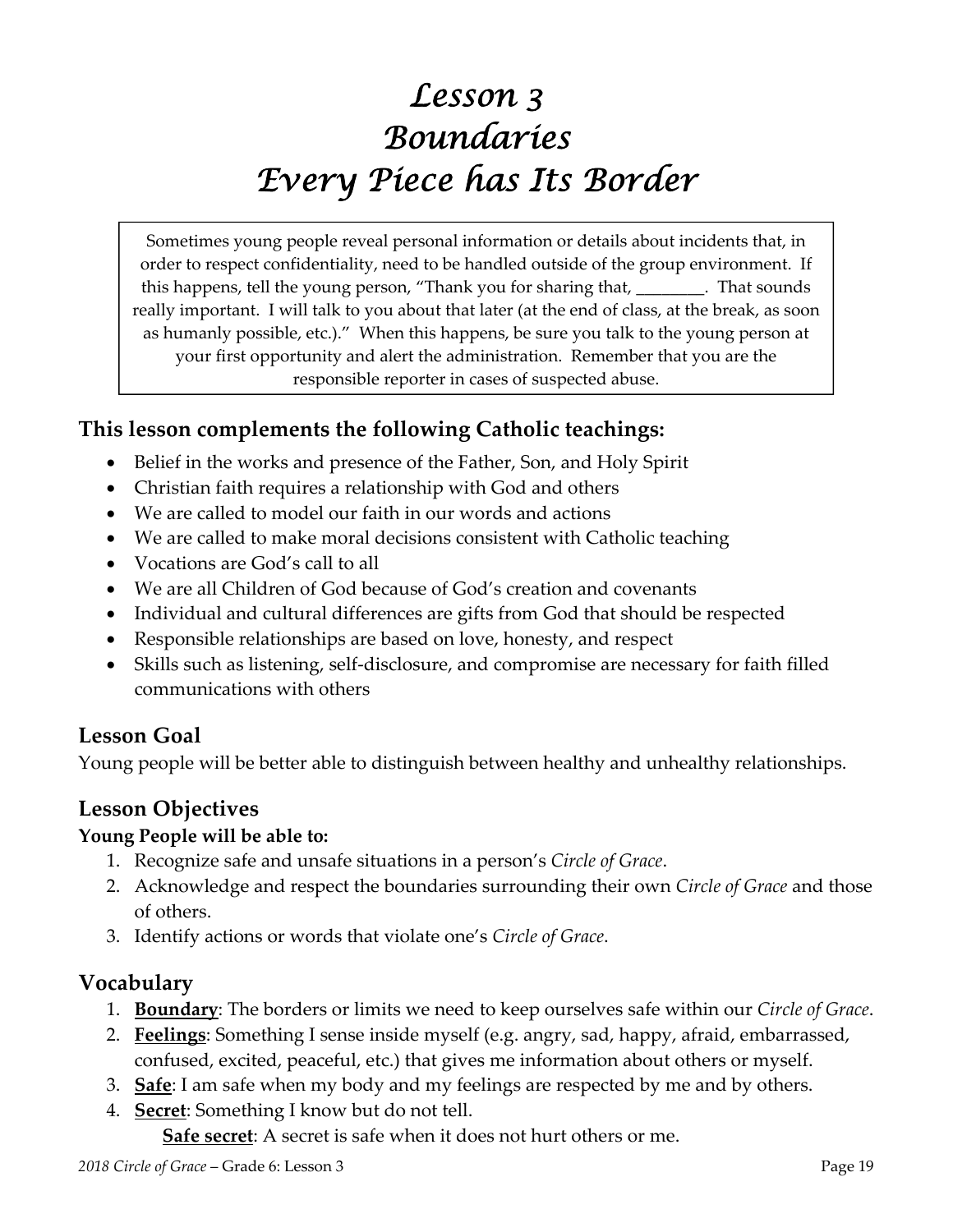# *Lesson 3*
# *Boundaries*
# *Every Piece has Its Border*

> Sometimes young people reveal personal information or details about incidents that, in order to respect confidentiality, need to be handled outside of the group environment. If this happens, tell the young person, "Thank you for sharing that, ________. That sounds really important. I will talk to you about that later (at the end of class, at the break, as soon as humanly possible, etc.)." When this happens, be sure you talk to the young person at your first opportunity and alert the administration. Remember that you are the responsible reporter in cases of suspected abuse.

## This lesson complements the following Catholic teachings:

- Belief in the works and presence of the Father, Son, and Holy Spirit
- Christian faith requires a relationship with God and others
- We are called to model our faith in our words and actions
- We are called to make moral decisions consistent with Catholic teaching
- Vocations are God's call to all
- We are all Children of God because of God's creation and covenants
- Individual and cultural differences are gifts from God that should be respected
- Responsible relationships are based on love, honesty, and respect
- Skills such as listening, self-disclosure, and compromise are necessary for faith filled communications with others

## Lesson Goal

Young people will be better able to distinguish between healthy and unhealthy relationships.

## Lesson Objectives

**Young People will be able to:**

1. Recognize safe and unsafe situations in a person's *Circle of Grace*.
2. Acknowledge and respect the boundaries surrounding their own *Circle of Grace* and those of others.
3. Identify actions or words that violate one's *Circle of Grace*.

## Vocabulary

1. **Boundary**: The borders or limits we need to keep ourselves safe within our *Circle of Grace*.
2. **Feelings**: Something I sense inside myself (e.g. angry, sad, happy, afraid, embarrassed, confused, excited, peaceful, etc.) that gives me information about others or myself.
3. **Safe**: I am safe when my body and my feelings are respected by me and by others.
4. **Secret**: Something I know but do not tell.
   **Safe secret**: A secret is safe when it does not hurt others or me.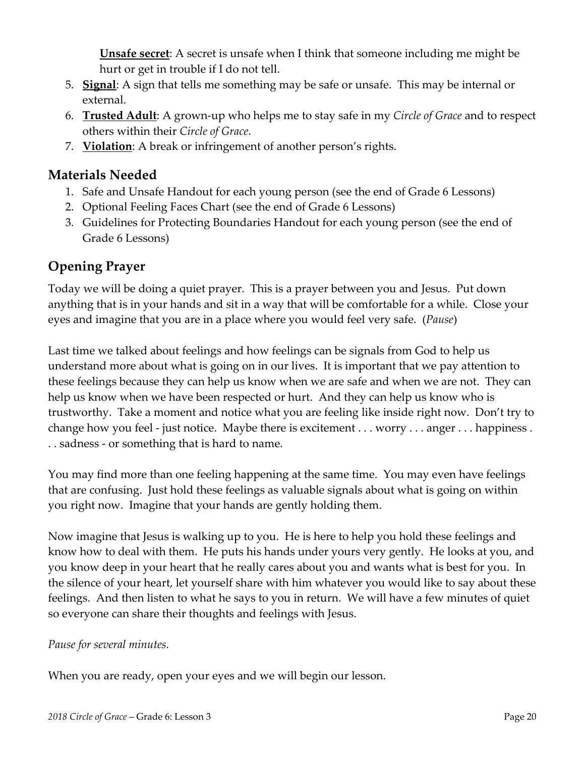**Unsafe secret**: A secret is unsafe when I think that someone including me might be hurt or get in trouble if I do not tell.

5. **Signal**: A sign that tells me something may be safe or unsafe. This may be internal or external.
6. **Trusted Adult**: A grown-up who helps me to stay safe in my *Circle of Grace* and to respect others within their *Circle of Grace*.
7. **Violation**: A break or infringement of another person's rights.

## Materials Needed

1. Safe and Unsafe Handout for each young person (see the end of Grade 6 Lessons)
2. Optional Feeling Faces Chart (see the end of Grade 6 Lessons)
3. Guidelines for Protecting Boundaries Handout for each young person (see the end of Grade 6 Lessons)

## Opening Prayer

Today we will be doing a quiet prayer. This is a prayer between you and Jesus. Put down anything that is in your hands and sit in a way that will be comfortable for a while. Close your eyes and imagine that you are in a place where you would feel very safe. (*Pause*)

Last time we talked about feelings and how feelings can be signals from God to help us understand more about what is going on in our lives. It is important that we pay attention to these feelings because they can help us know when we are safe and when we are not. They can help us know when we have been respected or hurt. And they can help us know who is trustworthy. Take a moment and notice what you are feeling like inside right now. Don't try to change how you feel - just notice. Maybe there is excitement . . . worry . . . anger . . . happiness . . . sadness - or something that is hard to name.

You may find more than one feeling happening at the same time. You may even have feelings that are confusing. Just hold these feelings as valuable signals about what is going on within you right now. Imagine that your hands are gently holding them.

Now imagine that Jesus is walking up to you. He is here to help you hold these feelings and know how to deal with them. He puts his hands under yours very gently. He looks at you, and you know deep in your heart that he really cares about you and wants what is best for you. In the silence of your heart, let yourself share with him whatever you would like to say about these feelings. And then listen to what he says to you in return. We will have a few minutes of quiet so everyone can share their thoughts and feelings with Jesus.

*Pause for several minutes.*

When you are ready, open your eyes and we will begin our lesson.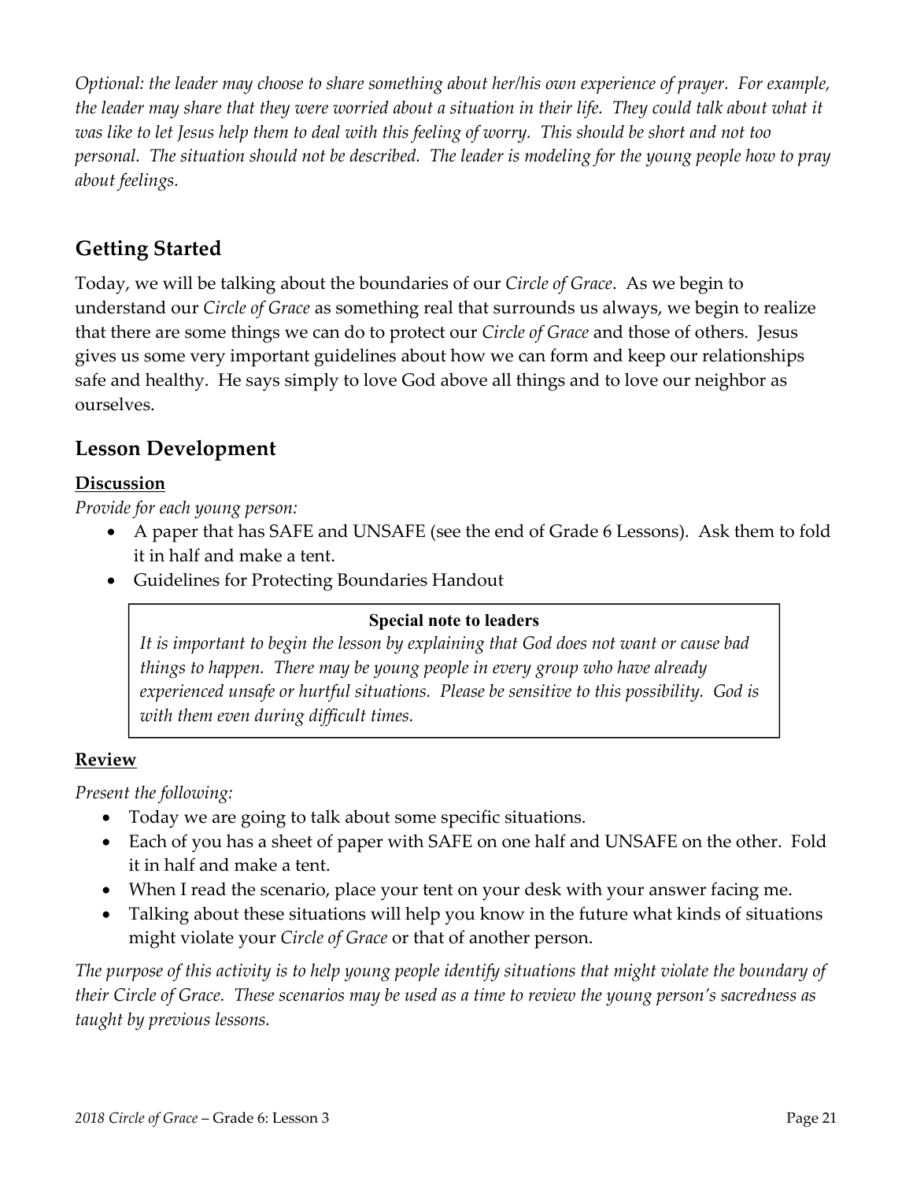*Optional: the leader may choose to share something about her/his own experience of prayer. For example, the leader may share that they were worried about a situation in their life. They could talk about what it was like to let Jesus help them to deal with this feeling of worry. This should be short and not too personal. The situation should not be described. The leader is modeling for the young people how to pray about feelings.*

## Getting Started

Today, we will be talking about the boundaries of our *Circle of Grace*. As we begin to understand our *Circle of Grace* as something real that surrounds us always, we begin to realize that there are some things we can do to protect our *Circle of Grace* and those of others. Jesus gives us some very important guidelines about how we can form and keep our relationships safe and healthy. He says simply to love God above all things and to love our neighbor as ourselves.

## Lesson Development

### Discussion

*Provide for each young person:*

- A paper that has SAFE and UNSAFE (see the end of Grade 6 Lessons). Ask them to fold it in half and make a tent.
- Guidelines for Protecting Boundaries Handout

> **Special note to leaders**
>
> *It is important to begin the lesson by explaining that God does not want or cause bad things to happen. There may be young people in every group who have already experienced unsafe or hurtful situations. Please be sensitive to this possibility. God is with them even during difficult times.*

### Review

*Present the following:*

- Today we are going to talk about some specific situations.
- Each of you has a sheet of paper with SAFE on one half and UNSAFE on the other. Fold it in half and make a tent.
- When I read the scenario, place your tent on your desk with your answer facing me.
- Talking about these situations will help you know in the future what kinds of situations might violate your *Circle of Grace* or that of another person.

*The purpose of this activity is to help young people identify situations that might violate the boundary of their Circle of Grace. These scenarios may be used as a time to review the young person's sacredness as taught by previous lessons.*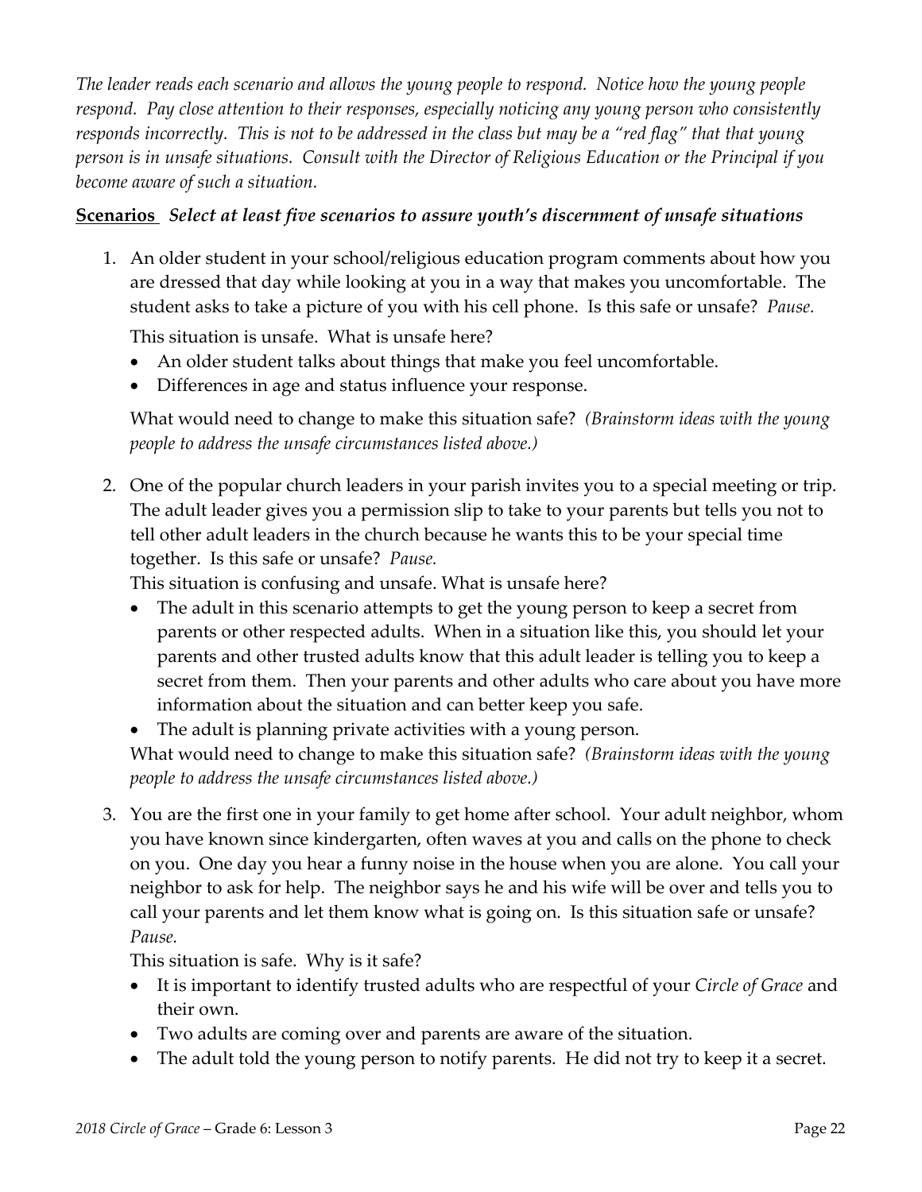*The leader reads each scenario and allows the young people to respond. Notice how the young people respond. Pay close attention to their responses, especially noticing any young person who consistently responds incorrectly. This is not to be addressed in the class but may be a "red flag" that that young person is in unsafe situations. Consult with the Director of Religious Education or the Principal if you become aware of such a situation.*

**Scenarios** ***Select at least five scenarios to assure youth's discernment of unsafe situations***

1. An older student in your school/religious education program comments about how you are dressed that day while looking at you in a way that makes you uncomfortable. The student asks to take a picture of you with his cell phone. Is this safe or unsafe? *Pause.*

   This situation is unsafe. What is unsafe here?

   - An older student talks about things that make you feel uncomfortable.
   - Differences in age and status influence your response.

   What would need to change to make this situation safe? *(Brainstorm ideas with the young people to address the unsafe circumstances listed above.)*

2. One of the popular church leaders in your parish invites you to a special meeting or trip. The adult leader gives you a permission slip to take to your parents but tells you not to tell other adult leaders in the church because he wants this to be your special time together. Is this safe or unsafe? *Pause.*

   This situation is confusing and unsafe. What is unsafe here?

   - The adult in this scenario attempts to get the young person to keep a secret from parents or other respected adults. When in a situation like this, you should let your parents and other trusted adults know that this adult leader is telling you to keep a secret from them. Then your parents and other adults who care about you have more information about the situation and can better keep you safe.
   - The adult is planning private activities with a young person.

   What would need to change to make this situation safe? *(Brainstorm ideas with the young people to address the unsafe circumstances listed above.)*

3. You are the first one in your family to get home after school. Your adult neighbor, whom you have known since kindergarten, often waves at you and calls on the phone to check on you. One day you hear a funny noise in the house when you are alone. You call your neighbor to ask for help. The neighbor says he and his wife will be over and tells you to call your parents and let them know what is going on. Is this situation safe or unsafe? *Pause.*

   This situation is safe. Why is it safe?

   - It is important to identify trusted adults who are respectful of your *Circle of Grace* and their own.
   - Two adults are coming over and parents are aware of the situation.
   - The adult told the young person to notify parents. He did not try to keep it a secret.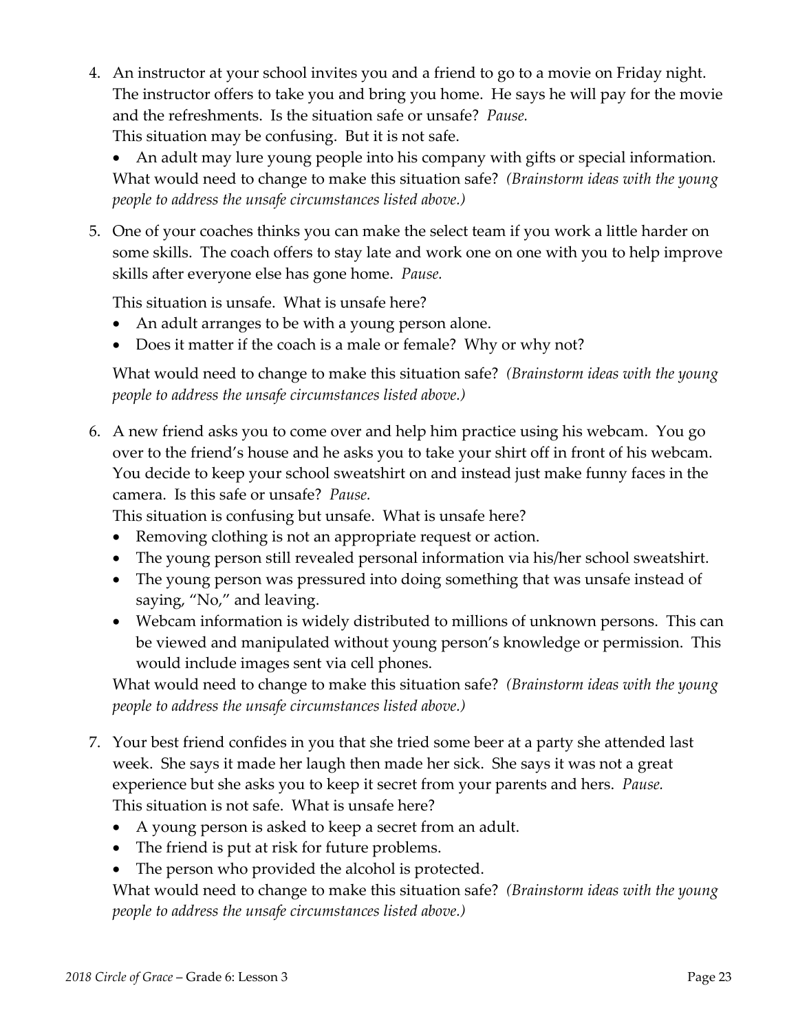4. An instructor at your school invites you and a friend to go to a movie on Friday night. The instructor offers to take you and bring you home. He says he will pay for the movie and the refreshments. Is the situation safe or unsafe? *Pause.*
   This situation may be confusing. But it is not safe.
   - An adult may lure young people into his company with gifts or special information.

   What would need to change to make this situation safe? *(Brainstorm ideas with the young people to address the unsafe circumstances listed above.)*

5. One of your coaches thinks you can make the select team if you work a little harder on some skills. The coach offers to stay late and work one on one with you to help improve skills after everyone else has gone home. *Pause.*

   This situation is unsafe. What is unsafe here?
   - An adult arranges to be with a young person alone.
   - Does it matter if the coach is a male or female? Why or why not?

   What would need to change to make this situation safe? *(Brainstorm ideas with the young people to address the unsafe circumstances listed above.)*

6. A new friend asks you to come over and help him practice using his webcam. You go over to the friend's house and he asks you to take your shirt off in front of his webcam. You decide to keep your school sweatshirt on and instead just make funny faces in the camera. Is this safe or unsafe? *Pause.*
   This situation is confusing but unsafe. What is unsafe here?
   - Removing clothing is not an appropriate request or action.
   - The young person still revealed personal information via his/her school sweatshirt.
   - The young person was pressured into doing something that was unsafe instead of saying, "No," and leaving.
   - Webcam information is widely distributed to millions of unknown persons. This can be viewed and manipulated without young person's knowledge or permission. This would include images sent via cell phones.

   What would need to change to make this situation safe? *(Brainstorm ideas with the young people to address the unsafe circumstances listed above.)*

7. Your best friend confides in you that she tried some beer at a party she attended last week. She says it made her laugh then made her sick. She says it was not a great experience but she asks you to keep it secret from your parents and hers. *Pause.*
   This situation is not safe. What is unsafe here?
   - A young person is asked to keep a secret from an adult.
   - The friend is put at risk for future problems.
   - The person who provided the alcohol is protected.

   What would need to change to make this situation safe? *(Brainstorm ideas with the young people to address the unsafe circumstances listed above.)*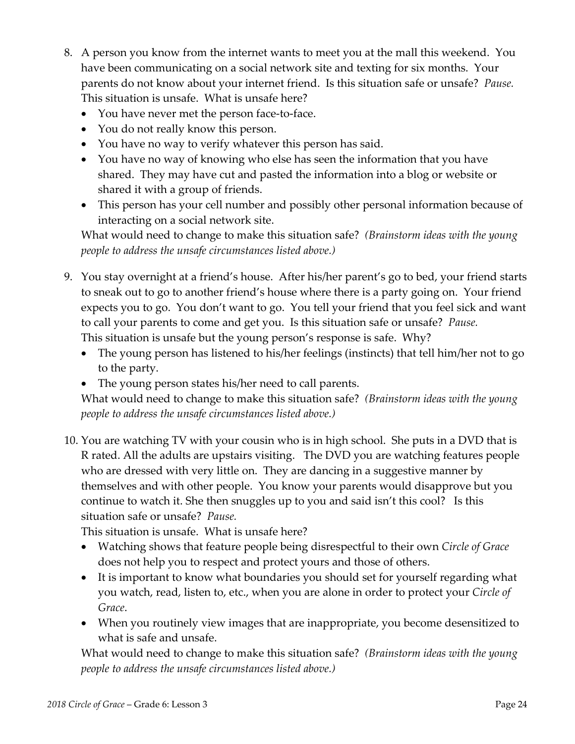8. A person you know from the internet wants to meet you at the mall this weekend. You have been communicating on a social network site and texting for six months. Your parents do not know about your internet friend. Is this situation safe or unsafe? *Pause.* This situation is unsafe. What is unsafe here?
   - You have never met the person face-to-face.
   - You do not really know this person.
   - You have no way to verify whatever this person has said.
   - You have no way of knowing who else has seen the information that you have shared. They may have cut and pasted the information into a blog or website or shared it with a group of friends.
   - This person has your cell number and possibly other personal information because of interacting on a social network site.

   What would need to change to make this situation safe? *(Brainstorm ideas with the young people to address the unsafe circumstances listed above.)*

9. You stay overnight at a friend's house. After his/her parent's go to bed, your friend starts to sneak out to go to another friend's house where there is a party going on. Your friend expects you to go. You don't want to go. You tell your friend that you feel sick and want to call your parents to come and get you. Is this situation safe or unsafe? *Pause.* This situation is unsafe but the young person's response is safe. Why?
   - The young person has listened to his/her feelings (instincts) that tell him/her not to go to the party.
   - The young person states his/her need to call parents.

   What would need to change to make this situation safe? *(Brainstorm ideas with the young people to address the unsafe circumstances listed above.)*

10. You are watching TV with your cousin who is in high school. She puts in a DVD that is R rated. All the adults are upstairs visiting. The DVD you are watching features people who are dressed with very little on. They are dancing in a suggestive manner by themselves and with other people. You know your parents would disapprove but you continue to watch it. She then snuggles up to you and said isn't this cool? Is this situation safe or unsafe? *Pause.*

    This situation is unsafe. What is unsafe here?
    - Watching shows that feature people being disrespectful to their own *Circle of Grace* does not help you to respect and protect yours and those of others.
    - It is important to know what boundaries you should set for yourself regarding what you watch, read, listen to, etc., when you are alone in order to protect your *Circle of Grace*.
    - When you routinely view images that are inappropriate, you become desensitized to what is safe and unsafe.

    What would need to change to make this situation safe? *(Brainstorm ideas with the young people to address the unsafe circumstances listed above.)*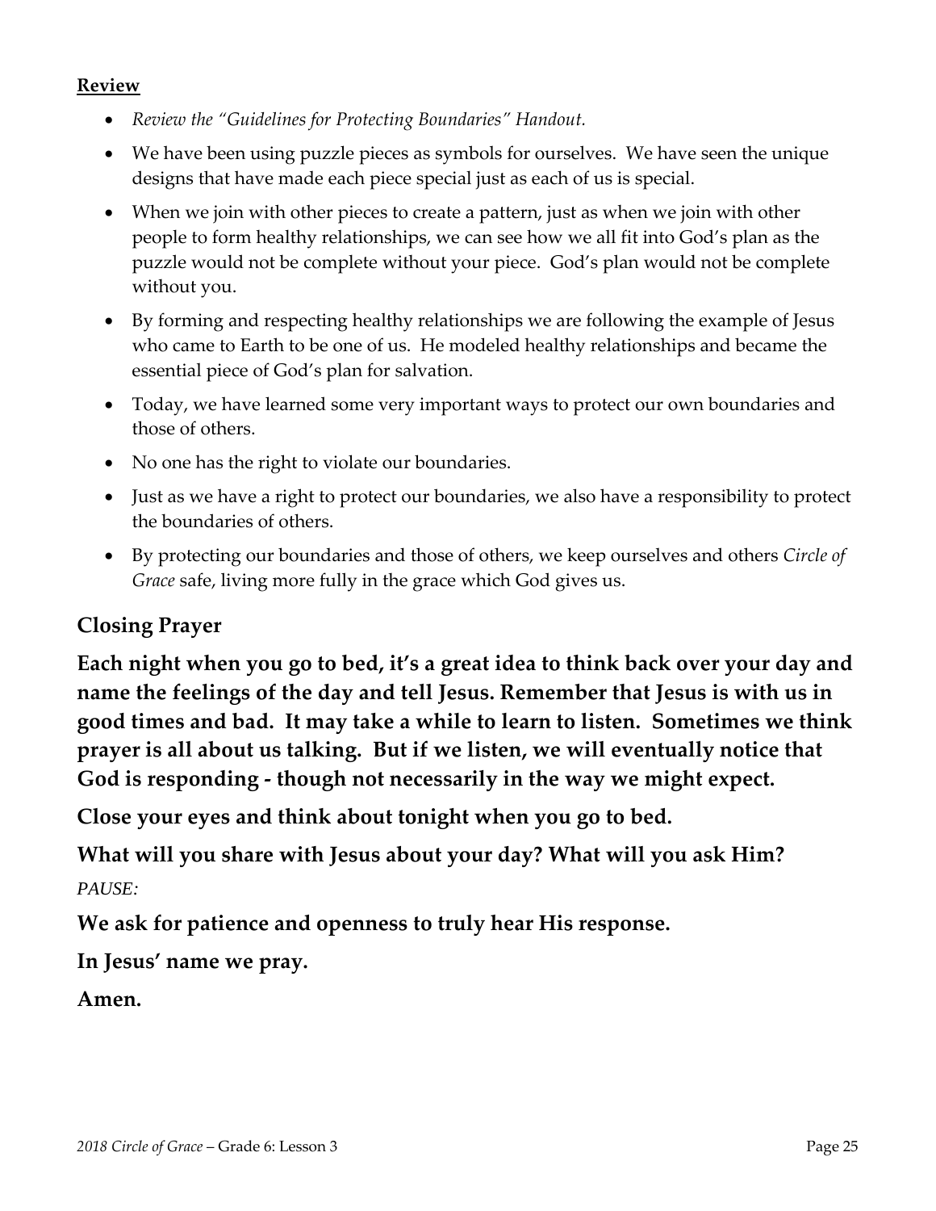**Review**

- *Review the "Guidelines for Protecting Boundaries" Handout.*
- We have been using puzzle pieces as symbols for ourselves. We have seen the unique designs that have made each piece special just as each of us is special.
- When we join with other pieces to create a pattern, just as when we join with other people to form healthy relationships, we can see how we all fit into God's plan as the puzzle would not be complete without your piece. God's plan would not be complete without you.
- By forming and respecting healthy relationships we are following the example of Jesus who came to Earth to be one of us. He modeled healthy relationships and became the essential piece of God's plan for salvation.
- Today, we have learned some very important ways to protect our own boundaries and those of others.
- No one has the right to violate our boundaries.
- Just as we have a right to protect our boundaries, we also have a responsibility to protect the boundaries of others.
- By protecting our boundaries and those of others, we keep ourselves and others *Circle of Grace* safe, living more fully in the grace which God gives us.

## Closing Prayer

**Each night when you go to bed, it's a great idea to think back over your day and name the feelings of the day and tell Jesus. Remember that Jesus is with us in good times and bad. It may take a while to learn to listen. Sometimes we think prayer is all about us talking. But if we listen, we will eventually notice that God is responding - though not necessarily in the way we might expect.**

**Close your eyes and think about tonight when you go to bed.**

**What will you share with Jesus about your day? What will you ask Him?**

*PAUSE:*

**We ask for patience and openness to truly hear His response.**

**In Jesus' name we pray.**

**Amen.**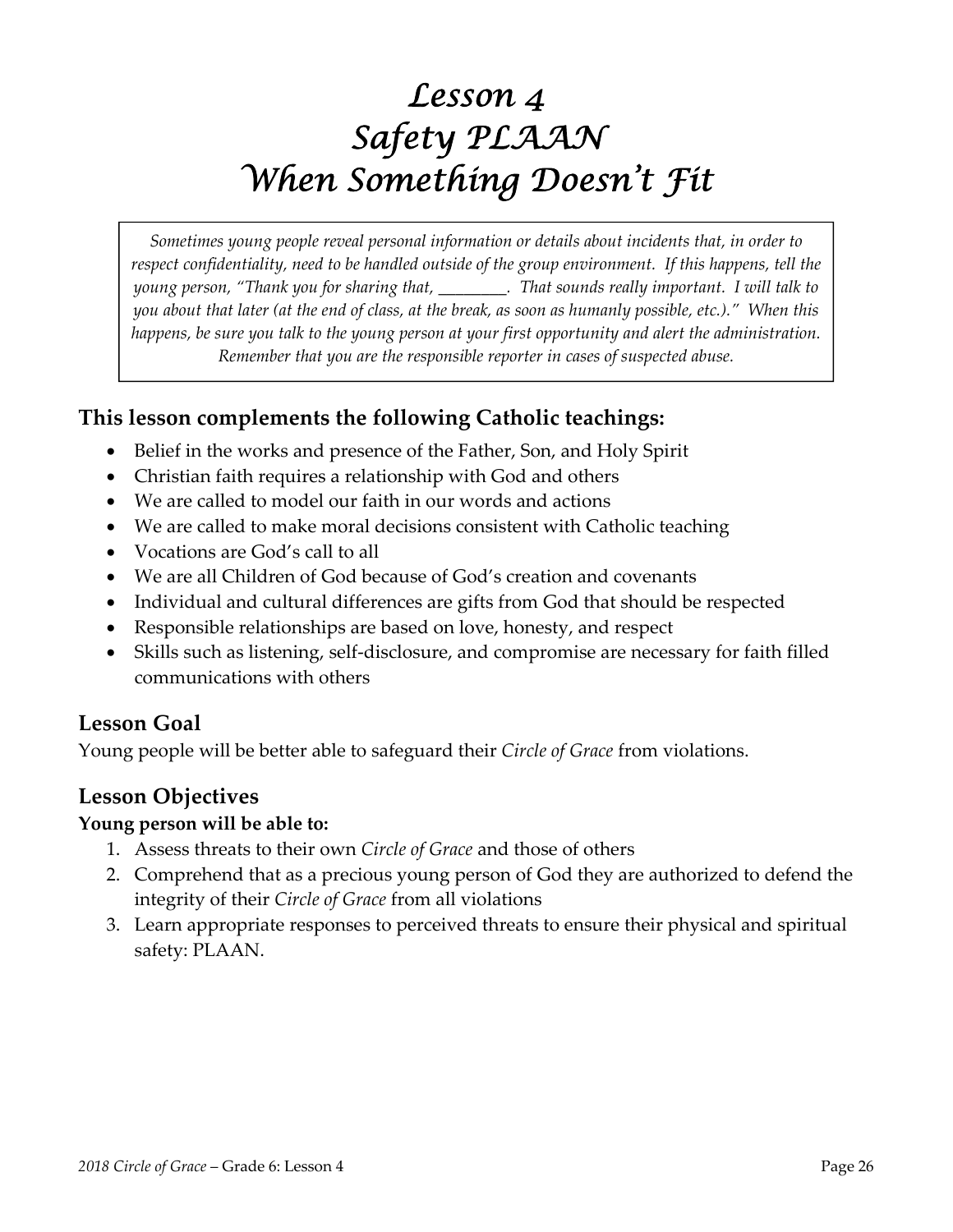# Lesson 4
# Safety PLAAN
# When Something Doesn't Fit

> *Sometimes young people reveal personal information or details about incidents that, in order to respect confidentiality, need to be handled outside of the group environment. If this happens, tell the young person, "Thank you for sharing that, ________. That sounds really important. I will talk to you about that later (at the end of class, at the break, as soon as humanly possible, etc.)." When this happens, be sure you talk to the young person at your first opportunity and alert the administration. Remember that you are the responsible reporter in cases of suspected abuse.*

## This lesson complements the following Catholic teachings:

- Belief in the works and presence of the Father, Son, and Holy Spirit
- Christian faith requires a relationship with God and others
- We are called to model our faith in our words and actions
- We are called to make moral decisions consistent with Catholic teaching
- Vocations are God's call to all
- We are all Children of God because of God's creation and covenants
- Individual and cultural differences are gifts from God that should be respected
- Responsible relationships are based on love, honesty, and respect
- Skills such as listening, self-disclosure, and compromise are necessary for faith filled communications with others

## Lesson Goal

Young people will be better able to safeguard their *Circle of Grace* from violations.

## Lesson Objectives

**Young person will be able to:**

1. Assess threats to their own *Circle of Grace* and those of others
2. Comprehend that as a precious young person of God they are authorized to defend the integrity of their *Circle of Grace* from all violations
3. Learn appropriate responses to perceived threats to ensure their physical and spiritual safety: PLAAN.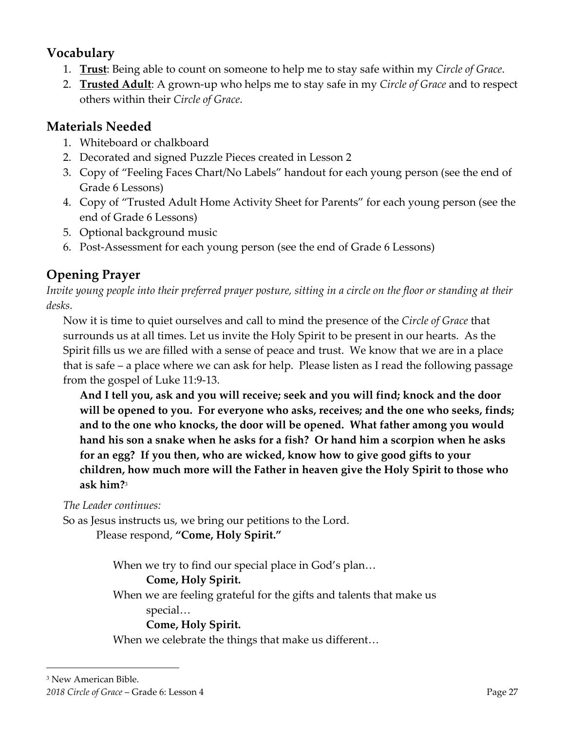## Vocabulary

1. **<u>Trust</u>**: Being able to count on someone to help me to stay safe within my *Circle of Grace*.
2. **<u>Trusted Adult</u>**: A grown-up who helps me to stay safe in my *Circle of Grace* and to respect others within their *Circle of Grace*.

## Materials Needed

1. Whiteboard or chalkboard
2. Decorated and signed Puzzle Pieces created in Lesson 2
3. Copy of "Feeling Faces Chart/No Labels" handout for each young person (see the end of Grade 6 Lessons)
4. Copy of "Trusted Adult Home Activity Sheet for Parents" for each young person (see the end of Grade 6 Lessons)
5. Optional background music
6. Post-Assessment for each young person (see the end of Grade 6 Lessons)

## Opening Prayer

*Invite young people into their preferred prayer posture, sitting in a circle on the floor or standing at their desks.*

Now it is time to quiet ourselves and call to mind the presence of the *Circle of Grace* that surrounds us at all times. Let us invite the Holy Spirit to be present in our hearts. As the Spirit fills us we are filled with a sense of peace and trust. We know that we are in a place that is safe – a place where we can ask for help. Please listen as I read the following passage from the gospel of Luke 11:9-13.

**And I tell you, ask and you will receive; seek and you will find; knock and the door will be opened to you. For everyone who asks, receives; and the one who seeks, finds; and to the one who knocks, the door will be opened. What father among you would hand his son a snake when he asks for a fish? Or hand him a scorpion when he asks for an egg? If you then, who are wicked, know how to give good gifts to your children, how much more will the Father in heaven give the Holy Spirit to those who ask him?**[3]

*The Leader continues:*

So as Jesus instructs us, we bring our petitions to the Lord.

Please respond, **"Come, Holy Spirit."**

When we try to find our special place in God's plan…
**Come, Holy Spirit.**

When we are feeling grateful for the gifts and talents that make us special…
**Come, Holy Spirit.**

When we celebrate the things that make us different…

[3] New American Bible.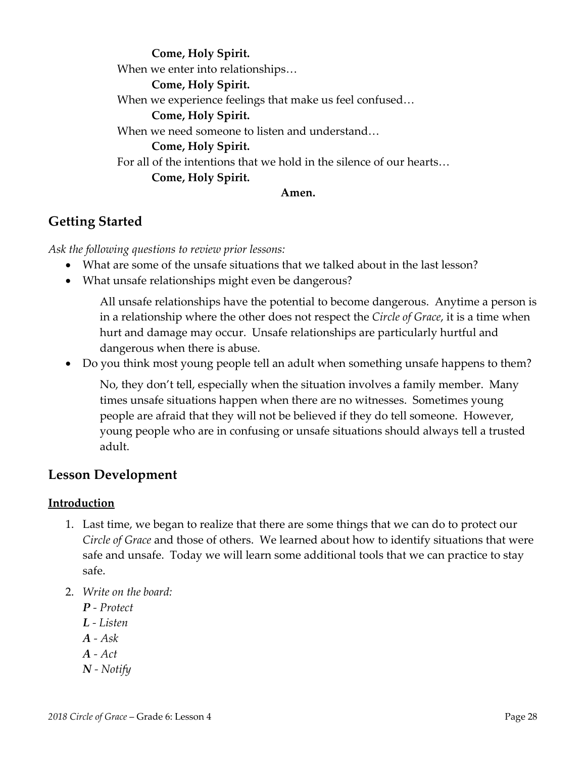**Come, Holy Spirit.**

When we enter into relationships…

**Come, Holy Spirit.**

When we experience feelings that make us feel confused…

**Come, Holy Spirit.**

When we need someone to listen and understand…

**Come, Holy Spirit.**

For all of the intentions that we hold in the silence of our hearts…

**Come, Holy Spirit.**

**Amen.**

## Getting Started

*Ask the following questions to review prior lessons:*

- What are some of the unsafe situations that we talked about in the last lesson?
- What unsafe relationships might even be dangerous?

  All unsafe relationships have the potential to become dangerous. Anytime a person is in a relationship where the other does not respect the *Circle of Grace*, it is a time when hurt and damage may occur. Unsafe relationships are particularly hurtful and dangerous when there is abuse.

- Do you think most young people tell an adult when something unsafe happens to them?

  No, they don't tell, especially when the situation involves a family member. Many times unsafe situations happen when there are no witnesses. Sometimes young people are afraid that they will not be believed if they do tell someone. However, young people who are in confusing or unsafe situations should always tell a trusted adult.

## Lesson Development

### Introduction

1. Last time, we began to realize that there are some things that we can do to protect our *Circle of Grace* and those of others. We learned about how to identify situations that were safe and unsafe. Today we will learn some additional tools that we can practice to stay safe.
2. *Write on the board:*

   ***P** - Protect*

   ***L** - Listen*

   ***A** - Ask*

   ***A** - Act*

   ***N** - Notify*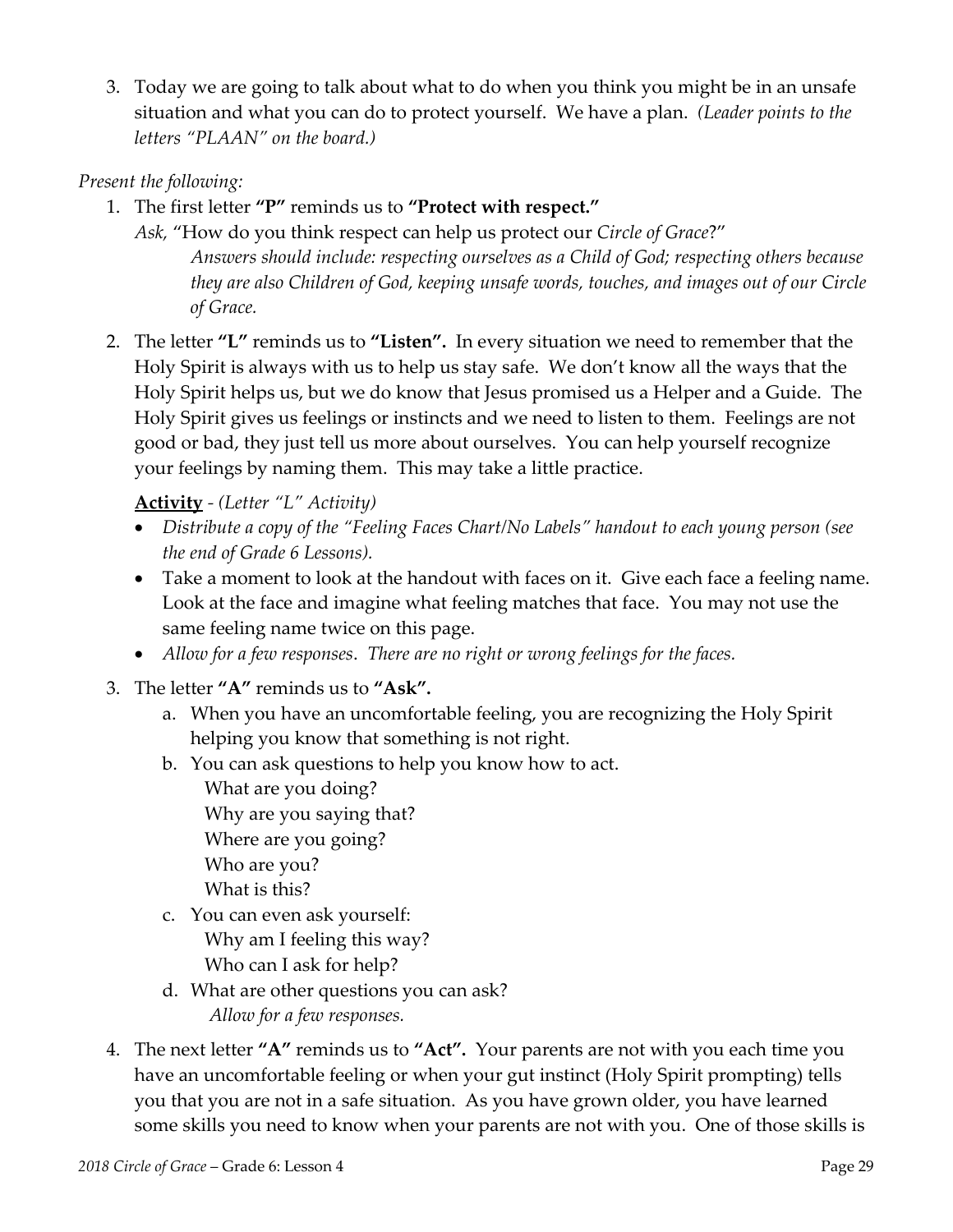3. Today we are going to talk about what to do when you think you might be in an unsafe situation and what you can do to protect yourself. We have a plan. *(Leader points to the letters "PLAAN" on the board.)*

*Present the following:*

1. The first letter **"P"** reminds us to **"Protect with respect."**
   *Ask,* "How do you think respect can help us protect our *Circle of Grace*?"
   *Answers should include: respecting ourselves as a Child of God; respecting others because they are also Children of God, keeping unsafe words, touches, and images out of our Circle of Grace.*

2. The letter **"L"** reminds us to **"Listen".** In every situation we need to remember that the Holy Spirit is always with us to help us stay safe. We don't know all the ways that the Holy Spirit helps us, but we do know that Jesus promised us a Helper and a Guide. The Holy Spirit gives us feelings or instincts and we need to listen to them. Feelings are not good or bad, they just tell us more about ourselves. You can help yourself recognize your feelings by naming them. This may take a little practice.

   **Activity** - *(Letter "L" Activity)*
   - *Distribute a copy of the "Feeling Faces Chart/No Labels" handout to each young person (see the end of Grade 6 Lessons).*
   - Take a moment to look at the handout with faces on it. Give each face a feeling name. Look at the face and imagine what feeling matches that face. You may not use the same feeling name twice on this page.
   - *Allow for a few responses. There are no right or wrong feelings for the faces.*

3. The letter **"A"** reminds us to **"Ask".**
   a. When you have an uncomfortable feeling, you are recognizing the Holy Spirit helping you know that something is not right.
   b. You can ask questions to help you know how to act.
      What are you doing?
      Why are you saying that?
      Where are you going?
      Who are you?
      What is this?
   c. You can even ask yourself:
      Why am I feeling this way?
      Who can I ask for help?
   d. What are other questions you can ask?
      *Allow for a few responses.*

4. The next letter **"A"** reminds us to **"Act".** Your parents are not with you each time you have an uncomfortable feeling or when your gut instinct (Holy Spirit prompting) tells you that you are not in a safe situation. As you have grown older, you have learned some skills you need to know when your parents are not with you. One of those skills is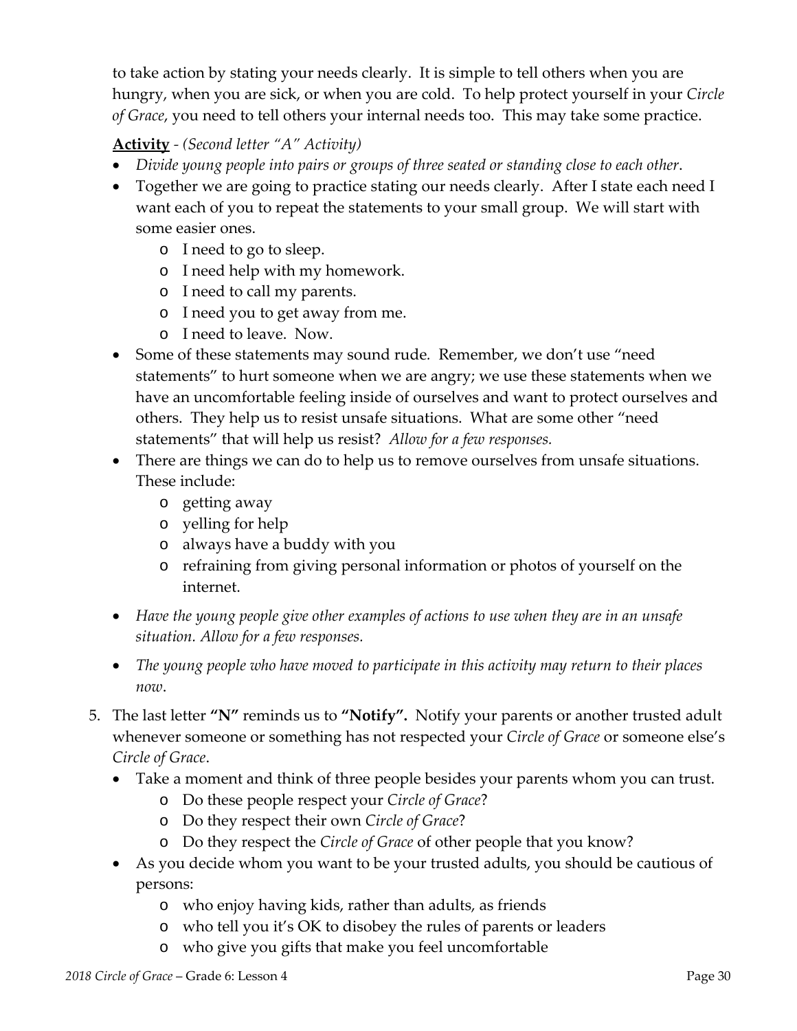to take action by stating your needs clearly. It is simple to tell others when you are hungry, when you are sick, or when you are cold. To help protect yourself in your *Circle of Grace*, you need to tell others your internal needs too. This may take some practice.

**Activity** - *(Second letter "A" Activity)*

- *Divide young people into pairs or groups of three seated or standing close to each other.*
- Together we are going to practice stating our needs clearly. After I state each need I want each of you to repeat the statements to your small group. We will start with some easier ones.
  - I need to go to sleep.
  - I need help with my homework.
  - I need to call my parents.
  - I need you to get away from me.
  - I need to leave. Now.
- Some of these statements may sound rude. Remember, we don't use "need statements" to hurt someone when we are angry; we use these statements when we have an uncomfortable feeling inside of ourselves and want to protect ourselves and others. They help us to resist unsafe situations. What are some other "need statements" that will help us resist? *Allow for a few responses.*
- There are things we can do to help us to remove ourselves from unsafe situations. These include:
  - getting away
  - yelling for help
  - always have a buddy with you
  - refraining from giving personal information or photos of yourself on the internet.
- *Have the young people give other examples of actions to use when they are in an unsafe situation. Allow for a few responses.*
- *The young people who have moved to participate in this activity may return to their places now.*

5. The last letter **"N"** reminds us to **"Notify".** Notify your parents or another trusted adult whenever someone or something has not respected your *Circle of Grace* or someone else's *Circle of Grace*.
   - Take a moment and think of three people besides your parents whom you can trust.
     - Do these people respect your *Circle of Grace*?
     - Do they respect their own *Circle of Grace*?
     - Do they respect the *Circle of Grace* of other people that you know?
   - As you decide whom you want to be your trusted adults, you should be cautious of persons:
     - who enjoy having kids, rather than adults, as friends
     - who tell you it's OK to disobey the rules of parents or leaders
     - who give you gifts that make you feel uncomfortable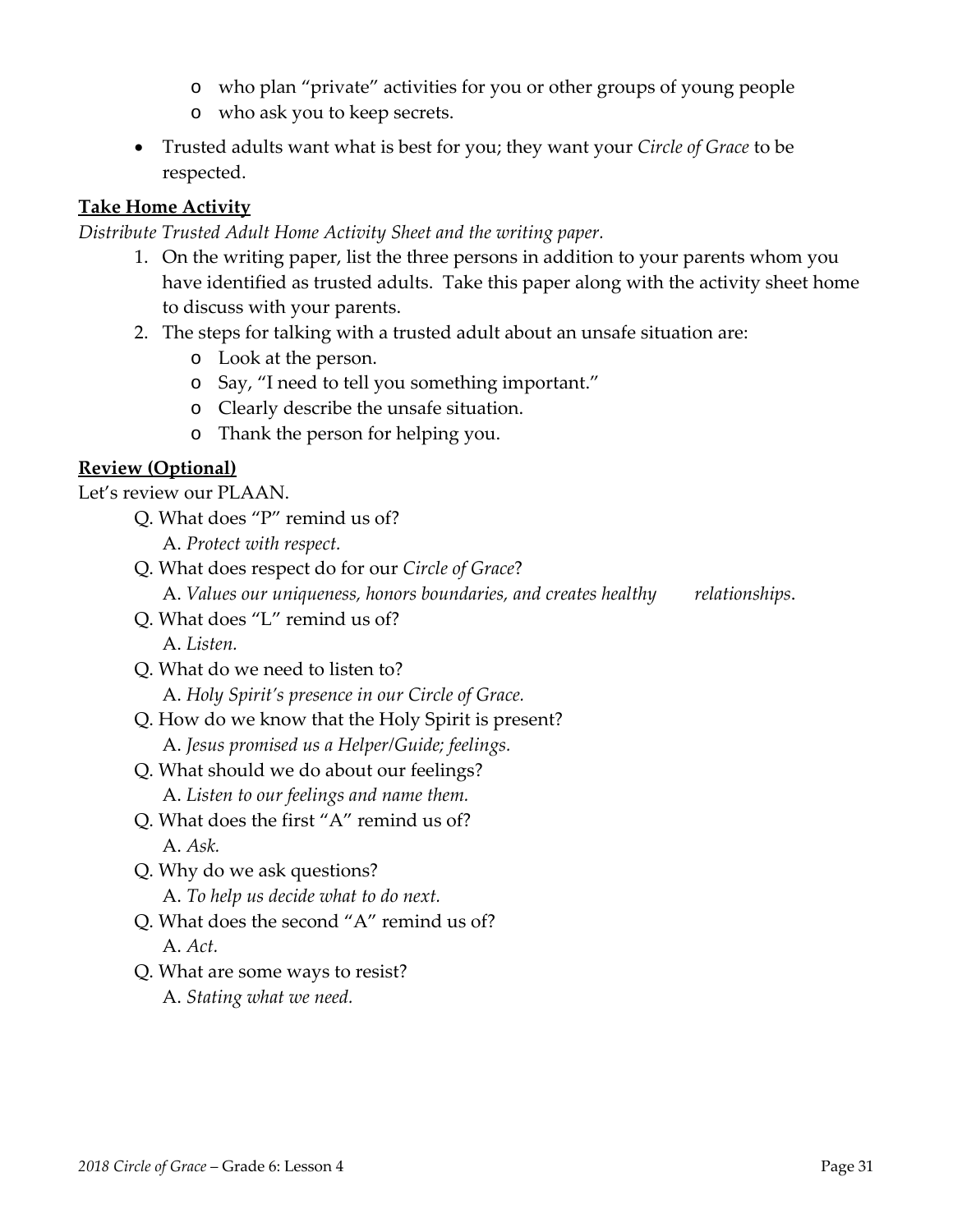- who plan "private" activities for you or other groups of young people
  - who ask you to keep secrets.
- Trusted adults want what is best for you; they want your *Circle of Grace* to be respected.

**<u>Take Home Activity</u>**

*Distribute Trusted Adult Home Activity Sheet and the writing paper.*

1. On the writing paper, list the three persons in addition to your parents whom you have identified as trusted adults. Take this paper along with the activity sheet home to discuss with your parents.
2. The steps for talking with a trusted adult about an unsafe situation are:
   - Look at the person.
   - Say, "I need to tell you something important."
   - Clearly describe the unsafe situation.
   - Thank the person for helping you.

**<u>Review (Optional)</u>**

Let's review our PLAAN.

Q. What does "P" remind us of?
A. *Protect with respect.*

Q. What does respect do for our *Circle of Grace*?
A. *Values our uniqueness, honors boundaries, and creates healthy relationships*.

Q. What does "L" remind us of?
A. *Listen.*

Q. What do we need to listen to?
A. *Holy Spirit's presence in our Circle of Grace.*

Q. How do we know that the Holy Spirit is present?
A. *Jesus promised us a Helper/Guide; feelings.*

Q. What should we do about our feelings?
A. *Listen to our feelings and name them.*

Q. What does the first "A" remind us of?
A. *Ask.*

Q. Why do we ask questions?
A. *To help us decide what to do next.*

Q. What does the second "A" remind us of?
A. *Act.*

Q. What are some ways to resist?
A. *Stating what we need.*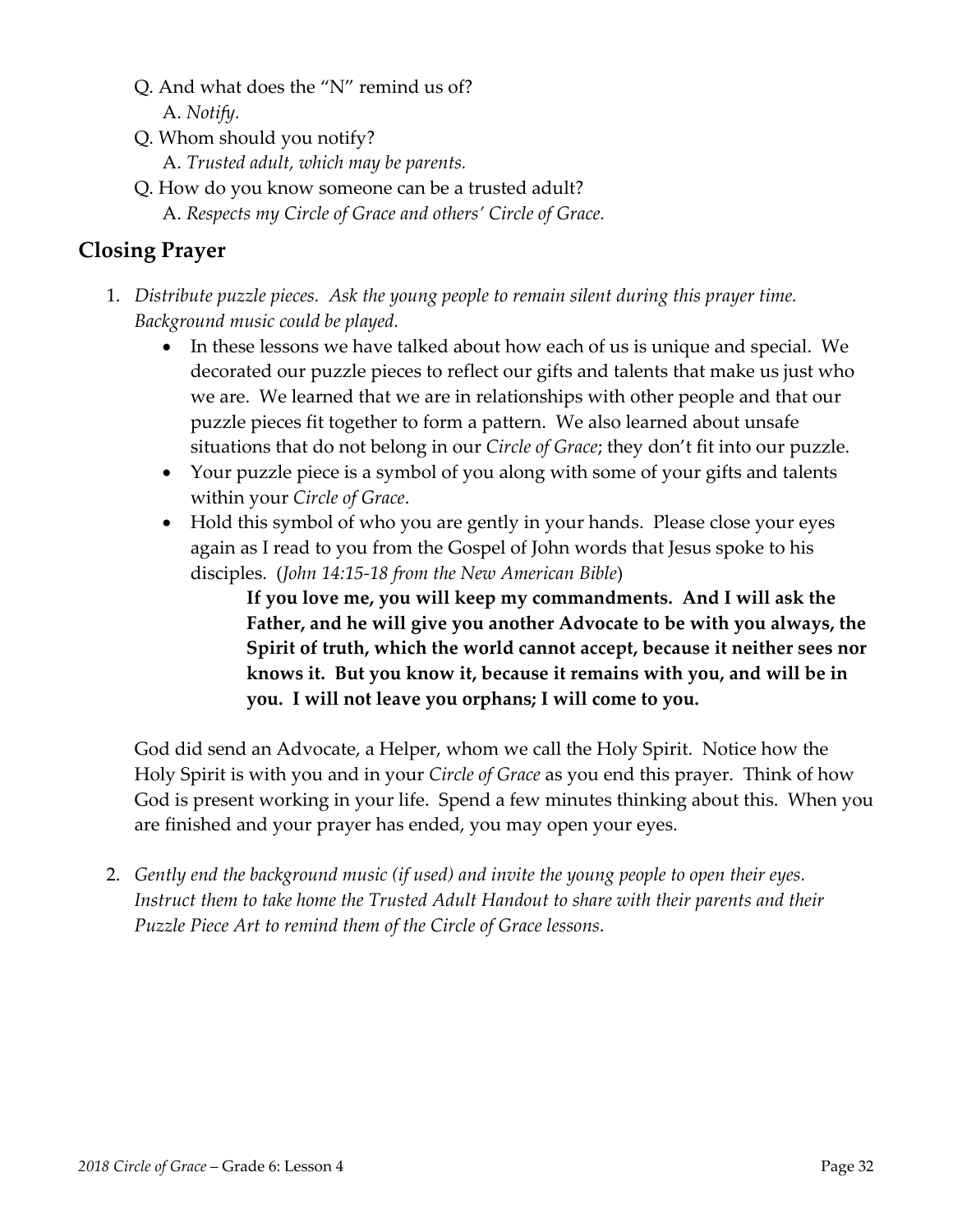Q. And what does the "N" remind us of?
  A. *Notify.*

Q. Whom should you notify?
  A. *Trusted adult, which may be parents.*

Q. How do you know someone can be a trusted adult?
  A. *Respects my Circle of Grace and others' Circle of Grace.*

## Closing Prayer

1. *Distribute puzzle pieces. Ask the young people to remain silent during this prayer time. Background music could be played.*
   - In these lessons we have talked about how each of us is unique and special. We decorated our puzzle pieces to reflect our gifts and talents that make us just who we are. We learned that we are in relationships with other people and that our puzzle pieces fit together to form a pattern. We also learned about unsafe situations that do not belong in our *Circle of Grace*; they don't fit into our puzzle.
   - Your puzzle piece is a symbol of you along with some of your gifts and talents within your *Circle of Grace*.
   - Hold this symbol of who you are gently in your hands. Please close your eyes again as I read to you from the Gospel of John words that Jesus spoke to his disciples. (*John 14:15-18 from the New American Bible*)

     **If you love me, you will keep my commandments. And I will ask the Father, and he will give you another Advocate to be with you always, the Spirit of truth, which the world cannot accept, because it neither sees nor knows it. But you know it, because it remains with you, and will be in you. I will not leave you orphans; I will come to you.**

   God did send an Advocate, a Helper, whom we call the Holy Spirit. Notice how the Holy Spirit is with you and in your *Circle of Grace* as you end this prayer. Think of how God is present working in your life. Spend a few minutes thinking about this. When you are finished and your prayer has ended, you may open your eyes.

2. *Gently end the background music (if used) and invite the young people to open their eyes. Instruct them to take home the Trusted Adult Handout to share with their parents and their Puzzle Piece Art to remind them of the Circle of Grace lessons.*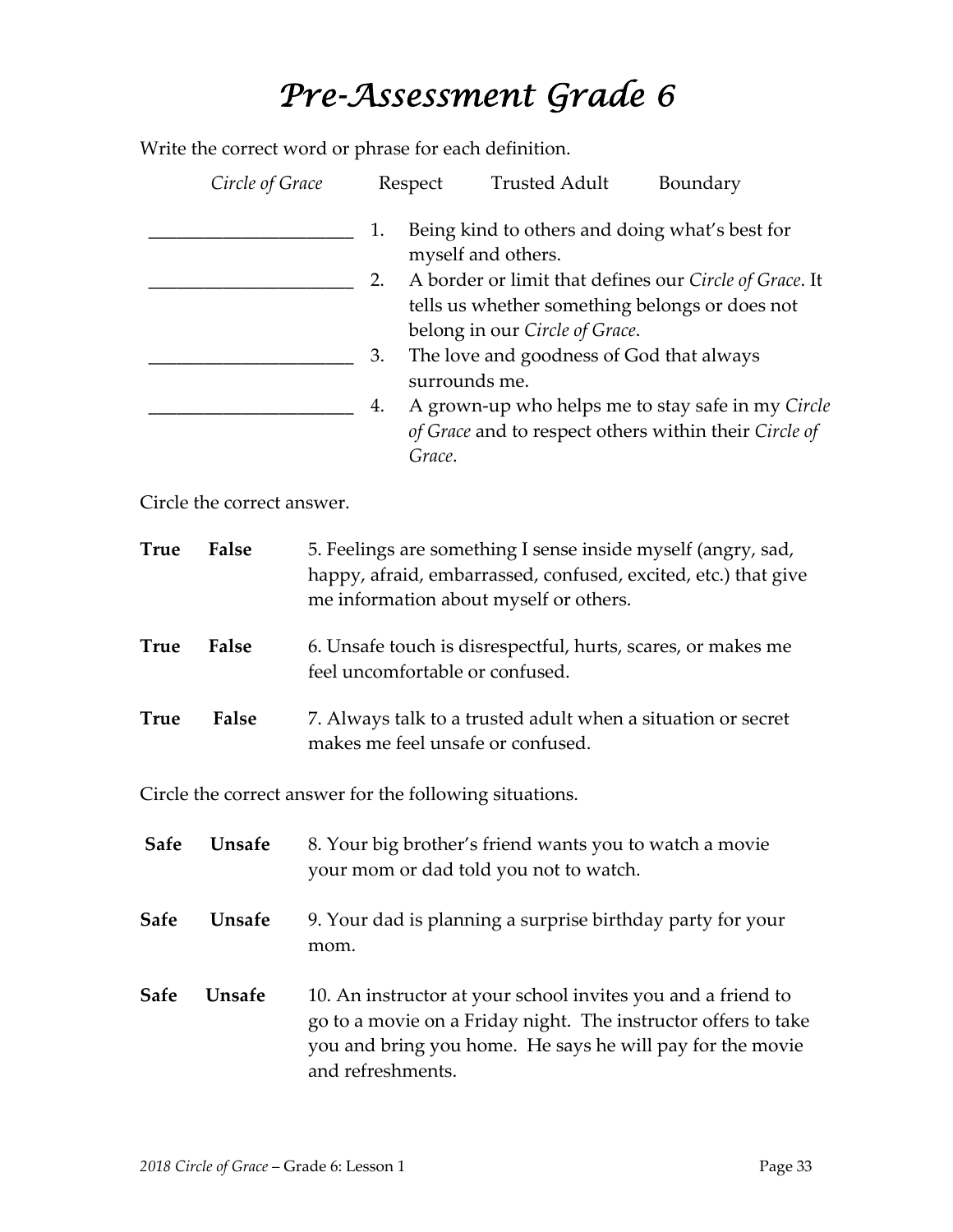# *Pre-Assessment Grade 6*

Write the correct word or phrase for each definition.

*Circle of Grace* Respect Trusted Adult Boundary

______________________ 1. Being kind to others and doing what's best for myself and others.

______________________ 2. A border or limit that defines our *Circle of Grace*. It tells us whether something belongs or does not belong in our *Circle of Grace*.

______________________ 3. The love and goodness of God that always surrounds me.

______________________ 4. A grown-up who helps me to stay safe in my *Circle of Grace* and to respect others within their *Circle of Grace*.

Circle the correct answer.

**True** **False** 5. Feelings are something I sense inside myself (angry, sad, happy, afraid, embarrassed, confused, excited, etc.) that give me information about myself or others.

**True** **False** 6. Unsafe touch is disrespectful, hurts, scares, or makes me feel uncomfortable or confused.

**True** **False** 7. Always talk to a trusted adult when a situation or secret makes me feel unsafe or confused.

Circle the correct answer for the following situations.

**Safe** **Unsafe** 8. Your big brother's friend wants you to watch a movie your mom or dad told you not to watch.

**Safe** **Unsafe** 9. Your dad is planning a surprise birthday party for your mom.

**Safe** **Unsafe** 10. An instructor at your school invites you and a friend to go to a movie on a Friday night. The instructor offers to take you and bring you home. He says he will pay for the movie and refreshments.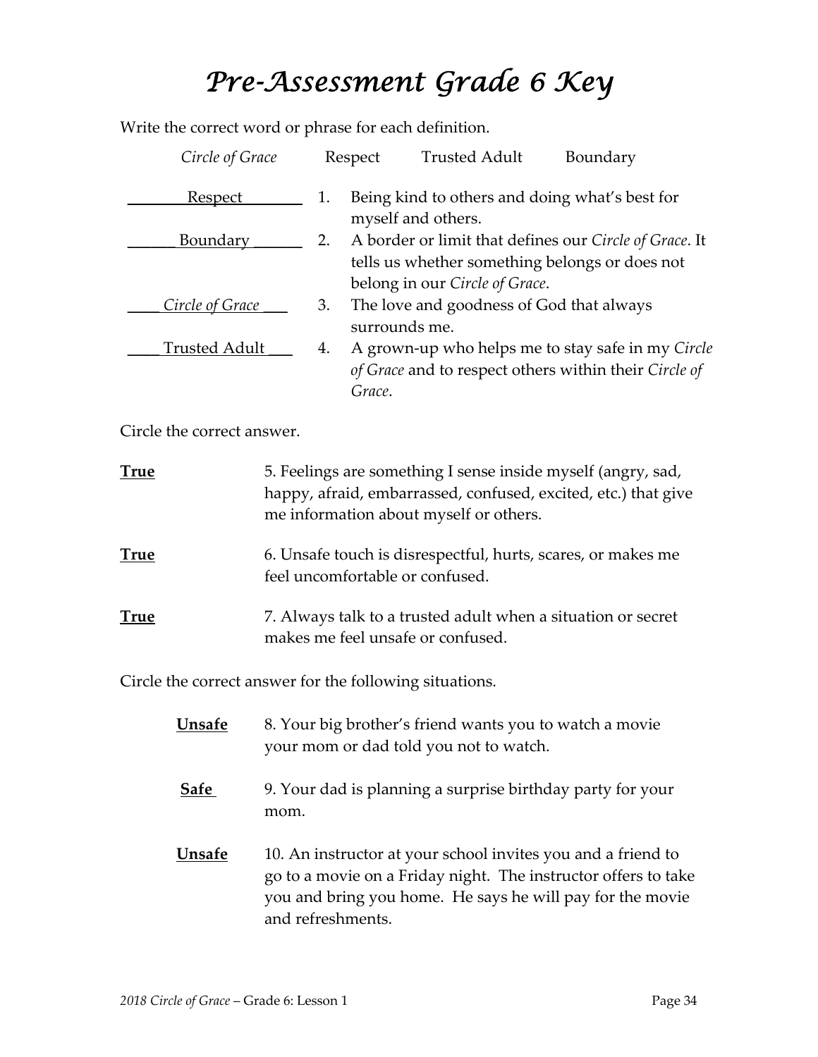# *Pre-Assessment Grade 6 Key*

Write the correct word or phrase for each definition.

*Circle of Grace* Respect Trusted Adult Boundary

| | | |
|---|---|---|
| Respect | 1. | Being kind to others and doing what's best for myself and others. |
| Boundary | 2. | A border or limit that defines our *Circle of Grace*. It tells us whether something belongs or does not belong in our *Circle of Grace*. |
| *Circle of Grace* | 3. | The love and goodness of God that always surrounds me. |
| Trusted Adult | 4. | A grown-up who helps me to stay safe in my *Circle of Grace* and to respect others within their *Circle of Grace*. |

Circle the correct answer.

**True** 5. Feelings are something I sense inside myself (angry, sad, happy, afraid, embarrassed, confused, excited, etc.) that give me information about myself or others.

**True** 6. Unsafe touch is disrespectful, hurts, scares, or makes me feel uncomfortable or confused.

**True** 7. Always talk to a trusted adult when a situation or secret makes me feel unsafe or confused.

Circle the correct answer for the following situations.

**Unsafe** 8. Your big brother's friend wants you to watch a movie your mom or dad told you not to watch.

**Safe** 9. Your dad is planning a surprise birthday party for your mom.

**Unsafe** 10. An instructor at your school invites you and a friend to go to a movie on a Friday night. The instructor offers to take you and bring you home. He says he will pay for the movie and refreshments.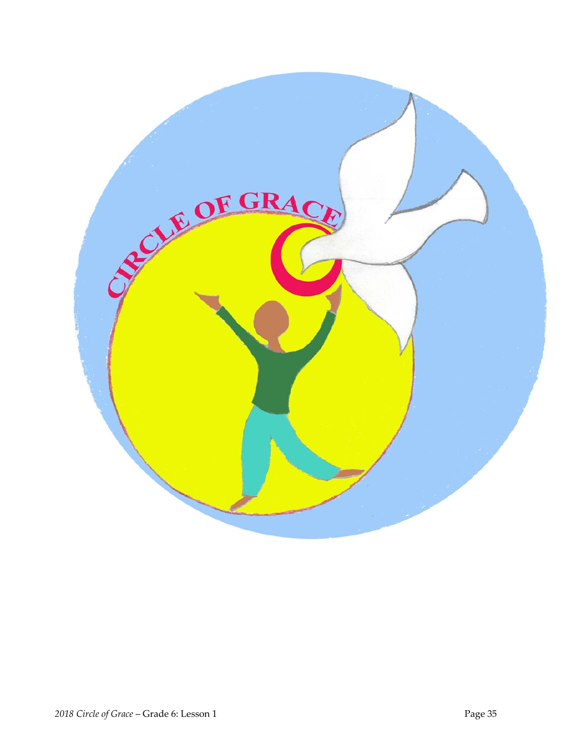CIRCLE OF GRACE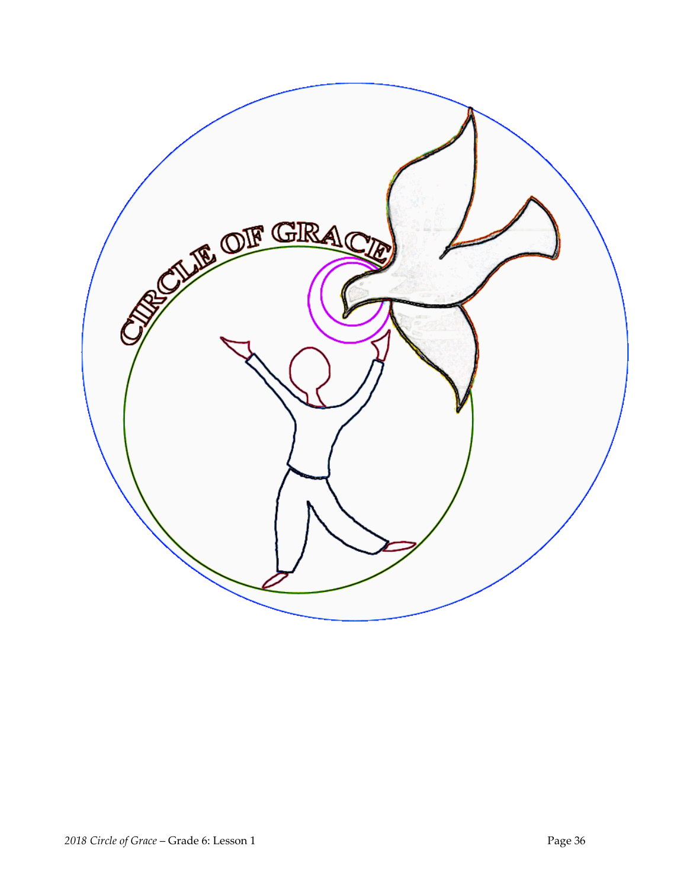CIRCLE OF GRACE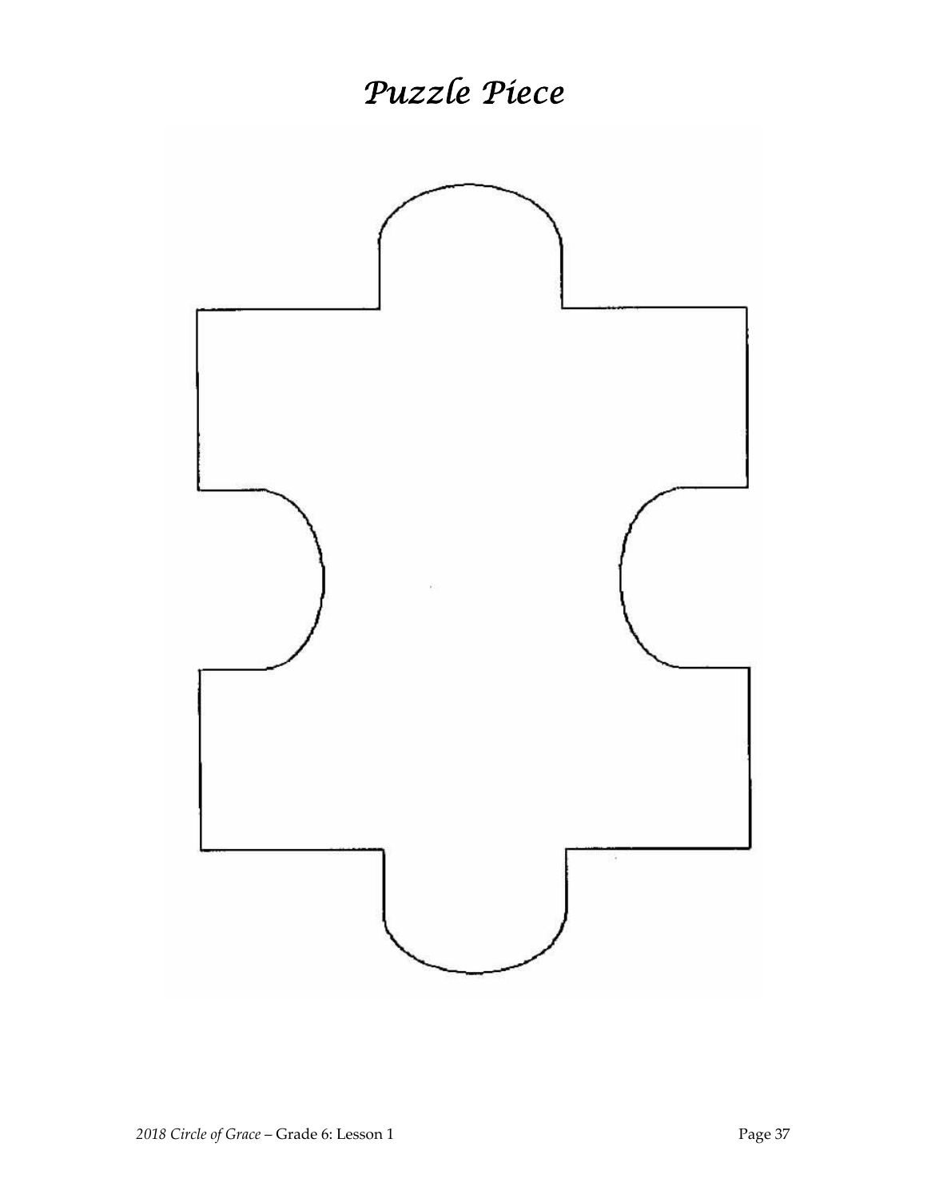# *Puzzle Piece*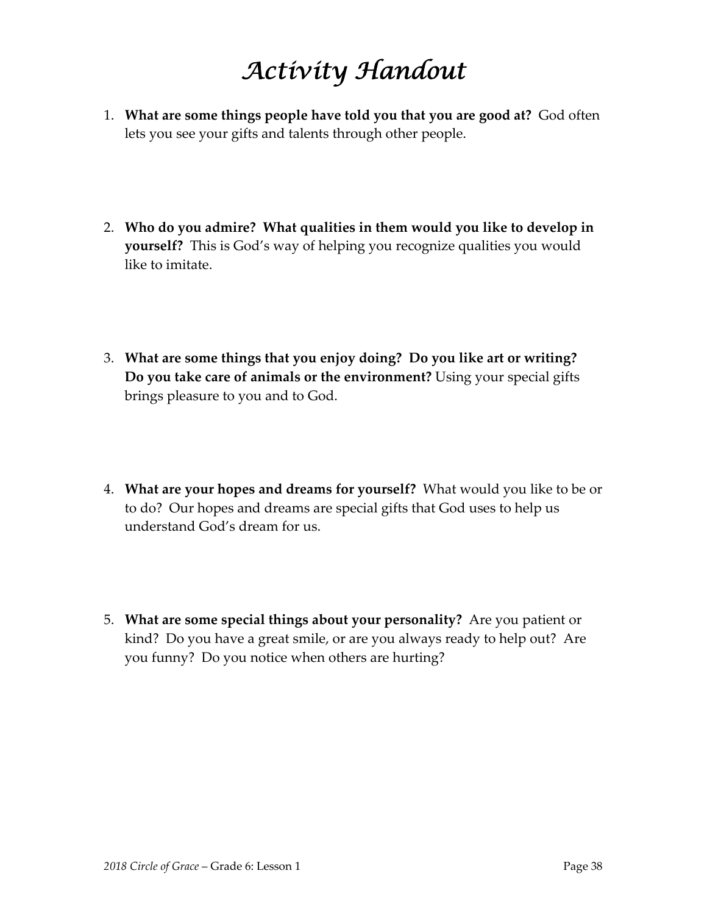# *Activity Handout*

1. **What are some things people have told you that you are good at?** God often lets you see your gifts and talents through other people.

2. **Who do you admire? What qualities in them would you like to develop in yourself?** This is God's way of helping you recognize qualities you would like to imitate.

3. **What are some things that you enjoy doing? Do you like art or writing? Do you take care of animals or the environment?** Using your special gifts brings pleasure to you and to God.

4. **What are your hopes and dreams for yourself?** What would you like to be or to do? Our hopes and dreams are special gifts that God uses to help us understand God's dream for us.

5. **What are some special things about your personality?** Are you patient or kind? Do you have a great smile, or are you always ready to help out? Are you funny? Do you notice when others are hurting?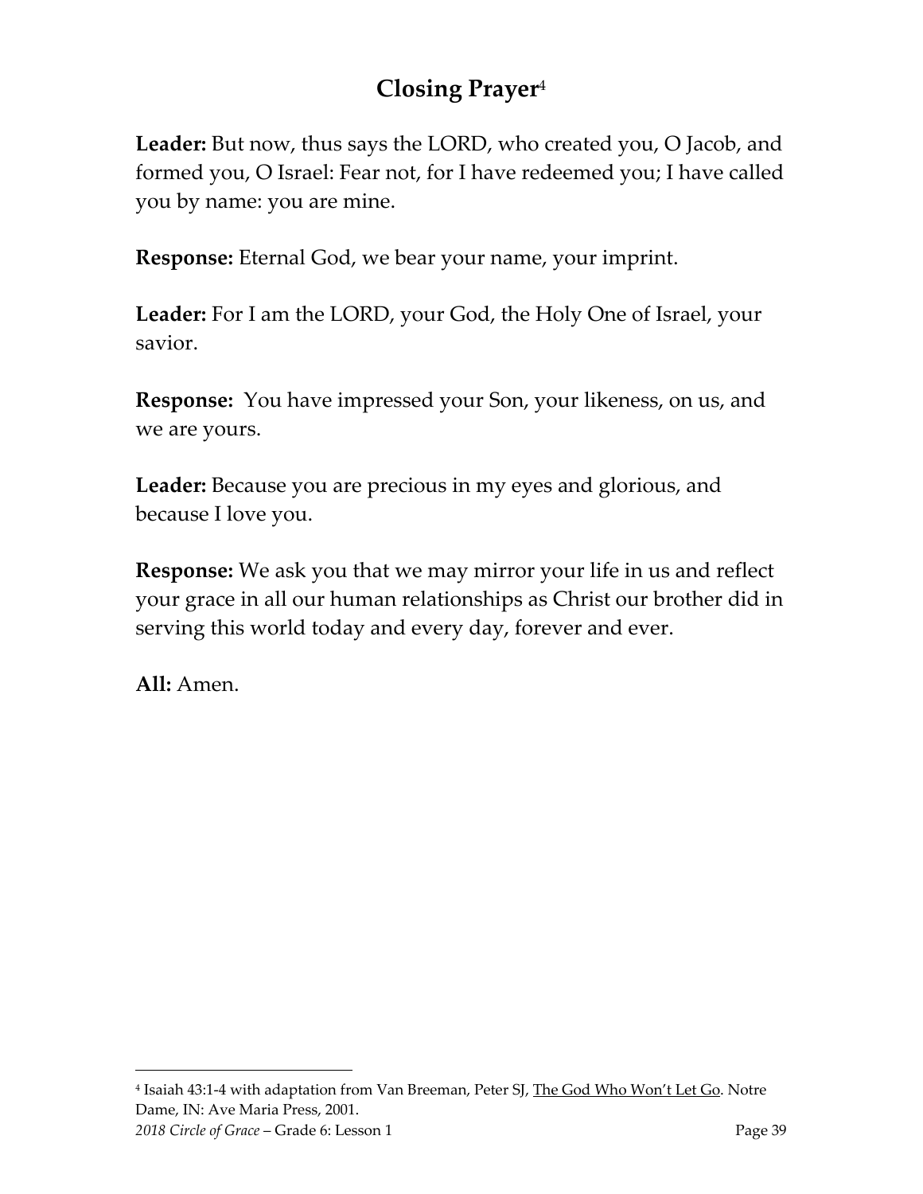# Closing Prayer[4]

**Leader:** But now, thus says the LORD, who created you, O Jacob, and formed you, O Israel: Fear not, for I have redeemed you; I have called you by name: you are mine.

**Response:** Eternal God, we bear your name, your imprint.

**Leader:** For I am the LORD, your God, the Holy One of Israel, your savior.

**Response:** You have impressed your Son, your likeness, on us, and we are yours.

**Leader:** Because you are precious in my eyes and glorious, and because I love you.

**Response:** We ask you that we may mirror your life in us and reflect your grace in all our human relationships as Christ our brother did in serving this world today and every day, forever and ever.

**All:** Amen.

---

[4] Isaiah 43:1-4 with adaptation from Van Breeman, Peter SJ, The God Who Won't Let Go. Notre Dame, IN: Ave Maria Press, 2001.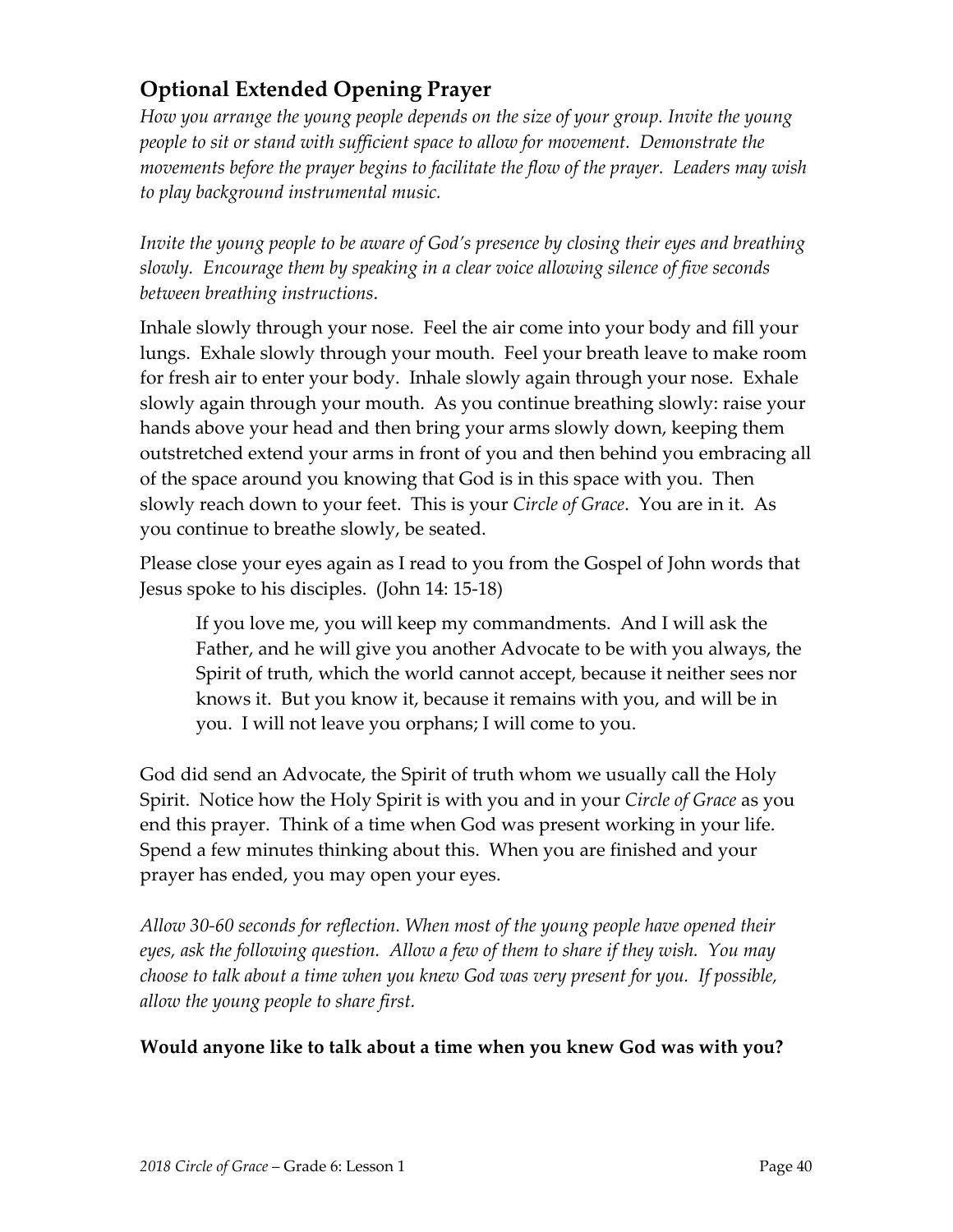## Optional Extended Opening Prayer

*How you arrange the young people depends on the size of your group. Invite the young people to sit or stand with sufficient space to allow for movement. Demonstrate the movements before the prayer begins to facilitate the flow of the prayer. Leaders may wish to play background instrumental music.*

*Invite the young people to be aware of God's presence by closing their eyes and breathing slowly. Encourage them by speaking in a clear voice allowing silence of five seconds between breathing instructions.*

Inhale slowly through your nose. Feel the air come into your body and fill your lungs. Exhale slowly through your mouth. Feel your breath leave to make room for fresh air to enter your body. Inhale slowly again through your nose. Exhale slowly again through your mouth. As you continue breathing slowly: raise your hands above your head and then bring your arms slowly down, keeping them outstretched extend your arms in front of you and then behind you embracing all of the space around you knowing that God is in this space with you. Then slowly reach down to your feet. This is your *Circle of Grace*. You are in it. As you continue to breathe slowly, be seated.

Please close your eyes again as I read to you from the Gospel of John words that Jesus spoke to his disciples. (John 14: 15-18)

> If you love me, you will keep my commandments. And I will ask the Father, and he will give you another Advocate to be with you always, the Spirit of truth, which the world cannot accept, because it neither sees nor knows it. But you know it, because it remains with you, and will be in you. I will not leave you orphans; I will come to you.

God did send an Advocate, the Spirit of truth whom we usually call the Holy Spirit. Notice how the Holy Spirit is with you and in your *Circle of Grace* as you end this prayer. Think of a time when God was present working in your life. Spend a few minutes thinking about this. When you are finished and your prayer has ended, you may open your eyes.

*Allow 30-60 seconds for reflection. When most of the young people have opened their eyes, ask the following question. Allow a few of them to share if they wish. You may choose to talk about a time when you knew God was very present for you. If possible, allow the young people to share first.*

**Would anyone like to talk about a time when you knew God was with you?**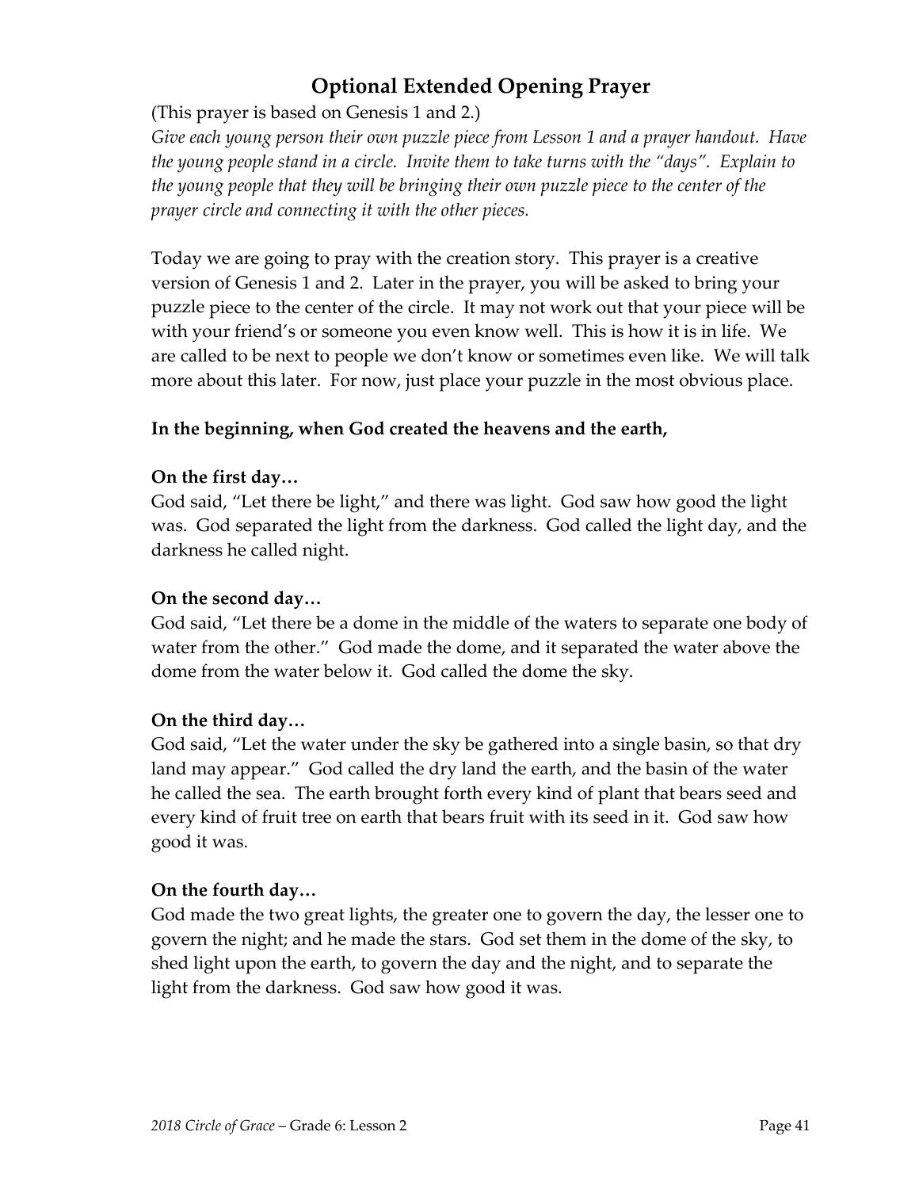## Optional Extended Opening Prayer

(This prayer is based on Genesis 1 and 2.)

*Give each young person their own puzzle piece from Lesson 1 and a prayer handout. Have the young people stand in a circle. Invite them to take turns with the "days". Explain to the young people that they will be bringing their own puzzle piece to the center of the prayer circle and connecting it with the other pieces.*

Today we are going to pray with the creation story. This prayer is a creative version of Genesis 1 and 2. Later in the prayer, you will be asked to bring your puzzle piece to the center of the circle. It may not work out that your piece will be with your friend's or someone you even know well. This is how it is in life. We are called to be next to people we don't know or sometimes even like. We will talk more about this later. For now, just place your puzzle in the most obvious place.

**In the beginning, when God created the heavens and the earth,**

**On the first day…**
God said, "Let there be light," and there was light. God saw how good the light was. God separated the light from the darkness. God called the light day, and the darkness he called night.

**On the second day…**
God said, "Let there be a dome in the middle of the waters to separate one body of water from the other." God made the dome, and it separated the water above the dome from the water below it. God called the dome the sky.

**On the third day…**
God said, "Let the water under the sky be gathered into a single basin, so that dry land may appear." God called the dry land the earth, and the basin of the water he called the sea. The earth brought forth every kind of plant that bears seed and every kind of fruit tree on earth that bears fruit with its seed in it. God saw how good it was.

**On the fourth day…**
God made the two great lights, the greater one to govern the day, the lesser one to govern the night; and he made the stars. God set them in the dome of the sky, to shed light upon the earth, to govern the day and the night, and to separate the light from the darkness. God saw how good it was.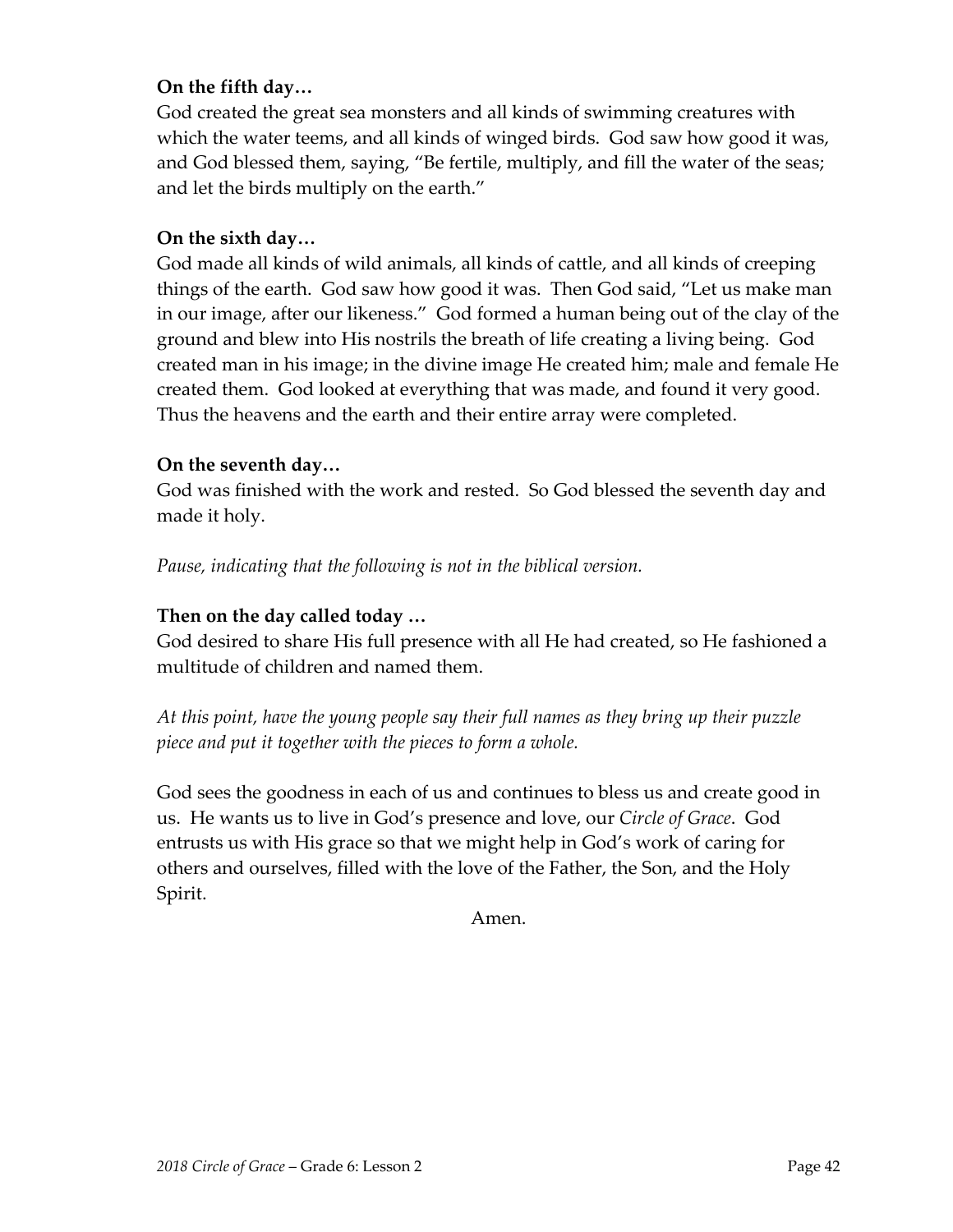**On the fifth day…**
God created the great sea monsters and all kinds of swimming creatures with which the water teems, and all kinds of winged birds. God saw how good it was, and God blessed them, saying, "Be fertile, multiply, and fill the water of the seas; and let the birds multiply on the earth."

**On the sixth day…**
God made all kinds of wild animals, all kinds of cattle, and all kinds of creeping things of the earth. God saw how good it was. Then God said, "Let us make man in our image, after our likeness." God formed a human being out of the clay of the ground and blew into His nostrils the breath of life creating a living being. God created man in his image; in the divine image He created him; male and female He created them. God looked at everything that was made, and found it very good. Thus the heavens and the earth and their entire array were completed.

**On the seventh day…**
God was finished with the work and rested. So God blessed the seventh day and made it holy.

*Pause, indicating that the following is not in the biblical version.*

**Then on the day called today …**
God desired to share His full presence with all He had created, so He fashioned a multitude of children and named them.

*At this point, have the young people say their full names as they bring up their puzzle piece and put it together with the pieces to form a whole.*

God sees the goodness in each of us and continues to bless us and create good in us. He wants us to live in God's presence and love, our *Circle of Grace*. God entrusts us with His grace so that we might help in God's work of caring for others and ourselves, filled with the love of the Father, the Son, and the Holy Spirit.

Amen.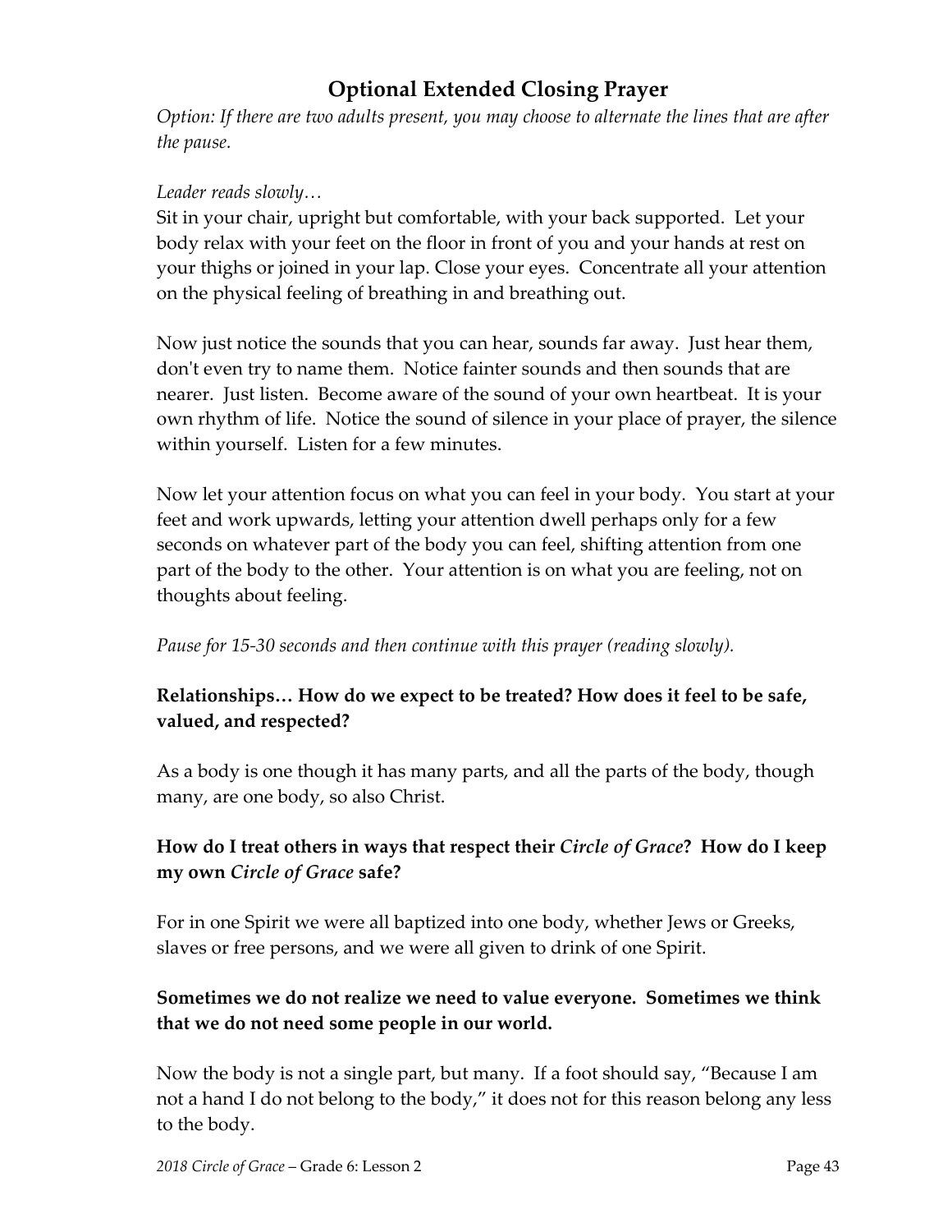## Optional Extended Closing Prayer

*Option: If there are two adults present, you may choose to alternate the lines that are after the pause.*

*Leader reads slowly…*

Sit in your chair, upright but comfortable, with your back supported. Let your body relax with your feet on the floor in front of you and your hands at rest on your thighs or joined in your lap. Close your eyes. Concentrate all your attention on the physical feeling of breathing in and breathing out.

Now just notice the sounds that you can hear, sounds far away. Just hear them, don't even try to name them. Notice fainter sounds and then sounds that are nearer. Just listen. Become aware of the sound of your own heartbeat. It is your own rhythm of life. Notice the sound of silence in your place of prayer, the silence within yourself. Listen for a few minutes.

Now let your attention focus on what you can feel in your body. You start at your feet and work upwards, letting your attention dwell perhaps only for a few seconds on whatever part of the body you can feel, shifting attention from one part of the body to the other. Your attention is on what you are feeling, not on thoughts about feeling.

*Pause for 15-30 seconds and then continue with this prayer (reading slowly).*

**Relationships… How do we expect to be treated? How does it feel to be safe, valued, and respected?**

As a body is one though it has many parts, and all the parts of the body, though many, are one body, so also Christ.

**How do I treat others in ways that respect their *Circle of Grace*? How do I keep my own *Circle of Grace* safe?**

For in one Spirit we were all baptized into one body, whether Jews or Greeks, slaves or free persons, and we were all given to drink of one Spirit.

**Sometimes we do not realize we need to value everyone. Sometimes we think that we do not need some people in our world.**

Now the body is not a single part, but many. If a foot should say, "Because I am not a hand I do not belong to the body," it does not for this reason belong any less to the body.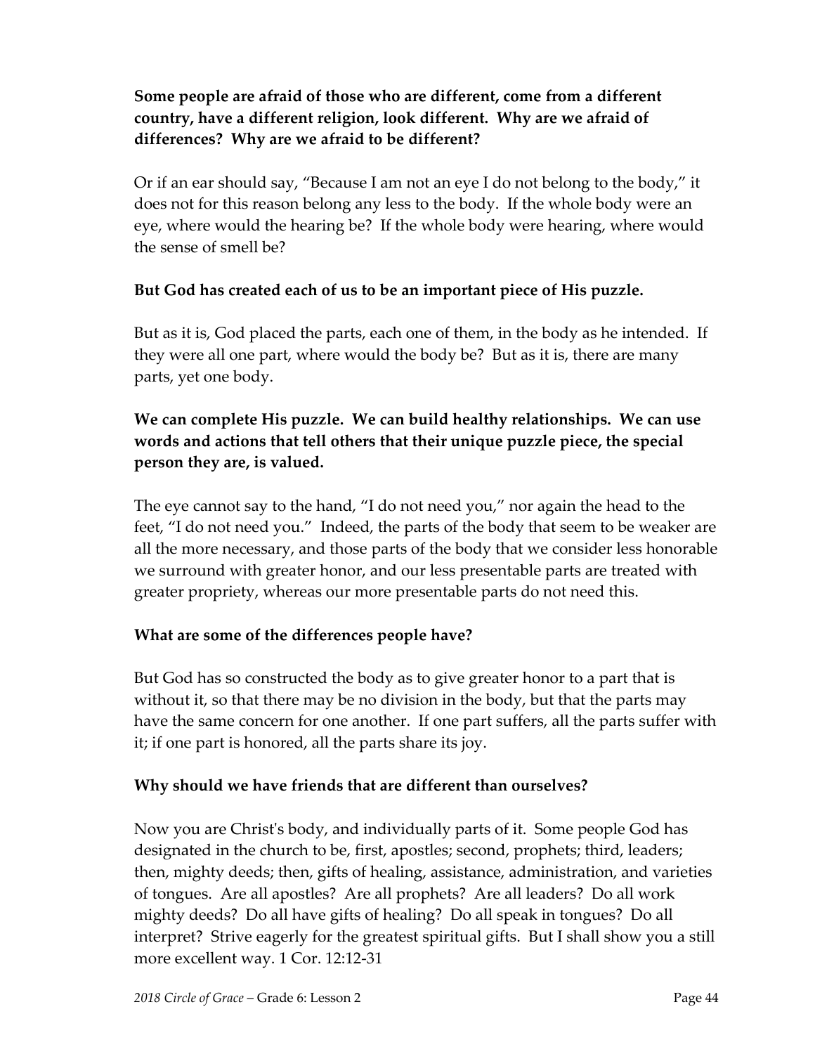**Some people are afraid of those who are different, come from a different country, have a different religion, look different. Why are we afraid of differences? Why are we afraid to be different?**

Or if an ear should say, “Because I am not an eye I do not belong to the body,” it does not for this reason belong any less to the body. If the whole body were an eye, where would the hearing be? If the whole body were hearing, where would the sense of smell be?

**But God has created each of us to be an important piece of His puzzle.**

But as it is, God placed the parts, each one of them, in the body as he intended. If they were all one part, where would the body be? But as it is, there are many parts, yet one body.

**We can complete His puzzle. We can build healthy relationships. We can use words and actions that tell others that their unique puzzle piece, the special person they are, is valued.**

The eye cannot say to the hand, “I do not need you,” nor again the head to the feet, “I do not need you.” Indeed, the parts of the body that seem to be weaker are all the more necessary, and those parts of the body that we consider less honorable we surround with greater honor, and our less presentable parts are treated with greater propriety, whereas our more presentable parts do not need this.

**What are some of the differences people have?**

But God has so constructed the body as to give greater honor to a part that is without it, so that there may be no division in the body, but that the parts may have the same concern for one another. If one part suffers, all the parts suffer with it; if one part is honored, all the parts share its joy.

**Why should we have friends that are different than ourselves?**

Now you are Christ's body, and individually parts of it. Some people God has designated in the church to be, first, apostles; second, prophets; third, leaders; then, mighty deeds; then, gifts of healing, assistance, administration, and varieties of tongues. Are all apostles? Are all prophets? Are all leaders? Do all work mighty deeds? Do all have gifts of healing? Do all speak in tongues? Do all interpret? Strive eagerly for the greatest spiritual gifts. But I shall show you a still more excellent way. 1 Cor. 12:12-31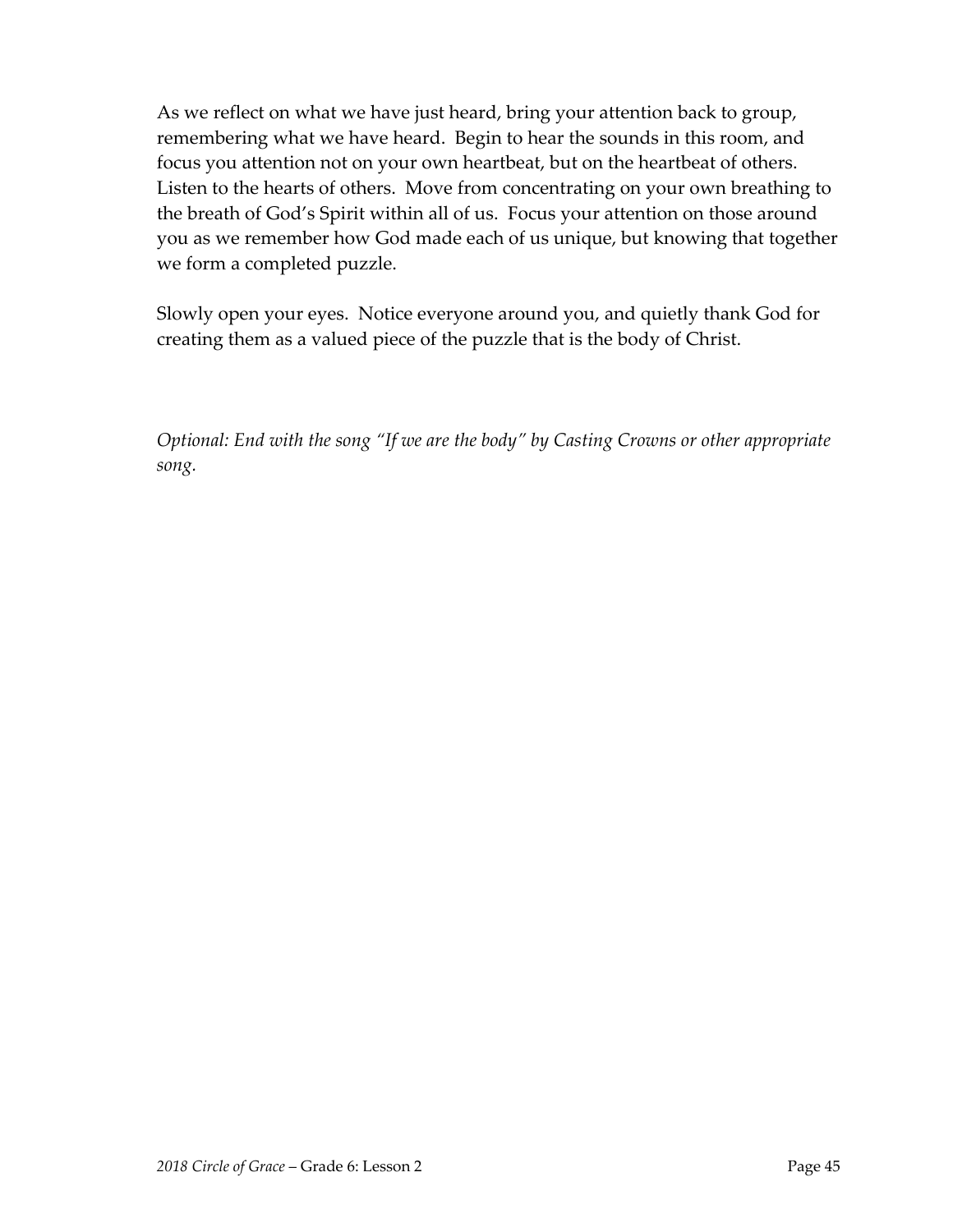As we reflect on what we have just heard, bring your attention back to group, remembering what we have heard. Begin to hear the sounds in this room, and focus you attention not on your own heartbeat, but on the heartbeat of others. Listen to the hearts of others. Move from concentrating on your own breathing to the breath of God's Spirit within all of us. Focus your attention on those around you as we remember how God made each of us unique, but knowing that together we form a completed puzzle.

Slowly open your eyes. Notice everyone around you, and quietly thank God for creating them as a valued piece of the puzzle that is the body of Christ.

*Optional: End with the song "If we are the body" by Casting Crowns or other appropriate song.*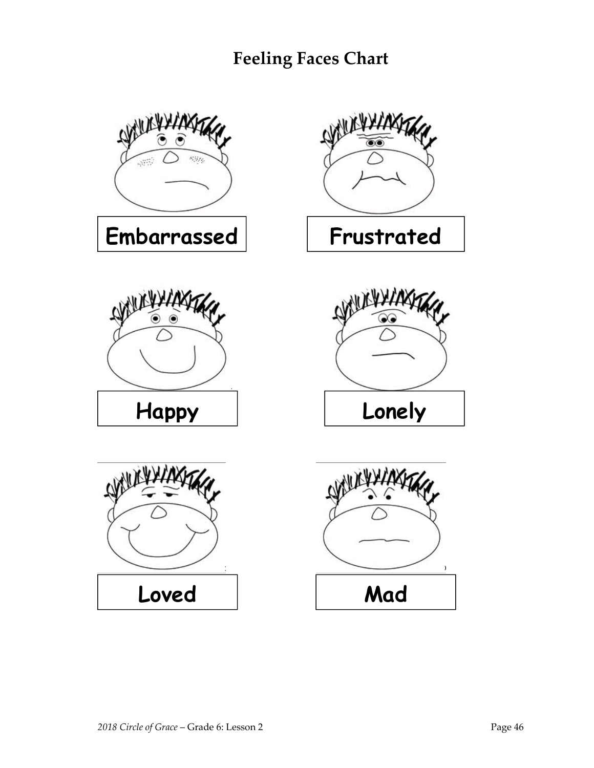# Feeling Faces Chart

Embarrassed

Frustrated

Happy

Lonely

Loved

Mad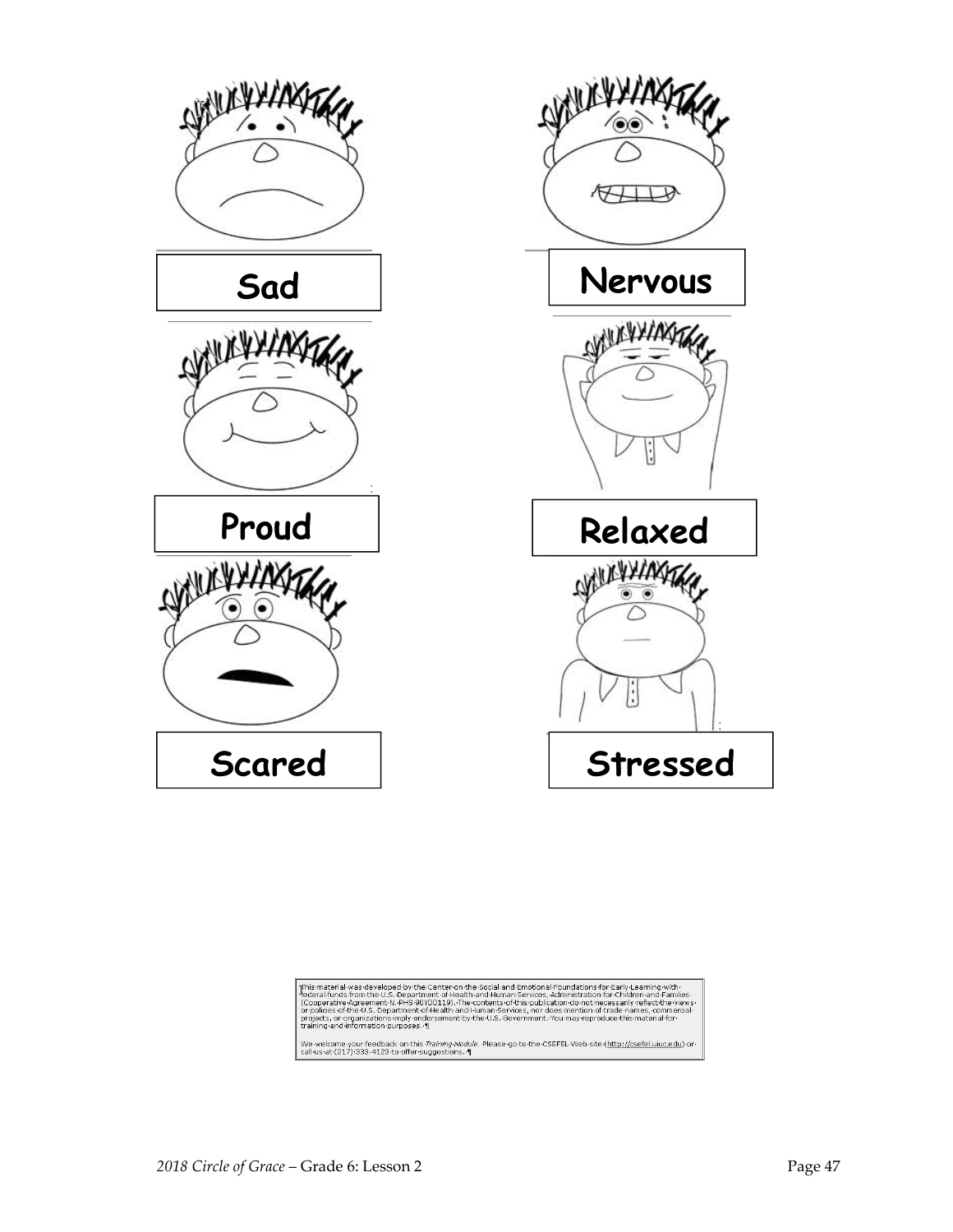Sad

Nervous

Proud

Relaxed

Scared

Stressed

This material was developed by the Center on the Social and Emotional Foundations for Early Learning with federal funds from the U.S. Department of Health and Human Services, Administration for Children and Families (Cooperative Agreement N. PHS 90YD0119). The contents of this publication do not necessarily reflect the views or policies of the U.S. Department of Health and Human Services, nor does mention of trade names, commercial projects, or organizations imply endorsement by the U.S. Government. You may reproduce this material for training and information purposes.

We welcome your feedback on this *Training Module*. Please go to the CSEFEL Web site (http://csefel.uiuc.edu) or call us at (217) 333-4123 to offer suggestions.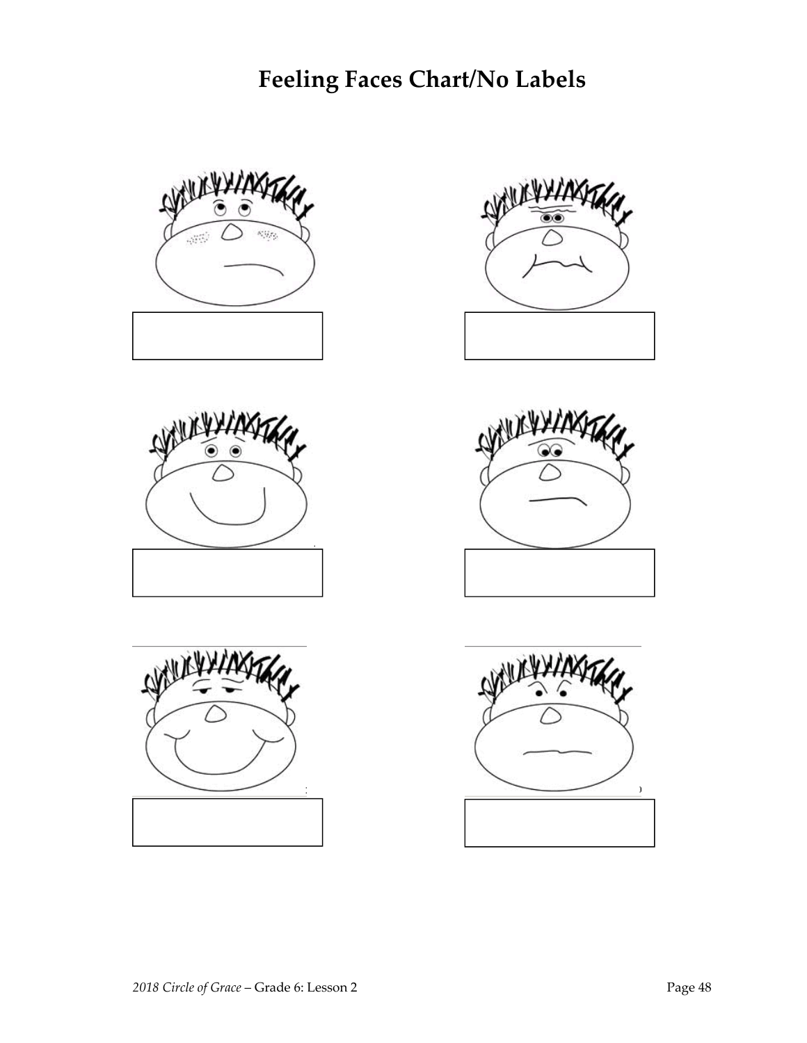# Feeling Faces Chart/No Labels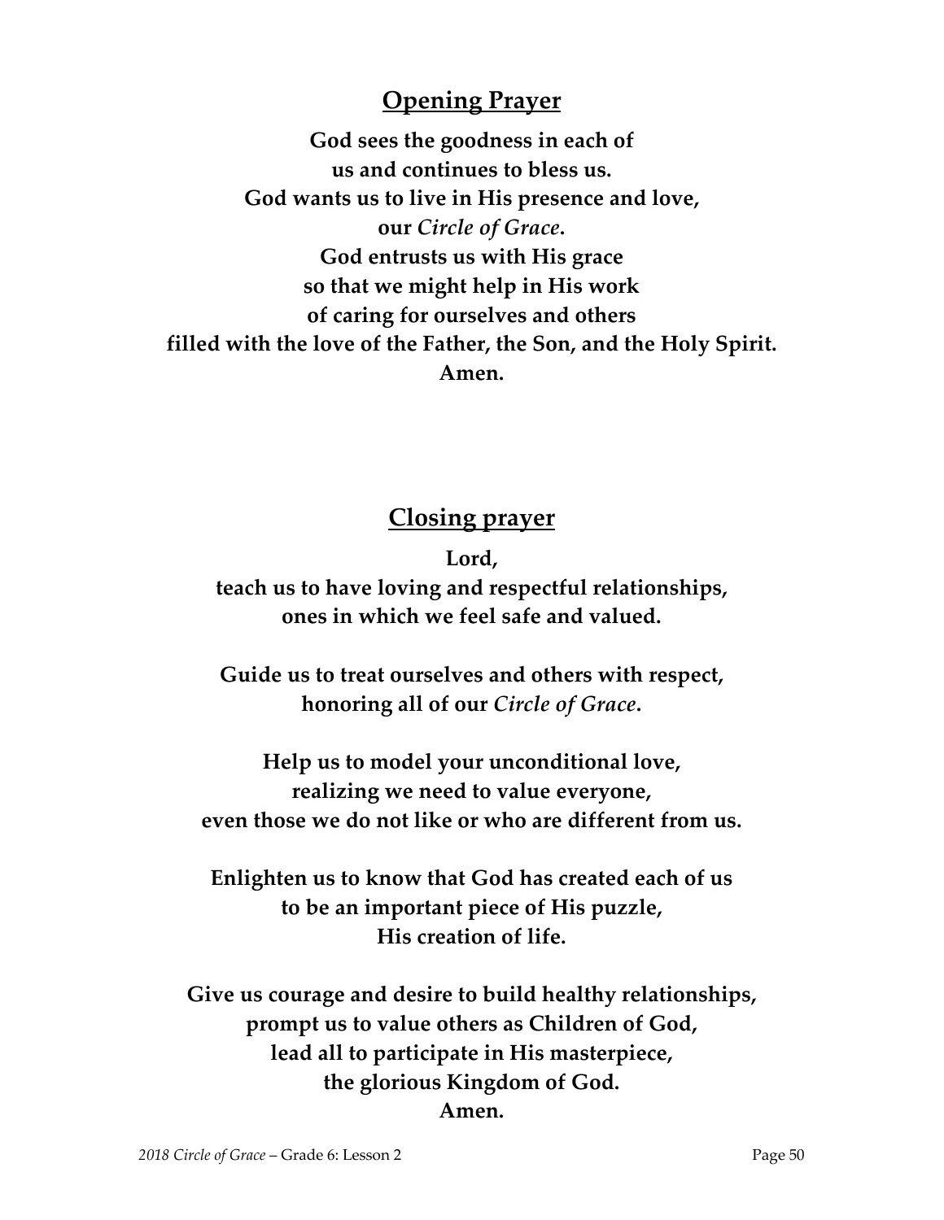## Opening Prayer

**God sees the goodness in each of**
**us and continues to bless us.**
**God wants us to live in His presence and love,**
**our *Circle of Grace*.**
**God entrusts us with His grace**
**so that we might help in His work**
**of caring for ourselves and others**
**filled with the love of the Father, the Son, and the Holy Spirit.**
**Amen.**

## Closing prayer

**Lord,**
**teach us to have loving and respectful relationships,**
**ones in which we feel safe and valued.**

**Guide us to treat ourselves and others with respect,**
**honoring all of our *Circle of Grace*.**

**Help us to model your unconditional love,**
**realizing we need to value everyone,**
**even those we do not like or who are different from us.**

**Enlighten us to know that God has created each of us**
**to be an important piece of His puzzle,**
**His creation of life.**

**Give us courage and desire to build healthy relationships,**
**prompt us to value others as Children of God,**
**lead all to participate in His masterpiece,**
**the glorious Kingdom of God.**
**Amen.**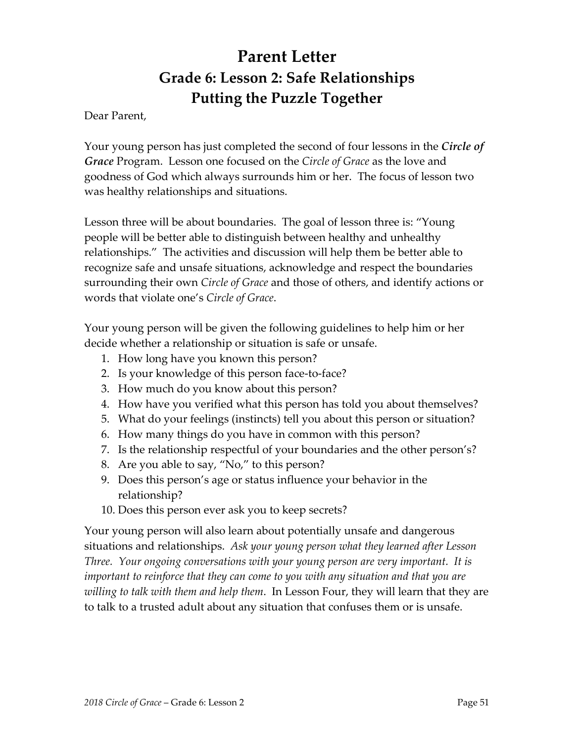# Parent Letter
## Grade 6: Lesson 2: Safe Relationships
## Putting the Puzzle Together

Dear Parent,

Your young person has just completed the second of four lessons in the ***Circle of Grace*** Program. Lesson one focused on the *Circle of Grace* as the love and goodness of God which always surrounds him or her. The focus of lesson two was healthy relationships and situations.

Lesson three will be about boundaries. The goal of lesson three is: "Young people will be better able to distinguish between healthy and unhealthy relationships." The activities and discussion will help them be better able to recognize safe and unsafe situations, acknowledge and respect the boundaries surrounding their own *Circle of Grace* and those of others, and identify actions or words that violate one's *Circle of Grace*.

Your young person will be given the following guidelines to help him or her decide whether a relationship or situation is safe or unsafe.

1. How long have you known this person?
2. Is your knowledge of this person face-to-face?
3. How much do you know about this person?
4. How have you verified what this person has told you about themselves?
5. What do your feelings (instincts) tell you about this person or situation?
6. How many things do you have in common with this person?
7. Is the relationship respectful of your boundaries and the other person's?
8. Are you able to say, "No," to this person?
9. Does this person's age or status influence your behavior in the relationship?
10. Does this person ever ask you to keep secrets?

Your young person will also learn about potentially unsafe and dangerous situations and relationships. *Ask your young person what they learned after Lesson Three. Your ongoing conversations with your young person are very important. It is important to reinforce that they can come to you with any situation and that you are willing to talk with them and help them*. In Lesson Four, they will learn that they are to talk to a trusted adult about any situation that confuses them or is unsafe.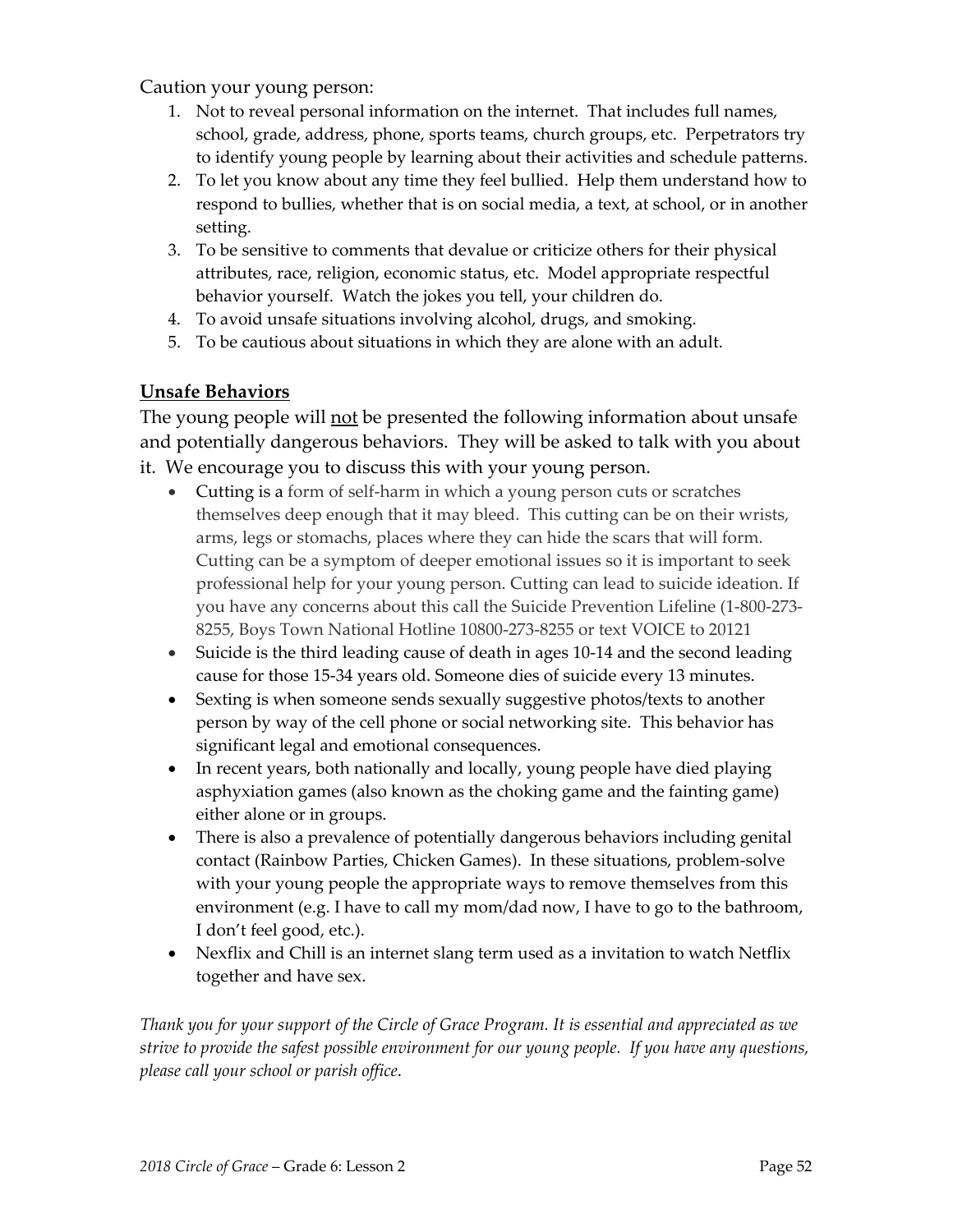Caution your young person:

1. Not to reveal personal information on the internet. That includes full names, school, grade, address, phone, sports teams, church groups, etc. Perpetrators try to identify young people by learning about their activities and schedule patterns.
2. To let you know about any time they feel bullied. Help them understand how to respond to bullies, whether that is on social media, a text, at school, or in another setting.
3. To be sensitive to comments that devalue or criticize others for their physical attributes, race, religion, economic status, etc. Model appropriate respectful behavior yourself. Watch the jokes you tell, your children do.
4. To avoid unsafe situations involving alcohol, drugs, and smoking.
5. To be cautious about situations in which they are alone with an adult.

## Unsafe Behaviors

The young people will not be presented the following information about unsafe and potentially dangerous behaviors. They will be asked to talk with you about it. We encourage you to discuss this with your young person.

- Cutting is a form of self-harm in which a young person cuts or scratches themselves deep enough that it may bleed. This cutting can be on their wrists, arms, legs or stomachs, places where they can hide the scars that will form. Cutting can be a symptom of deeper emotional issues so it is important to seek professional help for your young person. Cutting can lead to suicide ideation. If you have any concerns about this call the Suicide Prevention Lifeline (1-800-273-8255, Boys Town National Hotline 10800-273-8255 or text VOICE to 20121
- Suicide is the third leading cause of death in ages 10-14 and the second leading cause for those 15-34 years old. Someone dies of suicide every 13 minutes.
- Sexting is when someone sends sexually suggestive photos/texts to another person by way of the cell phone or social networking site. This behavior has significant legal and emotional consequences.
- In recent years, both nationally and locally, young people have died playing asphyxiation games (also known as the choking game and the fainting game) either alone or in groups.
- There is also a prevalence of potentially dangerous behaviors including genital contact (Rainbow Parties, Chicken Games). In these situations, problem-solve with your young people the appropriate ways to remove themselves from this environment (e.g. I have to call my mom/dad now, I have to go to the bathroom, I don't feel good, etc.).
- Nexflix and Chill is an internet slang term used as a invitation to watch Netflix together and have sex.

*Thank you for your support of the Circle of Grace Program. It is essential and appreciated as we strive to provide the safest possible environment for our young people. If you have any questions, please call your school or parish office.*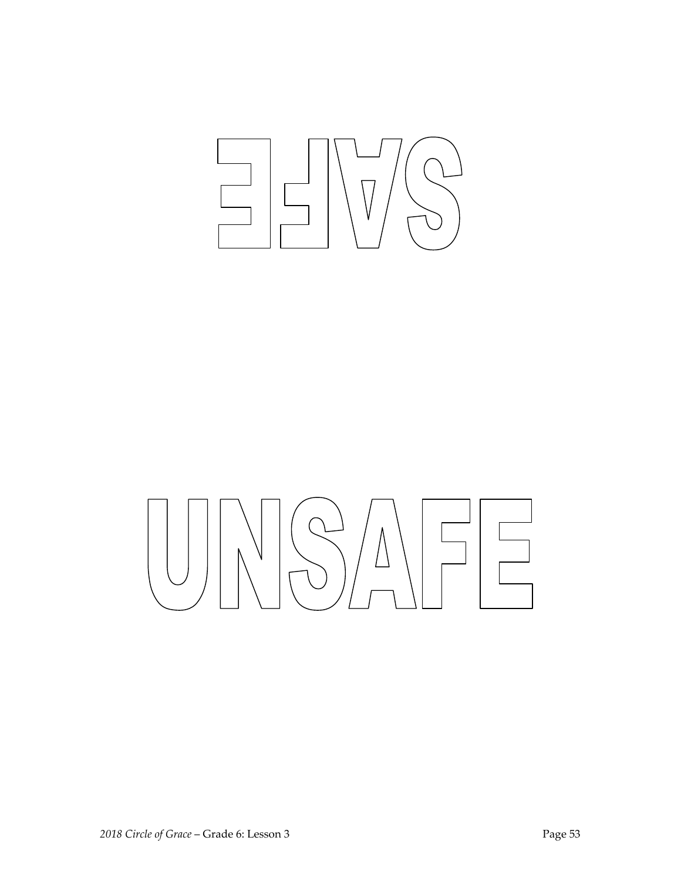SAFE

UNSAFE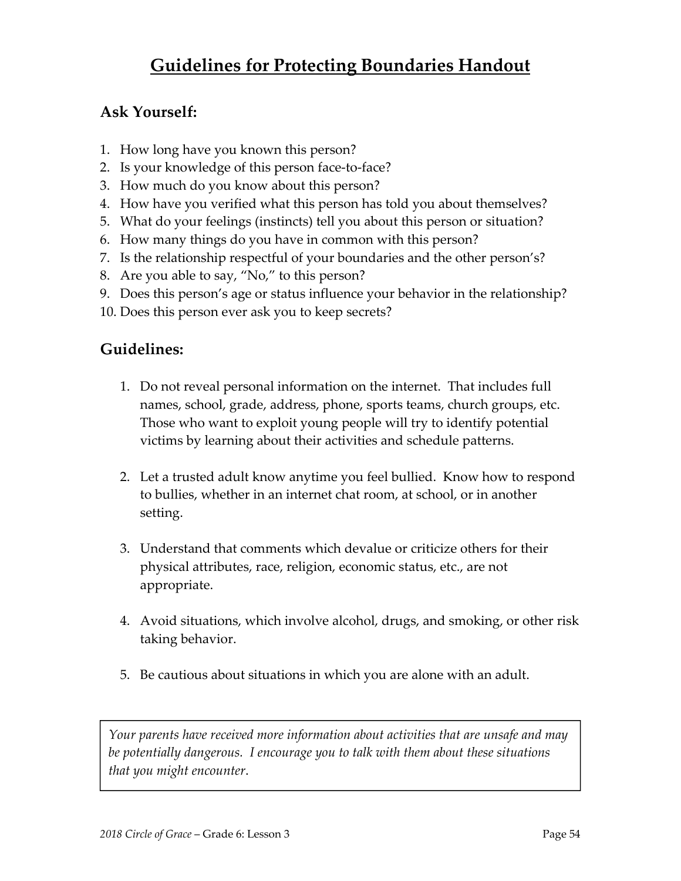# Guidelines for Protecting Boundaries Handout

## Ask Yourself:

1. How long have you known this person?
2. Is your knowledge of this person face-to-face?
3. How much do you know about this person?
4. How have you verified what this person has told you about themselves?
5. What do your feelings (instincts) tell you about this person or situation?
6. How many things do you have in common with this person?
7. Is the relationship respectful of your boundaries and the other person's?
8. Are you able to say, "No," to this person?
9. Does this person's age or status influence your behavior in the relationship?
10. Does this person ever ask you to keep secrets?

## Guidelines:

1. Do not reveal personal information on the internet. That includes full names, school, grade, address, phone, sports teams, church groups, etc. Those who want to exploit young people will try to identify potential victims by learning about their activities and schedule patterns.

2. Let a trusted adult know anytime you feel bullied. Know how to respond to bullies, whether in an internet chat room, at school, or in another setting.

3. Understand that comments which devalue or criticize others for their physical attributes, race, religion, economic status, etc., are not appropriate.

4. Avoid situations, which involve alcohol, drugs, and smoking, or other risk taking behavior.

5. Be cautious about situations in which you are alone with an adult.

*Your parents have received more information about activities that are unsafe and may be potentially dangerous. I encourage you to talk with them about these situations that you might encounter.*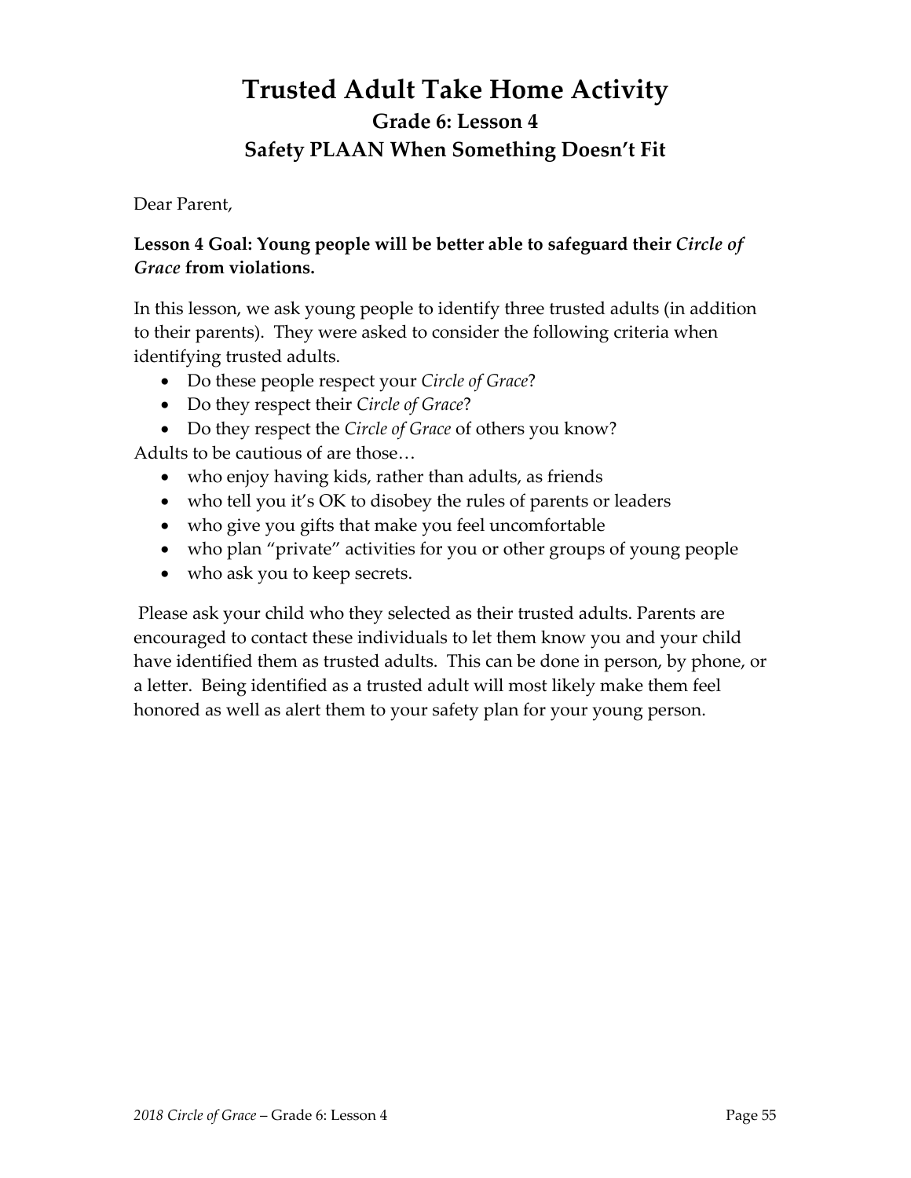# Trusted Adult Take Home Activity

## Grade 6: Lesson 4

## Safety PLAAN When Something Doesn't Fit

Dear Parent,

**Lesson 4 Goal: Young people will be better able to safeguard their *Circle of Grace* from violations.**

In this lesson, we ask young people to identify three trusted adults (in addition to their parents). They were asked to consider the following criteria when identifying trusted adults.

- Do these people respect your *Circle of Grace*?
- Do they respect their *Circle of Grace*?
- Do they respect the *Circle of Grace* of others you know?

Adults to be cautious of are those…

- who enjoy having kids, rather than adults, as friends
- who tell you it's OK to disobey the rules of parents or leaders
- who give you gifts that make you feel uncomfortable
- who plan "private" activities for you or other groups of young people
- who ask you to keep secrets.

Please ask your child who they selected as their trusted adults. Parents are encouraged to contact these individuals to let them know you and your child have identified them as trusted adults. This can be done in person, by phone, or a letter. Being identified as a trusted adult will most likely make them feel honored as well as alert them to your safety plan for your young person.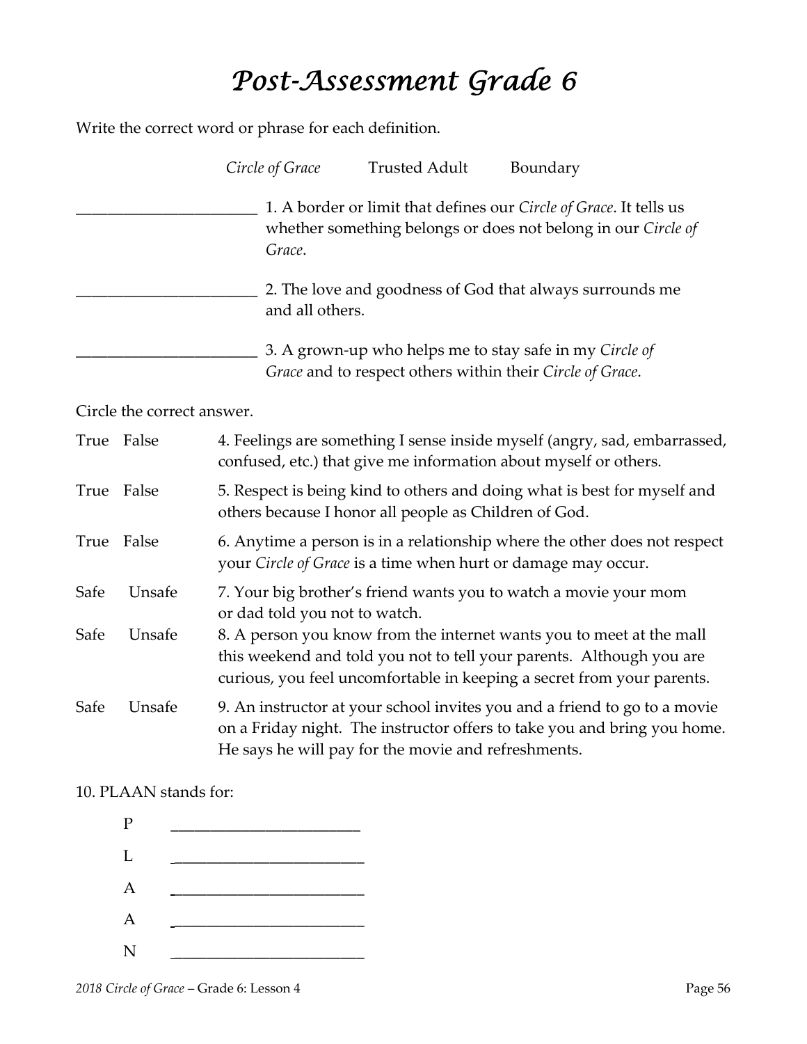# *Post-Assessment Grade 6*

Write the correct word or phrase for each definition.

*Circle of Grace* Trusted Adult Boundary

________________________ 1. A border or limit that defines our *Circle of Grace*. It tells us whether something belongs or does not belong in our *Circle of Grace*.

________________________ 2. The love and goodness of God that always surrounds me and all others.

________________________ 3. A grown-up who helps me to stay safe in my *Circle of Grace* and to respect others within their *Circle of Grace*.

Circle the correct answer.

True False 4. Feelings are something I sense inside myself (angry, sad, embarrassed, confused, etc.) that give me information about myself or others.

True False 5. Respect is being kind to others and doing what is best for myself and others because I honor all people as Children of God.

True False 6. Anytime a person is in a relationship where the other does not respect your *Circle of Grace* is a time when hurt or damage may occur.

Safe Unsafe 7. Your big brother's friend wants you to watch a movie your mom or dad told you not to watch.

Safe Unsafe 8. A person you know from the internet wants you to meet at the mall this weekend and told you not to tell your parents. Although you are curious, you feel uncomfortable in keeping a secret from your parents.

Safe Unsafe 9. An instructor at your school invites you and a friend to go to a movie on a Friday night. The instructor offers to take you and bring you home. He says he will pay for the movie and refreshments.

10. PLAAN stands for:

P ________________________

L ________________________

A ________________________

A ________________________

N ________________________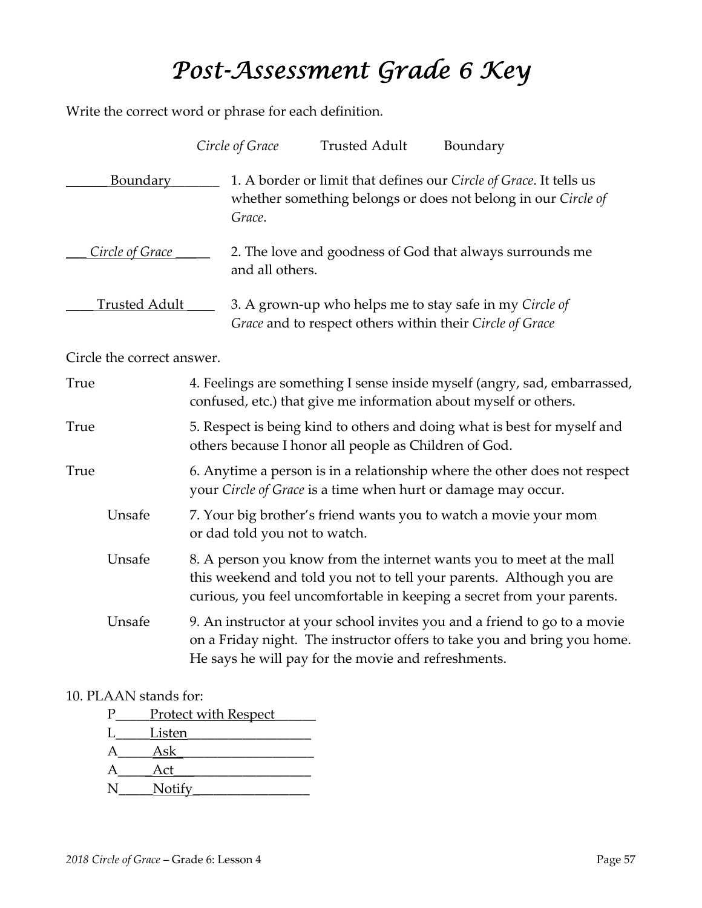# *Post-Assessment Grade 6 Key*

Write the correct word or phrase for each definition.

*Circle of Grace* Trusted Adult Boundary

______ Boundary_______ 1. A border or limit that defines our *Circle of Grace*. It tells us whether something belongs or does not belong in our *Circle of Grace*.

___ *Circle of Grace* _____ 2. The love and goodness of God that always surrounds me and all others.

____ Trusted Adult ____ 3. A grown-up who helps me to stay safe in my *Circle of Grace* and to respect others within their *Circle of Grace*

Circle the correct answer.

True 4. Feelings are something I sense inside myself (angry, sad, embarrassed, confused, etc.) that give me information about myself or others.

True 5. Respect is being kind to others and doing what is best for myself and others because I honor all people as Children of God.

True 6. Anytime a person is in a relationship where the other does not respect your *Circle of Grace* is a time when hurt or damage may occur.

Unsafe 7. Your big brother's friend wants you to watch a movie your mom or dad told you not to watch.

Unsafe 8. A person you know from the internet wants you to meet at the mall this weekend and told you not to tell your parents. Although you are curious, you feel uncomfortable in keeping a secret from your parents.

Unsafe 9. An instructor at your school invites you and a friend to go to a movie on a Friday night. The instructor offers to take you and bring you home. He says he will pay for the movie and refreshments.

10. PLAAN stands for:

P_____Protect with Respect______
L_____Listen_________________
A_____Ask__________________
A_____Act__________________
N_____Notify________________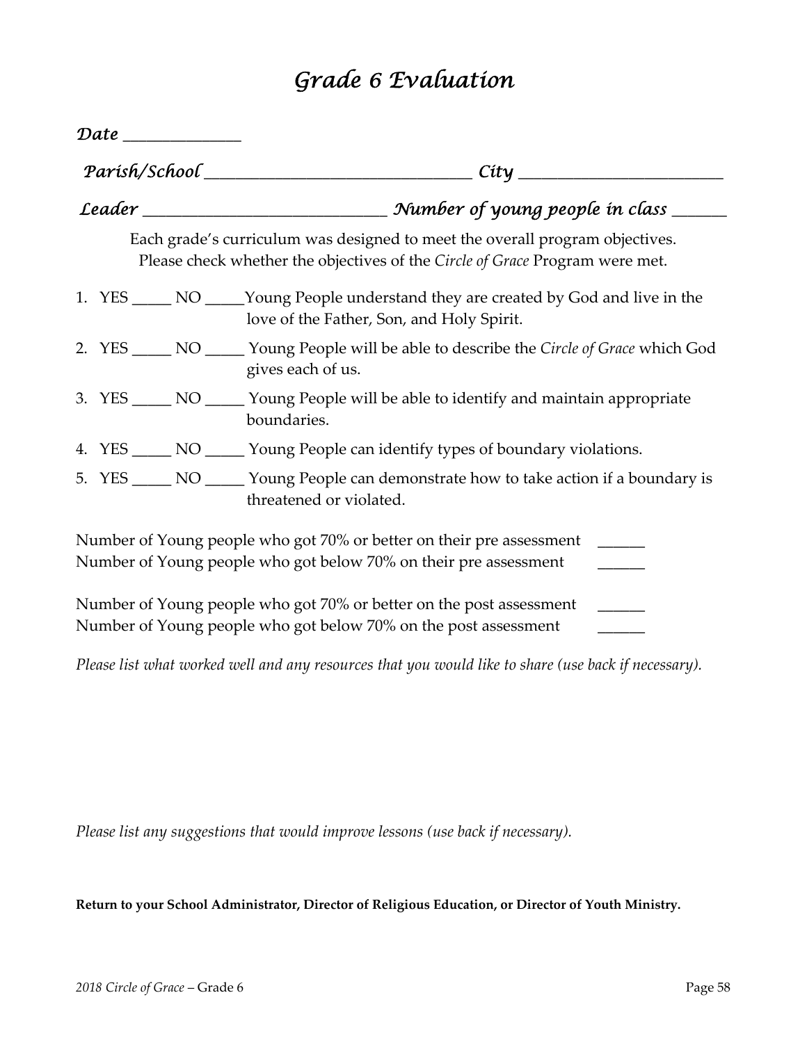# *Grade 6 Evaluation*

*Date* ______________

*Parish/School* ________________________________ *City* ________________________

*Leader* ____________________________ *Number of young people in class* ______

Each grade's curriculum was designed to meet the overall program objectives.
Please check whether the objectives of the *Circle of Grace* Program were met.

1. YES _____ NO _____Young People understand they are created by God and live in the love of the Father, Son, and Holy Spirit.
2. YES _____ NO _____ Young People will be able to describe the *Circle of Grace* which God gives each of us.
3. YES _____ NO _____ Young People will be able to identify and maintain appropriate boundaries.
4. YES _____ NO _____ Young People can identify types of boundary violations.
5. YES _____ NO _____ Young People can demonstrate how to take action if a boundary is threatened or violated.

Number of Young people who got 70% or better on their pre assessment ______
Number of Young people who got below 70% on their pre assessment ______

Number of Young people who got 70% or better on the post assessment ______
Number of Young people who got below 70% on the post assessment ______

*Please list what worked well and any resources that you would like to share (use back if necessary).*

*Please list any suggestions that would improve lessons (use back if necessary).*

**Return to your School Administrator, Director of Religious Education, or Director of Youth Ministry.**